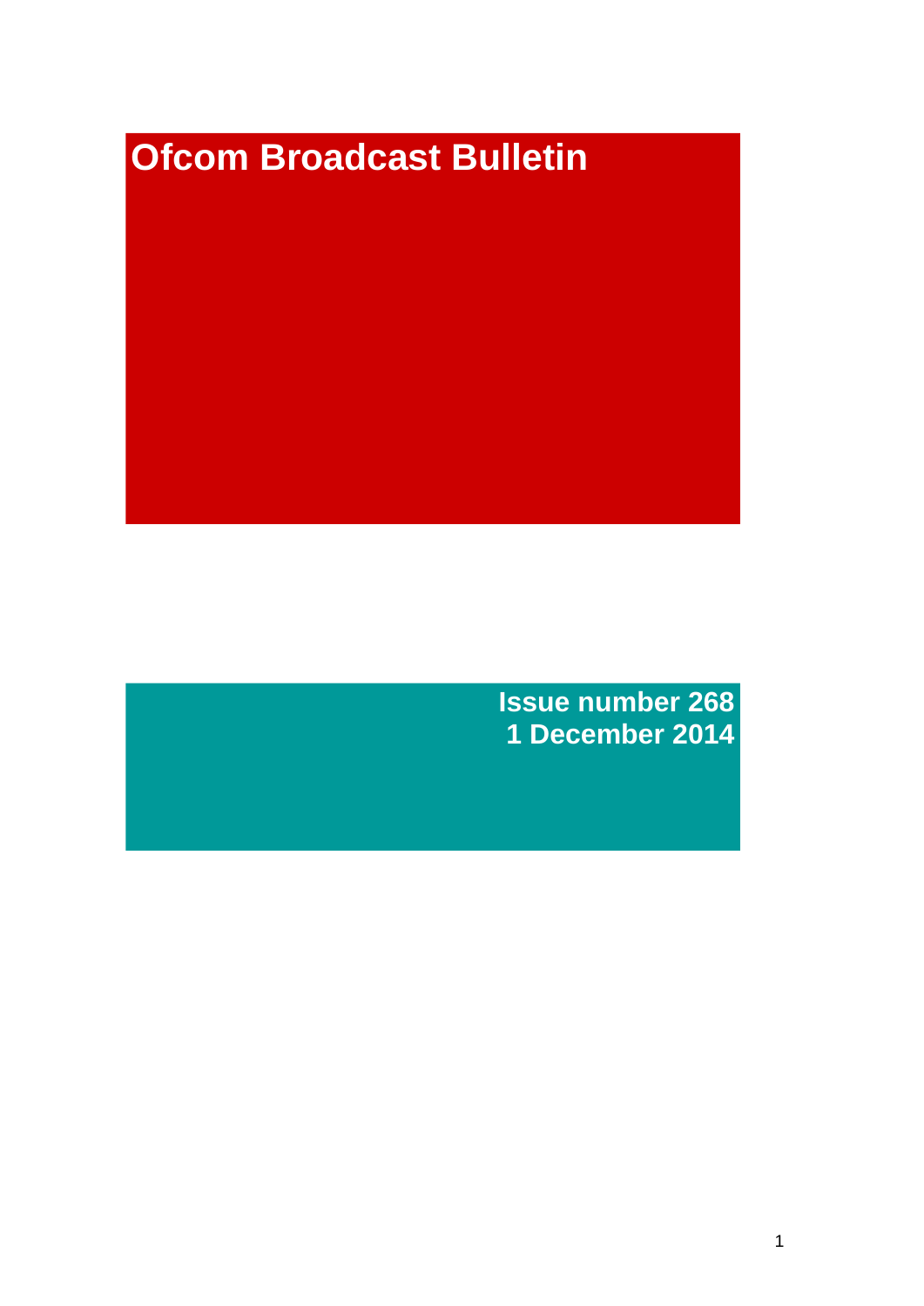# Ofcom Broadcast Bulletin

**Issue number 268**
**1 December 2014**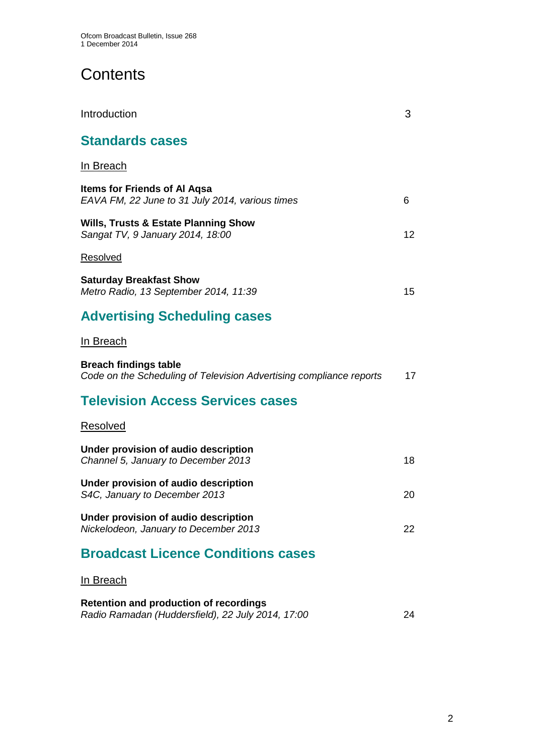# Contents

| | |
|---|---|
| Introduction | 3 |

## Standards cases

In Breach

| | |
|---|---|
| **Items for Friends of Al Aqsa**<br>*EAVA FM, 22 June to 31 July 2014, various times* | 6 |
| **Wills, Trusts & Estate Planning Show**<br>*Sangat TV, 9 January 2014, 18:00* | 12 |

Resolved

| | |
|---|---|
| **Saturday Breakfast Show**<br>*Metro Radio, 13 September 2014, 11:39* | 15 |

## Advertising Scheduling cases

In Breach

| | |
|---|---|
| **Breach findings table**<br>*Code on the Scheduling of Television Advertising compliance reports* | 17 |

## Television Access Services cases

Resolved

| | |
|---|---|
| **Under provision of audio description**<br>*Channel 5, January to December 2013* | 18 |
| **Under provision of audio description**<br>*S4C, January to December 2013* | 20 |
| **Under provision of audio description**<br>*Nickelodeon, January to December 2013* | 22 |

## Broadcast Licence Conditions cases

In Breach

| | |
|---|---|
| **Retention and production of recordings**<br>*Radio Ramadan (Huddersfield), 22 July 2014, 17:00* | 24 |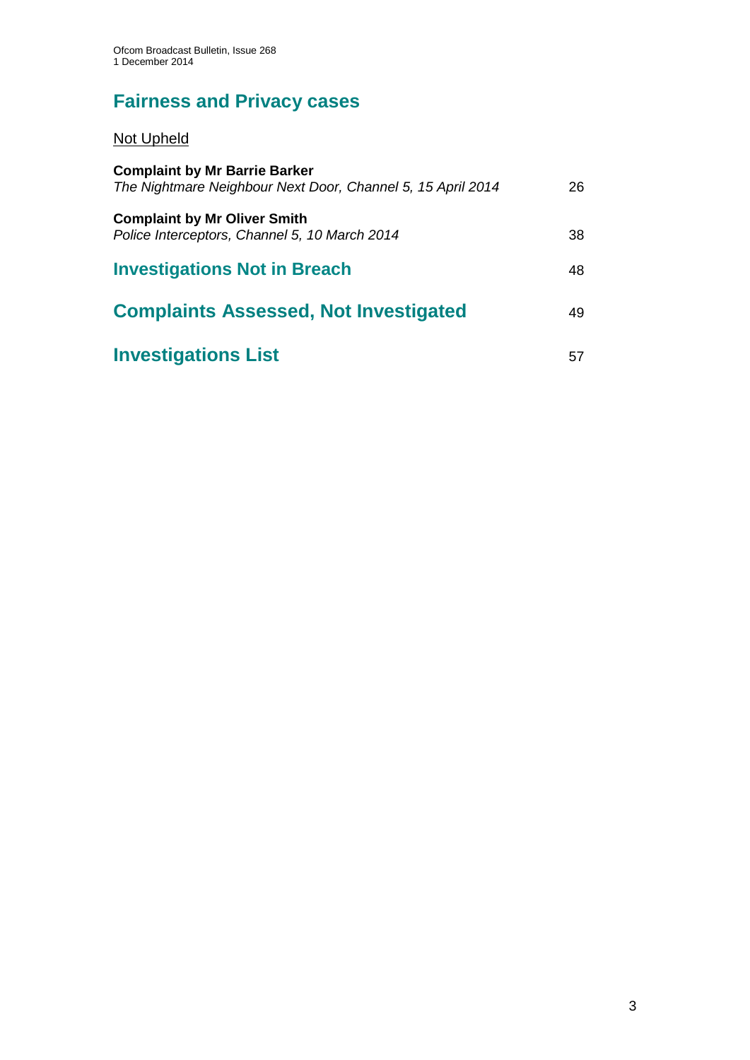## Fairness and Privacy cases

Not Upheld

**Complaint by Mr Barrie Barker**
*The Nightmare Neighbour Next Door, Channel 5, 15 April 2014* 26

**Complaint by Mr Oliver Smith**
*Police Interceptors, Channel 5, 10 March 2014* 38

## Investigations Not in Breach 48

## Complaints Assessed, Not Investigated 49

## Investigations List 57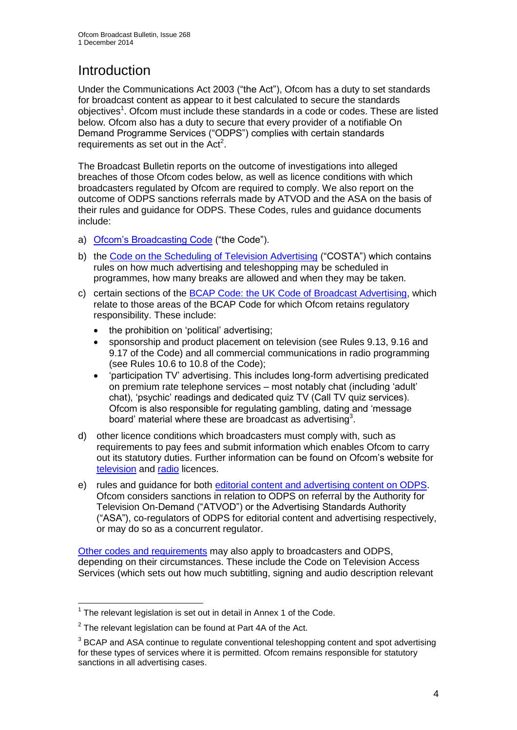# Introduction

Under the Communications Act 2003 ("the Act"), Ofcom has a duty to set standards for broadcast content as appear to it best calculated to secure the standards objectives[1]. Ofcom must include these standards in a code or codes. These are listed below. Ofcom also has a duty to secure that every provider of a notifiable On Demand Programme Services ("ODPS") complies with certain standards requirements as set out in the Act[2].

The Broadcast Bulletin reports on the outcome of investigations into alleged breaches of those Ofcom codes below, as well as licence conditions with which broadcasters regulated by Ofcom are required to comply. We also report on the outcome of ODPS sanctions referrals made by ATVOD and the ASA on the basis of their rules and guidance for ODPS. These Codes, rules and guidance documents include:

a) Ofcom's Broadcasting Code ("the Code").

b) the Code on the Scheduling of Television Advertising ("COSTA") which contains rules on how much advertising and teleshopping may be scheduled in programmes, how many breaks are allowed and when they may be taken.

c) certain sections of the BCAP Code: the UK Code of Broadcast Advertising, which relate to those areas of the BCAP Code for which Ofcom retains regulatory responsibility. These include:
   - the prohibition on 'political' advertising;
   - sponsorship and product placement on television (see Rules 9.13, 9.16 and 9.17 of the Code) and all commercial communications in radio programming (see Rules 10.6 to 10.8 of the Code);
   - 'participation TV' advertising. This includes long-form advertising predicated on premium rate telephone services – most notably chat (including 'adult' chat), 'psychic' readings and dedicated quiz TV (Call TV quiz services). Ofcom is also responsible for regulating gambling, dating and 'message board' material where these are broadcast as advertising[3].

d) other licence conditions which broadcasters must comply with, such as requirements to pay fees and submit information which enables Ofcom to carry out its statutory duties. Further information can be found on Ofcom's website for television and radio licences.

e) rules and guidance for both editorial content and advertising content on ODPS. Ofcom considers sanctions in relation to ODPS on referral by the Authority for Television On-Demand ("ATVOD") or the Advertising Standards Authority ("ASA"), co-regulators of ODPS for editorial content and advertising respectively, or may do so as a concurrent regulator.

Other codes and requirements may also apply to broadcasters and ODPS, depending on their circumstances. These include the Code on Television Access Services (which sets out how much subtitling, signing and audio description relevant

---

[1] The relevant legislation is set out in detail in Annex 1 of the Code.

[2] The relevant legislation can be found at Part 4A of the Act.

[3] BCAP and ASA continue to regulate conventional teleshopping content and spot advertising for these types of services where it is permitted. Ofcom remains responsible for statutory sanctions in all advertising cases.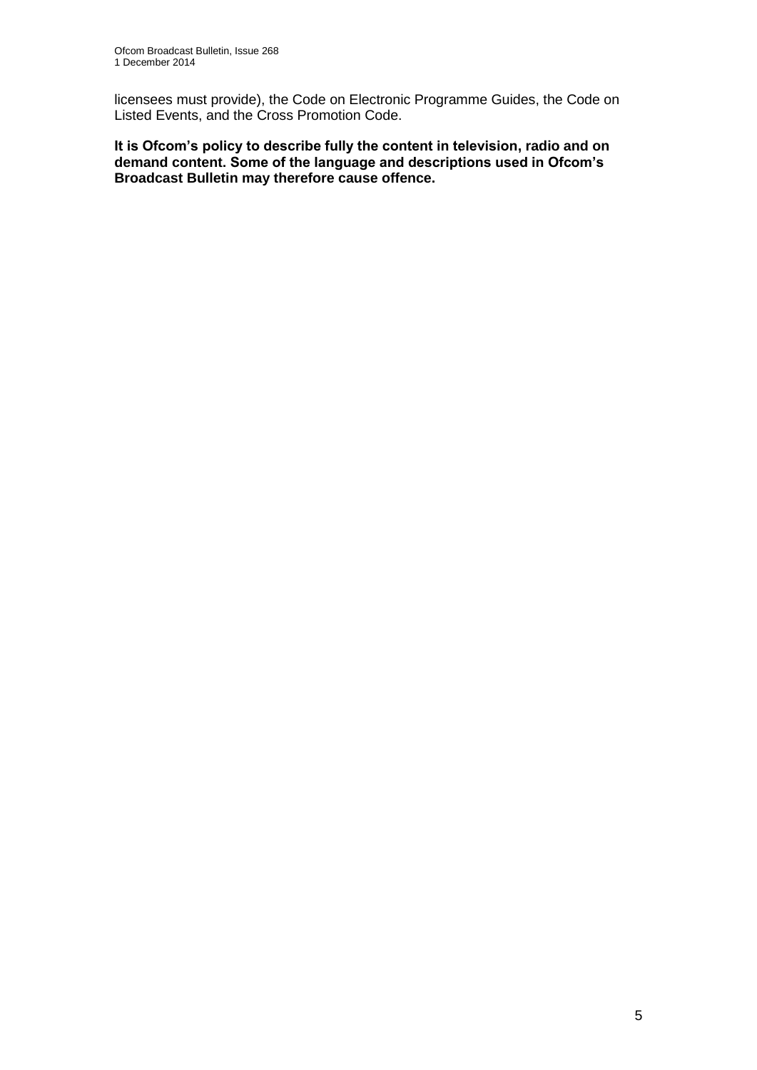licensees must provide), the Code on Electronic Programme Guides, the Code on Listed Events, and the Cross Promotion Code.

**It is Ofcom's policy to describe fully the content in television, radio and on demand content. Some of the language and descriptions used in Ofcom's Broadcast Bulletin may therefore cause offence.**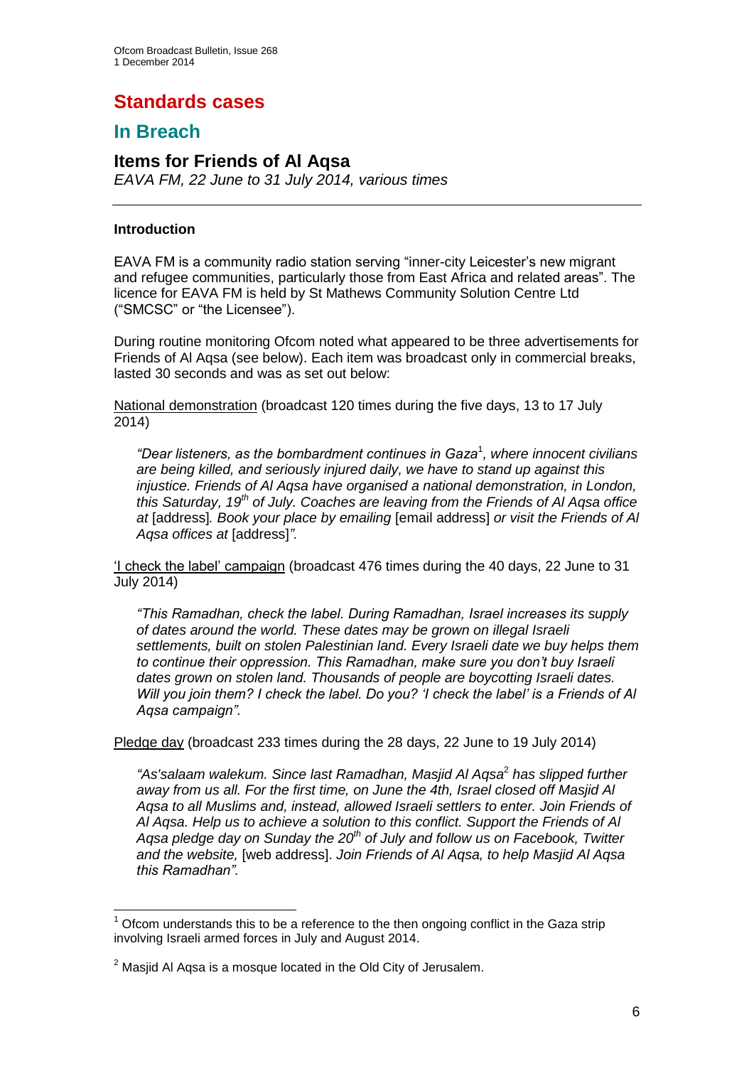# Standards cases

## In Breach

### Items for Friends of Al Aqsa

*EAVA FM, 22 June to 31 July 2014, various times*

---

**Introduction**

EAVA FM is a community radio station serving "inner-city Leicester's new migrant and refugee communities, particularly those from East Africa and related areas". The licence for EAVA FM is held by St Mathews Community Solution Centre Ltd ("SMCSC" or "the Licensee").

During routine monitoring Ofcom noted what appeared to be three advertisements for Friends of Al Aqsa (see below). Each item was broadcast only in commercial breaks, lasted 30 seconds and was as set out below:

National demonstration (broadcast 120 times during the five days, 13 to 17 July 2014)

> *"Dear listeners, as the bombardment continues in Gaza*[1]*, where innocent civilians are being killed, and seriously injured daily, we have to stand up against this injustice. Friends of Al Aqsa have organised a national demonstration, in London, this Saturday, 19th of July. Coaches are leaving from the Friends of Al Aqsa office at* [address]*. Book your place by emailing* [email address] *or visit the Friends of Al Aqsa offices at* [address]*".*

'I check the label' campaign (broadcast 476 times during the 40 days, 22 June to 31 July 2014)

> *"This Ramadhan, check the label. During Ramadhan, Israel increases its supply of dates around the world. These dates may be grown on illegal Israeli settlements, built on stolen Palestinian land. Every Israeli date we buy helps them to continue their oppression. This Ramadhan, make sure you don't buy Israeli dates grown on stolen land. Thousands of people are boycotting Israeli dates. Will you join them? I check the label. Do you? 'I check the label' is a Friends of Al Aqsa campaign".*

Pledge day (broadcast 233 times during the 28 days, 22 June to 19 July 2014)

> *"As'salaam walekum. Since last Ramadhan, Masjid Al Aqsa*[2] *has slipped further away from us all. For the first time, on June the 4th, Israel closed off Masjid Al Aqsa to all Muslims and, instead, allowed Israeli settlers to enter. Join Friends of Al Aqsa. Help us to achieve a solution to this conflict. Support the Friends of Al Aqsa pledge day on Sunday the 20th of July and follow us on Facebook, Twitter and the website,* [web address]*. Join Friends of Al Aqsa, to help Masjid Al Aqsa this Ramadhan".*

---

[1] Ofcom understands this to be a reference to the then ongoing conflict in the Gaza strip involving Israeli armed forces in July and August 2014.

[2] Masjid Al Aqsa is a mosque located in the Old City of Jerusalem.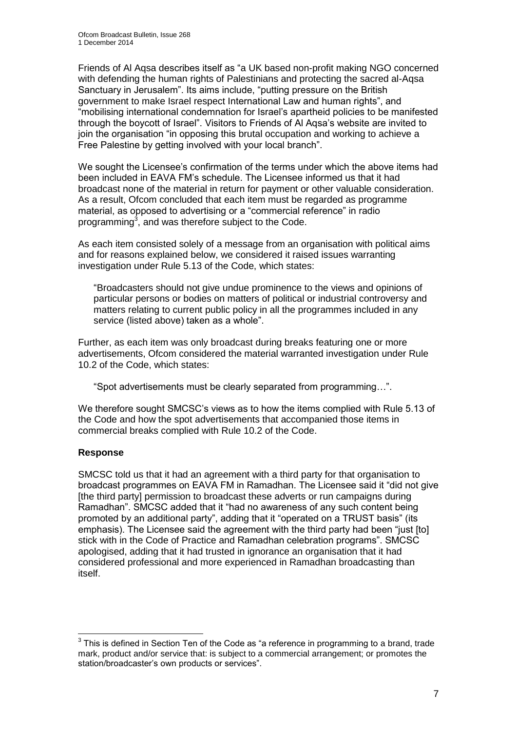Friends of Al Aqsa describes itself as "a UK based non-profit making NGO concerned with defending the human rights of Palestinians and protecting the sacred al-Aqsa Sanctuary in Jerusalem". Its aims include, "putting pressure on the British government to make Israel respect International Law and human rights", and "mobilising international condemnation for Israel's apartheid policies to be manifested through the boycott of Israel". Visitors to Friends of Al Aqsa's website are invited to join the organisation "in opposing this brutal occupation and working to achieve a Free Palestine by getting involved with your local branch".

We sought the Licensee's confirmation of the terms under which the above items had been included in EAVA FM's schedule. The Licensee informed us that it had broadcast none of the material in return for payment or other valuable consideration. As a result, Ofcom concluded that each item must be regarded as programme material, as opposed to advertising or a "commercial reference" in radio programming[3], and was therefore subject to the Code.

As each item consisted solely of a message from an organisation with political aims and for reasons explained below, we considered it raised issues warranting investigation under Rule 5.13 of the Code, which states:

> "Broadcasters should not give undue prominence to the views and opinions of particular persons or bodies on matters of political or industrial controversy and matters relating to current public policy in all the programmes included in any service (listed above) taken as a whole".

Further, as each item was only broadcast during breaks featuring one or more advertisements, Ofcom considered the material warranted investigation under Rule 10.2 of the Code, which states:

> "Spot advertisements must be clearly separated from programming…".

We therefore sought SMCSC's views as to how the items complied with Rule 5.13 of the Code and how the spot advertisements that accompanied those items in commercial breaks complied with Rule 10.2 of the Code.

### Response

SMCSC told us that it had an agreement with a third party for that organisation to broadcast programmes on EAVA FM in Ramadhan. The Licensee said it "did not give [the third party] permission to broadcast these adverts or run campaigns during Ramadhan". SMCSC added that it "had no awareness of any such content being promoted by an additional party", adding that it "operated on a TRUST basis" (its emphasis). The Licensee said the agreement with the third party had been "just [to] stick with in the Code of Practice and Ramadhan celebration programs". SMCSC apologised, adding that it had trusted in ignorance an organisation that it had considered professional and more experienced in Ramadhan broadcasting than itself.

---

[3] This is defined in Section Ten of the Code as "a reference in programming to a brand, trade mark, product and/or service that: is subject to a commercial arrangement; or promotes the station/broadcaster's own products or services".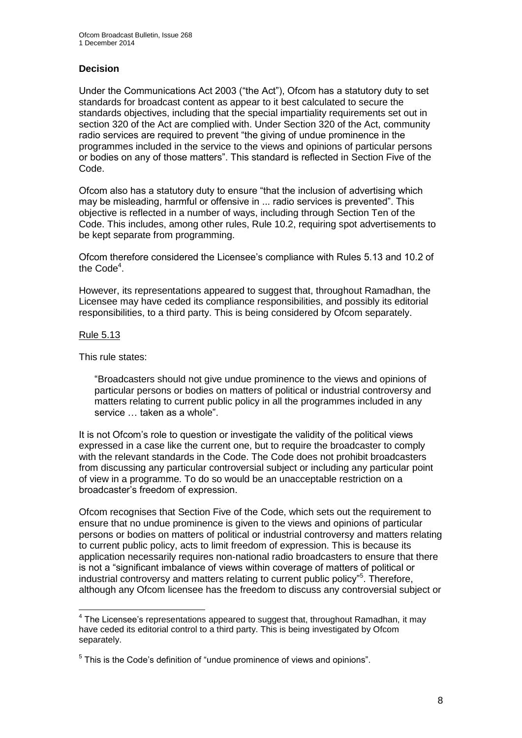## Decision

Under the Communications Act 2003 ("the Act"), Ofcom has a statutory duty to set standards for broadcast content as appear to it best calculated to secure the standards objectives, including that the special impartiality requirements set out in section 320 of the Act are complied with. Under Section 320 of the Act, community radio services are required to prevent "the giving of undue prominence in the programmes included in the service to the views and opinions of particular persons or bodies on any of those matters". This standard is reflected in Section Five of the Code.

Ofcom also has a statutory duty to ensure "that the inclusion of advertising which may be misleading, harmful or offensive in ... radio services is prevented". This objective is reflected in a number of ways, including through Section Ten of the Code. This includes, among other rules, Rule 10.2, requiring spot advertisements to be kept separate from programming.

Ofcom therefore considered the Licensee's compliance with Rules 5.13 and 10.2 of the Code[4].

However, its representations appeared to suggest that, throughout Ramadhan, the Licensee may have ceded its compliance responsibilities, and possibly its editorial responsibilities, to a third party. This is being considered by Ofcom separately.

Rule 5.13

This rule states:

> "Broadcasters should not give undue prominence to the views and opinions of particular persons or bodies on matters of political or industrial controversy and matters relating to current public policy in all the programmes included in any service … taken as a whole".

It is not Ofcom's role to question or investigate the validity of the political views expressed in a case like the current one, but to require the broadcaster to comply with the relevant standards in the Code. The Code does not prohibit broadcasters from discussing any particular controversial subject or including any particular point of view in a programme. To do so would be an unacceptable restriction on a broadcaster's freedom of expression.

Ofcom recognises that Section Five of the Code, which sets out the requirement to ensure that no undue prominence is given to the views and opinions of particular persons or bodies on matters of political or industrial controversy and matters relating to current public policy, acts to limit freedom of expression. This is because its application necessarily requires non-national radio broadcasters to ensure that there is not a "significant imbalance of views within coverage of matters of political or industrial controversy and matters relating to current public policy"[5]. Therefore, although any Ofcom licensee has the freedom to discuss any controversial subject or

---

[4] The Licensee's representations appeared to suggest that, throughout Ramadhan, it may have ceded its editorial control to a third party. This is being investigated by Ofcom separately.

[5] This is the Code's definition of "undue prominence of views and opinions".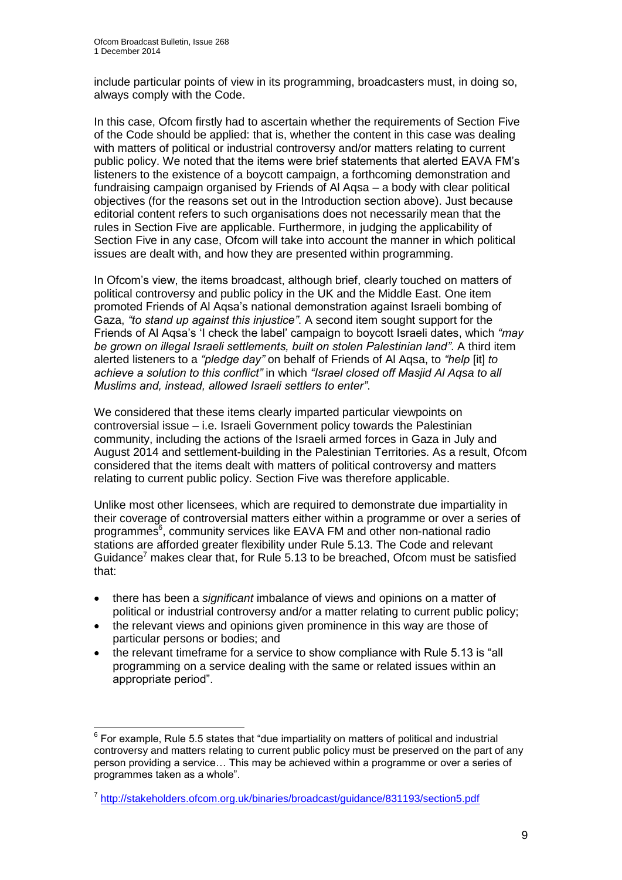include particular points of view in its programming, broadcasters must, in doing so, always comply with the Code.

In this case, Ofcom firstly had to ascertain whether the requirements of Section Five of the Code should be applied: that is, whether the content in this case was dealing with matters of political or industrial controversy and/or matters relating to current public policy. We noted that the items were brief statements that alerted EAVA FM's listeners to the existence of a boycott campaign, a forthcoming demonstration and fundraising campaign organised by Friends of Al Aqsa – a body with clear political objectives (for the reasons set out in the Introduction section above). Just because editorial content refers to such organisations does not necessarily mean that the rules in Section Five are applicable. Furthermore, in judging the applicability of Section Five in any case, Ofcom will take into account the manner in which political issues are dealt with, and how they are presented within programming.

In Ofcom's view, the items broadcast, although brief, clearly touched on matters of political controversy and public policy in the UK and the Middle East. One item promoted Friends of Al Aqsa's national demonstration against Israeli bombing of Gaza, *"to stand up against this injustice"*. A second item sought support for the Friends of Al Aqsa's 'I check the label' campaign to boycott Israeli dates, which *"may be grown on illegal Israeli settlements, built on stolen Palestinian land"*. A third item alerted listeners to a *"pledge day"* on behalf of Friends of Al Aqsa, to *"help* [it] *to achieve a solution to this conflict"* in which *"Israel closed off Masjid Al Aqsa to all Muslims and, instead, allowed Israeli settlers to enter"*.

We considered that these items clearly imparted particular viewpoints on controversial issue – i.e. Israeli Government policy towards the Palestinian community, including the actions of the Israeli armed forces in Gaza in July and August 2014 and settlement-building in the Palestinian Territories. As a result, Ofcom considered that the items dealt with matters of political controversy and matters relating to current public policy. Section Five was therefore applicable.

Unlike most other licensees, which are required to demonstrate due impartiality in their coverage of controversial matters either within a programme or over a series of programmes[6], community services like EAVA FM and other non-national radio stations are afforded greater flexibility under Rule 5.13. The Code and relevant Guidance[7] makes clear that, for Rule 5.13 to be breached, Ofcom must be satisfied that:

- there has been a *significant* imbalance of views and opinions on a matter of political or industrial controversy and/or a matter relating to current public policy;
- the relevant views and opinions given prominence in this way are those of particular persons or bodies; and
- the relevant timeframe for a service to show compliance with Rule 5.13 is "all programming on a service dealing with the same or related issues within an appropriate period".

[6] For example, Rule 5.5 states that "due impartiality on matters of political and industrial controversy and matters relating to current public policy must be preserved on the part of any person providing a service… This may be achieved within a programme or over a series of programmes taken as a whole".

[7] http://stakeholders.ofcom.org.uk/binaries/broadcast/guidance/831193/section5.pdf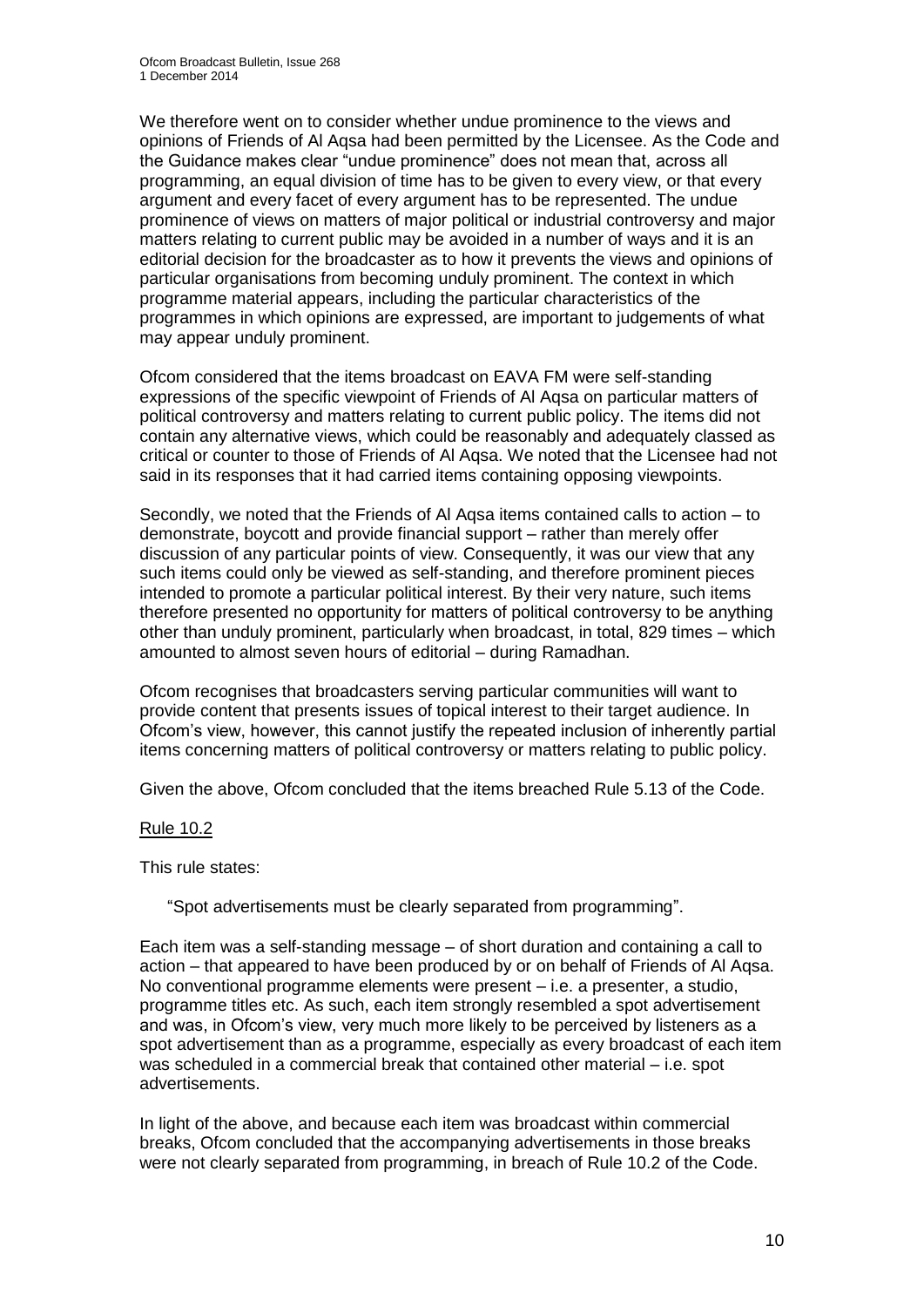We therefore went on to consider whether undue prominence to the views and opinions of Friends of Al Aqsa had been permitted by the Licensee. As the Code and the Guidance makes clear "undue prominence" does not mean that, across all programming, an equal division of time has to be given to every view, or that every argument and every facet of every argument has to be represented. The undue prominence of views on matters of major political or industrial controversy and major matters relating to current public may be avoided in a number of ways and it is an editorial decision for the broadcaster as to how it prevents the views and opinions of particular organisations from becoming unduly prominent. The context in which programme material appears, including the particular characteristics of the programmes in which opinions are expressed, are important to judgements of what may appear unduly prominent.

Ofcom considered that the items broadcast on EAVA FM were self-standing expressions of the specific viewpoint of Friends of Al Aqsa on particular matters of political controversy and matters relating to current public policy. The items did not contain any alternative views, which could be reasonably and adequately classed as critical or counter to those of Friends of Al Aqsa. We noted that the Licensee had not said in its responses that it had carried items containing opposing viewpoints.

Secondly, we noted that the Friends of Al Aqsa items contained calls to action – to demonstrate, boycott and provide financial support – rather than merely offer discussion of any particular points of view. Consequently, it was our view that any such items could only be viewed as self-standing, and therefore prominent pieces intended to promote a particular political interest. By their very nature, such items therefore presented no opportunity for matters of political controversy to be anything other than unduly prominent, particularly when broadcast, in total, 829 times – which amounted to almost seven hours of editorial – during Ramadhan.

Ofcom recognises that broadcasters serving particular communities will want to provide content that presents issues of topical interest to their target audience. In Ofcom's view, however, this cannot justify the repeated inclusion of inherently partial items concerning matters of political controversy or matters relating to public policy.

Given the above, Ofcom concluded that the items breached Rule 5.13 of the Code.

Rule 10.2

This rule states:

> "Spot advertisements must be clearly separated from programming".

Each item was a self-standing message – of short duration and containing a call to action – that appeared to have been produced by or on behalf of Friends of Al Aqsa. No conventional programme elements were present – i.e. a presenter, a studio, programme titles etc. As such, each item strongly resembled a spot advertisement and was, in Ofcom's view, very much more likely to be perceived by listeners as a spot advertisement than as a programme, especially as every broadcast of each item was scheduled in a commercial break that contained other material – i.e. spot advertisements.

In light of the above, and because each item was broadcast within commercial breaks, Ofcom concluded that the accompanying advertisements in those breaks were not clearly separated from programming, in breach of Rule 10.2 of the Code.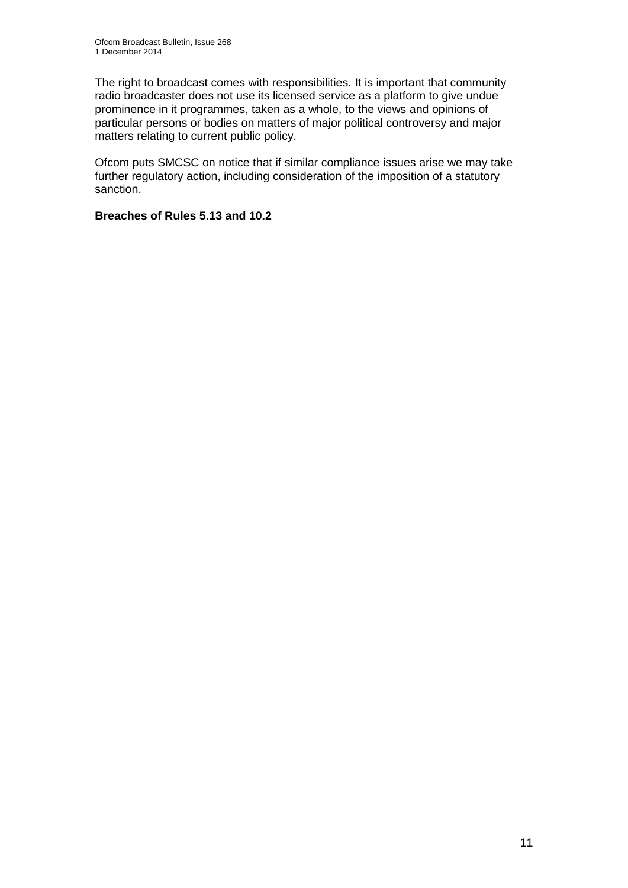The right to broadcast comes with responsibilities. It is important that community radio broadcaster does not use its licensed service as a platform to give undue prominence in it programmes, taken as a whole, to the views and opinions of particular persons or bodies on matters of major political controversy and major matters relating to current public policy.

Ofcom puts SMCSC on notice that if similar compliance issues arise we may take further regulatory action, including consideration of the imposition of a statutory sanction.

**Breaches of Rules 5.13 and 10.2**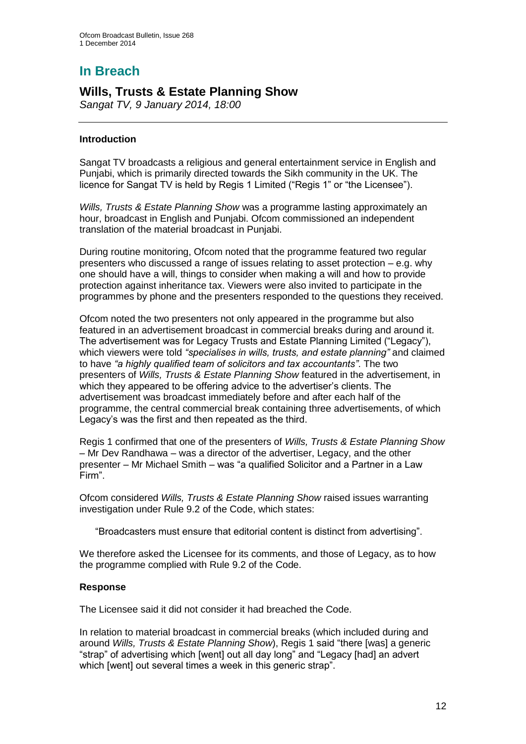# In Breach

## Wills, Trusts & Estate Planning Show

*Sangat TV, 9 January 2014, 18:00*

### Introduction

Sangat TV broadcasts a religious and general entertainment service in English and Punjabi, which is primarily directed towards the Sikh community in the UK. The licence for Sangat TV is held by Regis 1 Limited ("Regis 1" or "the Licensee").

*Wills, Trusts & Estate Planning Show* was a programme lasting approximately an hour, broadcast in English and Punjabi. Ofcom commissioned an independent translation of the material broadcast in Punjabi.

During routine monitoring, Ofcom noted that the programme featured two regular presenters who discussed a range of issues relating to asset protection – e.g. why one should have a will, things to consider when making a will and how to provide protection against inheritance tax. Viewers were also invited to participate in the programmes by phone and the presenters responded to the questions they received.

Ofcom noted the two presenters not only appeared in the programme but also featured in an advertisement broadcast in commercial breaks during and around it. The advertisement was for Legacy Trusts and Estate Planning Limited ("Legacy"), which viewers were told *"specialises in wills, trusts, and estate planning"* and claimed to have *"a highly qualified team of solicitors and tax accountants"*. The two presenters of *Wills, Trusts & Estate Planning Show* featured in the advertisement, in which they appeared to be offering advice to the advertiser's clients. The advertisement was broadcast immediately before and after each half of the programme, the central commercial break containing three advertisements, of which Legacy's was the first and then repeated as the third.

Regis 1 confirmed that one of the presenters of *Wills, Trusts & Estate Planning Show* – Mr Dev Randhawa – was a director of the advertiser, Legacy, and the other presenter – Mr Michael Smith – was "a qualified Solicitor and a Partner in a Law Firm".

Ofcom considered *Wills, Trusts & Estate Planning Show* raised issues warranting investigation under Rule 9.2 of the Code, which states:

> "Broadcasters must ensure that editorial content is distinct from advertising".

We therefore asked the Licensee for its comments, and those of Legacy, as to how the programme complied with Rule 9.2 of the Code.

### Response

The Licensee said it did not consider it had breached the Code.

In relation to material broadcast in commercial breaks (which included during and around *Wills, Trusts & Estate Planning Show*), Regis 1 said "there [was] a generic "strap" of advertising which [went] out all day long" and "Legacy [had] an advert which [went] out several times a week in this generic strap".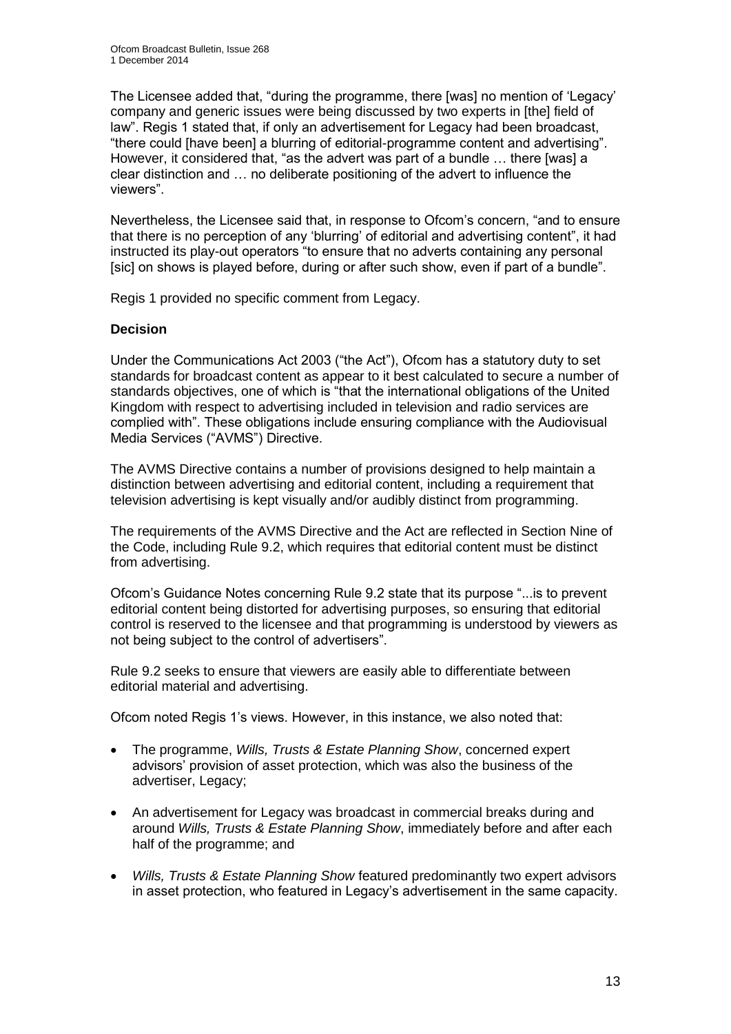The Licensee added that, "during the programme, there [was] no mention of 'Legacy' company and generic issues were being discussed by two experts in [the] field of law". Regis 1 stated that, if only an advertisement for Legacy had been broadcast, "there could [have been] a blurring of editorial-programme content and advertising". However, it considered that, "as the advert was part of a bundle … there [was] a clear distinction and … no deliberate positioning of the advert to influence the viewers".

Nevertheless, the Licensee said that, in response to Ofcom's concern, "and to ensure that there is no perception of any 'blurring' of editorial and advertising content", it had instructed its play-out operators "to ensure that no adverts containing any personal [sic] on shows is played before, during or after such show, even if part of a bundle".

Regis 1 provided no specific comment from Legacy.

**Decision**

Under the Communications Act 2003 ("the Act"), Ofcom has a statutory duty to set standards for broadcast content as appear to it best calculated to secure a number of standards objectives, one of which is "that the international obligations of the United Kingdom with respect to advertising included in television and radio services are complied with". These obligations include ensuring compliance with the Audiovisual Media Services ("AVMS") Directive.

The AVMS Directive contains a number of provisions designed to help maintain a distinction between advertising and editorial content, including a requirement that television advertising is kept visually and/or audibly distinct from programming.

The requirements of the AVMS Directive and the Act are reflected in Section Nine of the Code, including Rule 9.2, which requires that editorial content must be distinct from advertising.

Ofcom's Guidance Notes concerning Rule 9.2 state that its purpose "...is to prevent editorial content being distorted for advertising purposes, so ensuring that editorial control is reserved to the licensee and that programming is understood by viewers as not being subject to the control of advertisers".

Rule 9.2 seeks to ensure that viewers are easily able to differentiate between editorial material and advertising.

Ofcom noted Regis 1's views. However, in this instance, we also noted that:

- The programme, *Wills, Trusts & Estate Planning Show*, concerned expert advisors' provision of asset protection, which was also the business of the advertiser, Legacy;
- An advertisement for Legacy was broadcast in commercial breaks during and around *Wills, Trusts & Estate Planning Show*, immediately before and after each half of the programme; and
- *Wills, Trusts & Estate Planning Show* featured predominantly two expert advisors in asset protection, who featured in Legacy's advertisement in the same capacity.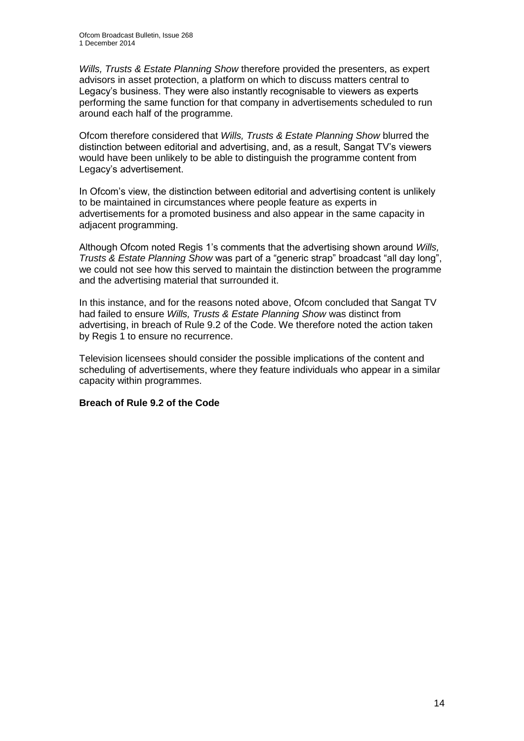*Wills, Trusts & Estate Planning Show* therefore provided the presenters, as expert advisors in asset protection, a platform on which to discuss matters central to Legacy's business. They were also instantly recognisable to viewers as experts performing the same function for that company in advertisements scheduled to run around each half of the programme.

Ofcom therefore considered that *Wills, Trusts & Estate Planning Show* blurred the distinction between editorial and advertising, and, as a result, Sangat TV's viewers would have been unlikely to be able to distinguish the programme content from Legacy's advertisement.

In Ofcom's view, the distinction between editorial and advertising content is unlikely to be maintained in circumstances where people feature as experts in advertisements for a promoted business and also appear in the same capacity in adjacent programming.

Although Ofcom noted Regis 1's comments that the advertising shown around *Wills, Trusts & Estate Planning Show* was part of a "generic strap" broadcast "all day long", we could not see how this served to maintain the distinction between the programme and the advertising material that surrounded it.

In this instance, and for the reasons noted above, Ofcom concluded that Sangat TV had failed to ensure *Wills, Trusts & Estate Planning Show* was distinct from advertising, in breach of Rule 9.2 of the Code. We therefore noted the action taken by Regis 1 to ensure no recurrence.

Television licensees should consider the possible implications of the content and scheduling of advertisements, where they feature individuals who appear in a similar capacity within programmes.

**Breach of Rule 9.2 of the Code**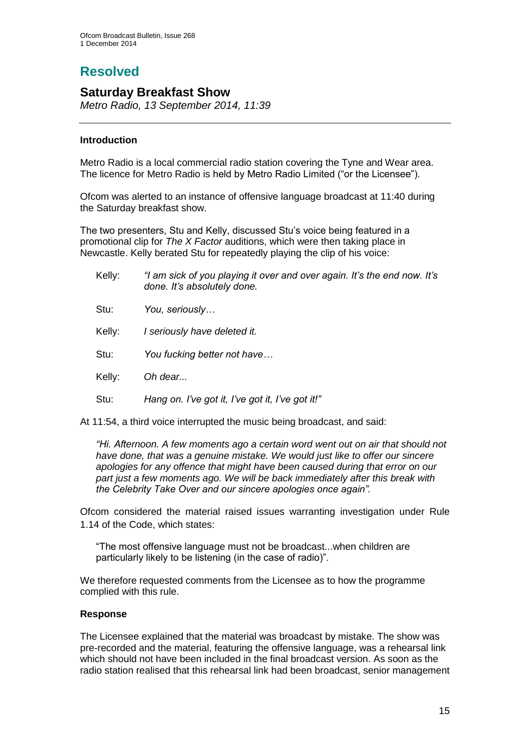# Resolved

## Saturday Breakfast Show

*Metro Radio, 13 September 2014, 11:39*

---

### Introduction

Metro Radio is a local commercial radio station covering the Tyne and Wear area. The licence for Metro Radio is held by Metro Radio Limited ("or the Licensee").

Ofcom was alerted to an instance of offensive language broadcast at 11:40 during the Saturday breakfast show.

The two presenters, Stu and Kelly, discussed Stu's voice being featured in a promotional clip for *The X Factor* auditions, which were then taking place in Newcastle. Kelly berated Stu for repeatedly playing the clip of his voice:

> Kelly: *"I am sick of you playing it over and over again. It's the end now. It's done. It's absolutely done.*
>
> Stu: *You, seriously…*
>
> Kelly: *I seriously have deleted it.*
>
> Stu: *You fucking better not have…*
>
> Kelly: *Oh dear...*
>
> Stu: *Hang on. I've got it, I've got it, I've got it!"*

At 11:54, a third voice interrupted the music being broadcast, and said:

> *"Hi. Afternoon. A few moments ago a certain word went out on air that should not have done, that was a genuine mistake. We would just like to offer our sincere apologies for any offence that might have been caused during that error on our part just a few moments ago. We will be back immediately after this break with the Celebrity Take Over and our sincere apologies once again".*

Ofcom considered the material raised issues warranting investigation under Rule 1.14 of the Code, which states:

> "The most offensive language must not be broadcast...when children are particularly likely to be listening (in the case of radio)".

We therefore requested comments from the Licensee as to how the programme complied with this rule.

### Response

The Licensee explained that the material was broadcast by mistake. The show was pre-recorded and the material, featuring the offensive language, was a rehearsal link which should not have been included in the final broadcast version. As soon as the radio station realised that this rehearsal link had been broadcast, senior management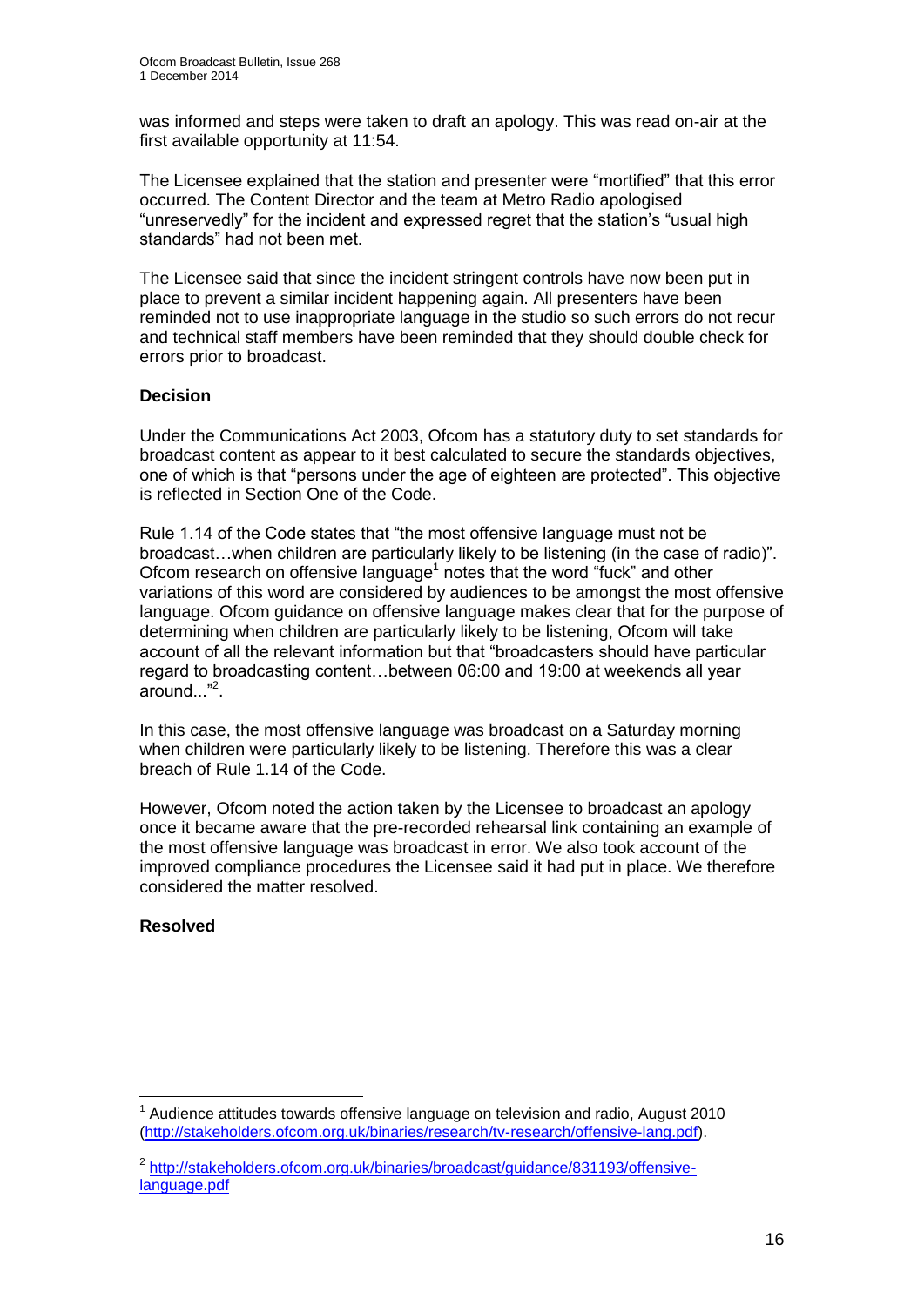was informed and steps were taken to draft an apology. This was read on-air at the first available opportunity at 11:54.

The Licensee explained that the station and presenter were "mortified" that this error occurred. The Content Director and the team at Metro Radio apologised "unreservedly" for the incident and expressed regret that the station's "usual high standards" had not been met.

The Licensee said that since the incident stringent controls have now been put in place to prevent a similar incident happening again. All presenters have been reminded not to use inappropriate language in the studio so such errors do not recur and technical staff members have been reminded that they should double check for errors prior to broadcast.

**Decision**

Under the Communications Act 2003, Ofcom has a statutory duty to set standards for broadcast content as appear to it best calculated to secure the standards objectives, one of which is that "persons under the age of eighteen are protected". This objective is reflected in Section One of the Code.

Rule 1.14 of the Code states that "the most offensive language must not be broadcast…when children are particularly likely to be listening (in the case of radio)". Ofcom research on offensive language[1] notes that the word "fuck" and other variations of this word are considered by audiences to be amongst the most offensive language. Ofcom guidance on offensive language makes clear that for the purpose of determining when children are particularly likely to be listening, Ofcom will take account of all the relevant information but that "broadcasters should have particular regard to broadcasting content…between 06:00 and 19:00 at weekends all year around..."[2].

In this case, the most offensive language was broadcast on a Saturday morning when children were particularly likely to be listening. Therefore this was a clear breach of Rule 1.14 of the Code.

However, Ofcom noted the action taken by the Licensee to broadcast an apology once it became aware that the pre-recorded rehearsal link containing an example of the most offensive language was broadcast in error. We also took account of the improved compliance procedures the Licensee said it had put in place. We therefore considered the matter resolved.

**Resolved**

---

[1] Audience attitudes towards offensive language on television and radio, August 2010 (http://stakeholders.ofcom.org.uk/binaries/research/tv-research/offensive-lang.pdf).

[2] http://stakeholders.ofcom.org.uk/binaries/broadcast/guidance/831193/offensive-language.pdf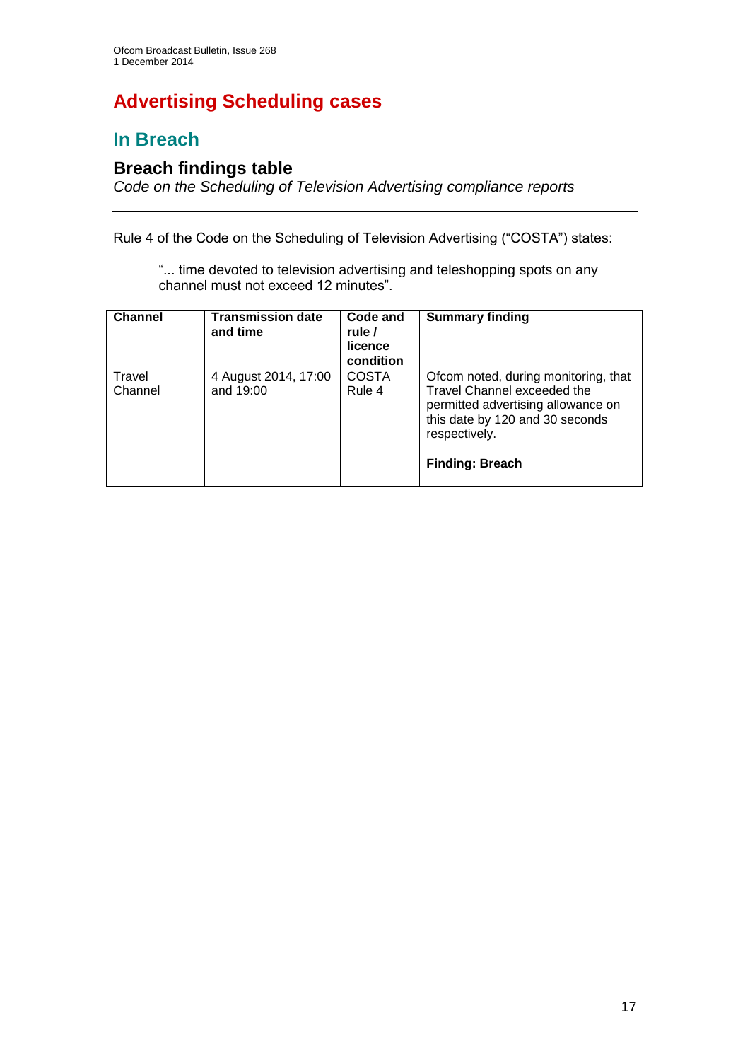# Advertising Scheduling cases

## In Breach

### Breach findings table

*Code on the Scheduling of Television Advertising compliance reports*

---

Rule 4 of the Code on the Scheduling of Television Advertising ("COSTA") states:

> "... time devoted to television advertising and teleshopping spots on any channel must not exceed 12 minutes".

| Channel | Transmission date and time | Code and rule / licence condition | Summary finding |
|---|---|---|---|
| Travel Channel | 4 August 2014, 17:00 and 19:00 | COSTA Rule 4 | Ofcom noted, during monitoring, that Travel Channel exceeded the permitted advertising allowance on this date by 120 and 30 seconds respectively.<br><br>**Finding: Breach** |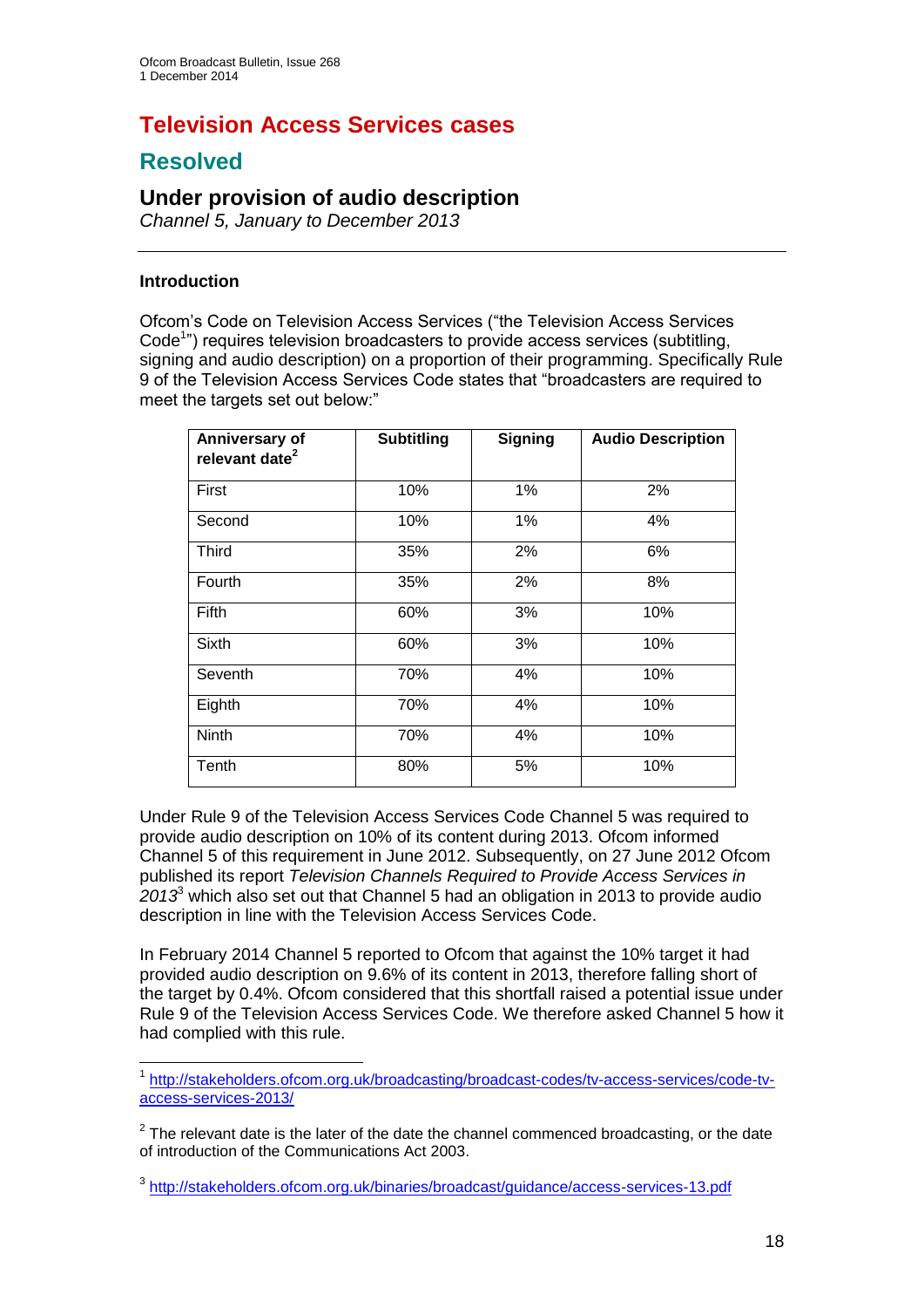# Television Access Services cases

## Resolved

### Under provision of audio description

*Channel 5, January to December 2013*

---

**Introduction**

Ofcom's Code on Television Access Services ("the Television Access Services Code[1]") requires television broadcasters to provide access services (subtitling, signing and audio description) on a proportion of their programming. Specifically Rule 9 of the Television Access Services Code states that "broadcasters are required to meet the targets set out below:"

| Anniversary of relevant date[2] | Subtitling | Signing | Audio Description |
|---|---|---|---|
| First | 10% | 1% | 2% |
| Second | 10% | 1% | 4% |
| Third | 35% | 2% | 6% |
| Fourth | 35% | 2% | 8% |
| Fifth | 60% | 3% | 10% |
| Sixth | 60% | 3% | 10% |
| Seventh | 70% | 4% | 10% |
| Eighth | 70% | 4% | 10% |
| Ninth | 70% | 4% | 10% |
| Tenth | 80% | 5% | 10% |

Under Rule 9 of the Television Access Services Code Channel 5 was required to provide audio description on 10% of its content during 2013. Ofcom informed Channel 5 of this requirement in June 2012. Subsequently, on 27 June 2012 Ofcom published its report *Television Channels Required to Provide Access Services in 2013*[3] which also set out that Channel 5 had an obligation in 2013 to provide audio description in line with the Television Access Services Code.

In February 2014 Channel 5 reported to Ofcom that against the 10% target it had provided audio description on 9.6% of its content in 2013, therefore falling short of the target by 0.4%. Ofcom considered that this shortfall raised a potential issue under Rule 9 of the Television Access Services Code. We therefore asked Channel 5 how it had complied with this rule.

---

[1] http://stakeholders.ofcom.org.uk/broadcasting/broadcast-codes/tv-access-services/code-tv-access-services-2013/

[2] The relevant date is the later of the date the channel commenced broadcasting, or the date of introduction of the Communications Act 2003.

[3] http://stakeholders.ofcom.org.uk/binaries/broadcast/guidance/access-services-13.pdf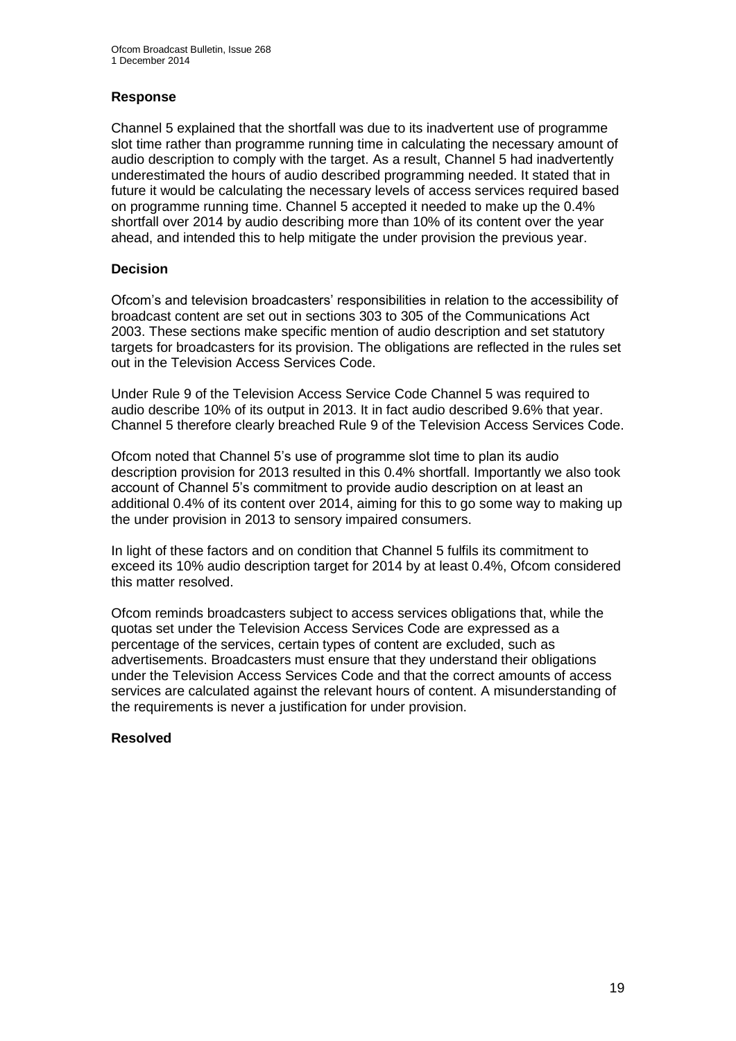### Response

Channel 5 explained that the shortfall was due to its inadvertent use of programme slot time rather than programme running time in calculating the necessary amount of audio description to comply with the target. As a result, Channel 5 had inadvertently underestimated the hours of audio described programming needed. It stated that in future it would be calculating the necessary levels of access services required based on programme running time. Channel 5 accepted it needed to make up the 0.4% shortfall over 2014 by audio describing more than 10% of its content over the year ahead, and intended this to help mitigate the under provision the previous year.

### Decision

Ofcom's and television broadcasters' responsibilities in relation to the accessibility of broadcast content are set out in sections 303 to 305 of the Communications Act 2003. These sections make specific mention of audio description and set statutory targets for broadcasters for its provision. The obligations are reflected in the rules set out in the Television Access Services Code.

Under Rule 9 of the Television Access Service Code Channel 5 was required to audio describe 10% of its output in 2013. It in fact audio described 9.6% that year. Channel 5 therefore clearly breached Rule 9 of the Television Access Services Code.

Ofcom noted that Channel 5's use of programme slot time to plan its audio description provision for 2013 resulted in this 0.4% shortfall. Importantly we also took account of Channel 5's commitment to provide audio description on at least an additional 0.4% of its content over 2014, aiming for this to go some way to making up the under provision in 2013 to sensory impaired consumers.

In light of these factors and on condition that Channel 5 fulfils its commitment to exceed its 10% audio description target for 2014 by at least 0.4%, Ofcom considered this matter resolved.

Ofcom reminds broadcasters subject to access services obligations that, while the quotas set under the Television Access Services Code are expressed as a percentage of the services, certain types of content are excluded, such as advertisements. Broadcasters must ensure that they understand their obligations under the Television Access Services Code and that the correct amounts of access services are calculated against the relevant hours of content. A misunderstanding of the requirements is never a justification for under provision.

### Resolved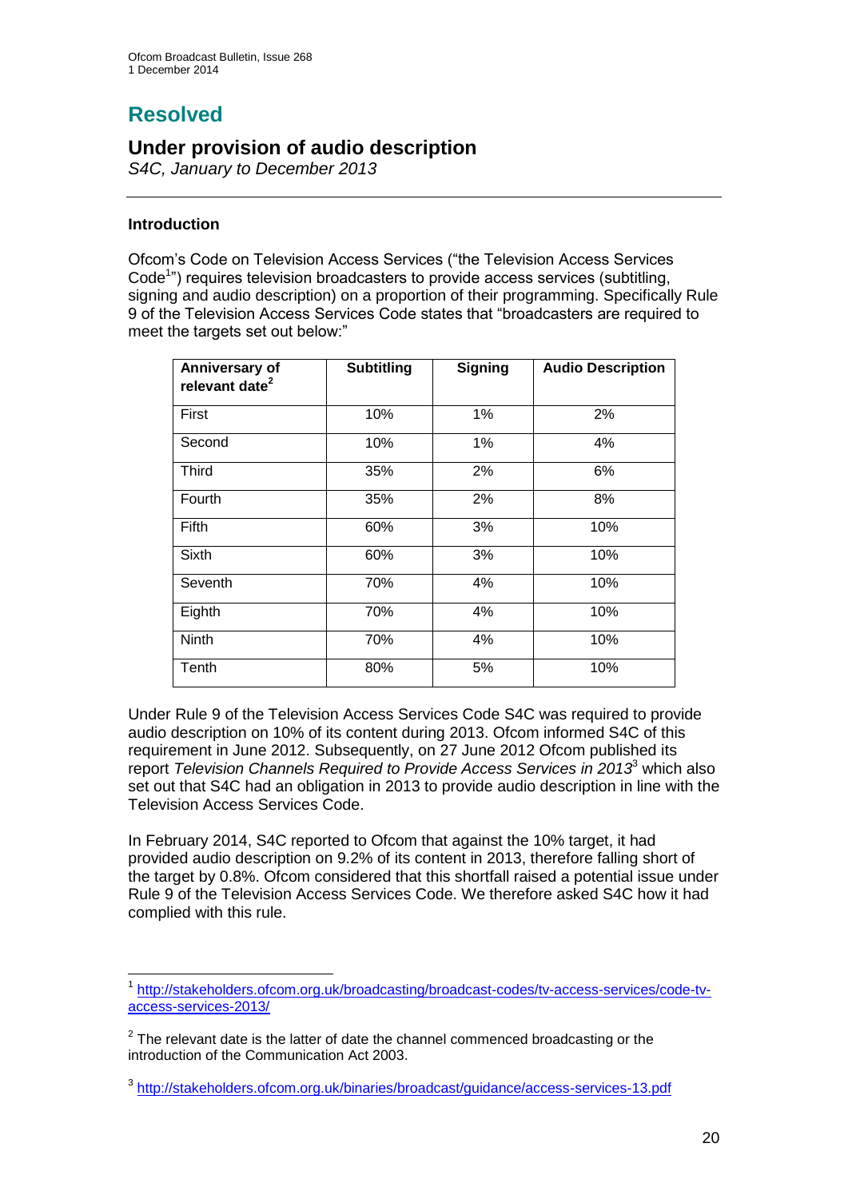# Resolved

## Under provision of audio description

*S4C, January to December 2013*

---

**Introduction**

Ofcom's Code on Television Access Services ("the Television Access Services Code[1]") requires television broadcasters to provide access services (subtitling, signing and audio description) on a proportion of their programming. Specifically Rule 9 of the Television Access Services Code states that "broadcasters are required to meet the targets set out below:"

| Anniversary of relevant date[2] | Subtitling | Signing | Audio Description |
|---|---|---|---|
| First | 10% | 1% | 2% |
| Second | 10% | 1% | 4% |
| Third | 35% | 2% | 6% |
| Fourth | 35% | 2% | 8% |
| Fifth | 60% | 3% | 10% |
| Sixth | 60% | 3% | 10% |
| Seventh | 70% | 4% | 10% |
| Eighth | 70% | 4% | 10% |
| Ninth | 70% | 4% | 10% |
| Tenth | 80% | 5% | 10% |

Under Rule 9 of the Television Access Services Code S4C was required to provide audio description on 10% of its content during 2013. Ofcom informed S4C of this requirement in June 2012. Subsequently, on 27 June 2012 Ofcom published its report *Television Channels Required to Provide Access Services in 2013*[3] which also set out that S4C had an obligation in 2013 to provide audio description in line with the Television Access Services Code.

In February 2014, S4C reported to Ofcom that against the 10% target, it had provided audio description on 9.2% of its content in 2013, therefore falling short of the target by 0.8%. Ofcom considered that this shortfall raised a potential issue under Rule 9 of the Television Access Services Code. We therefore asked S4C how it had complied with this rule.

---

[1] http://stakeholders.ofcom.org.uk/broadcasting/broadcast-codes/tv-access-services/code-tv-access-services-2013/

[2] The relevant date is the latter of date the channel commenced broadcasting or the introduction of the Communication Act 2003.

[3] http://stakeholders.ofcom.org.uk/binaries/broadcast/guidance/access-services-13.pdf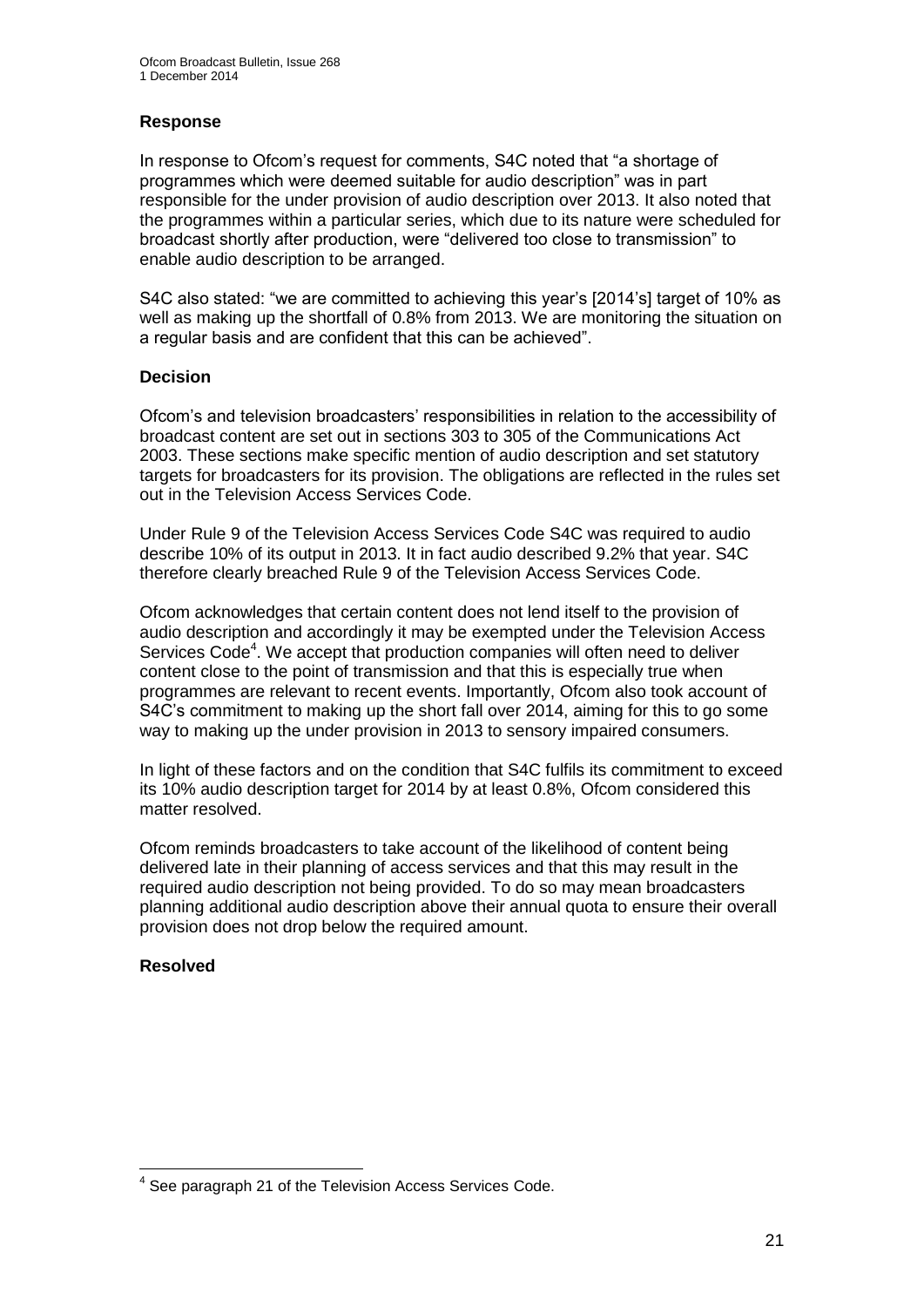**Response**

In response to Ofcom's request for comments, S4C noted that "a shortage of programmes which were deemed suitable for audio description" was in part responsible for the under provision of audio description over 2013. It also noted that the programmes within a particular series, which due to its nature were scheduled for broadcast shortly after production, were "delivered too close to transmission" to enable audio description to be arranged.

S4C also stated: "we are committed to achieving this year's [2014's] target of 10% as well as making up the shortfall of 0.8% from 2013. We are monitoring the situation on a regular basis and are confident that this can be achieved".

**Decision**

Ofcom's and television broadcasters' responsibilities in relation to the accessibility of broadcast content are set out in sections 303 to 305 of the Communications Act 2003. These sections make specific mention of audio description and set statutory targets for broadcasters for its provision. The obligations are reflected in the rules set out in the Television Access Services Code.

Under Rule 9 of the Television Access Services Code S4C was required to audio describe 10% of its output in 2013. It in fact audio described 9.2% that year. S4C therefore clearly breached Rule 9 of the Television Access Services Code.

Ofcom acknowledges that certain content does not lend itself to the provision of audio description and accordingly it may be exempted under the Television Access Services Code[4]. We accept that production companies will often need to deliver content close to the point of transmission and that this is especially true when programmes are relevant to recent events. Importantly, Ofcom also took account of S4C's commitment to making up the short fall over 2014, aiming for this to go some way to making up the under provision in 2013 to sensory impaired consumers.

In light of these factors and on the condition that S4C fulfils its commitment to exceed its 10% audio description target for 2014 by at least 0.8%, Ofcom considered this matter resolved.

Ofcom reminds broadcasters to take account of the likelihood of content being delivered late in their planning of access services and that this may result in the required audio description not being provided. To do so may mean broadcasters planning additional audio description above their annual quota to ensure their overall provision does not drop below the required amount.

**Resolved**

---

[4] See paragraph 21 of the Television Access Services Code.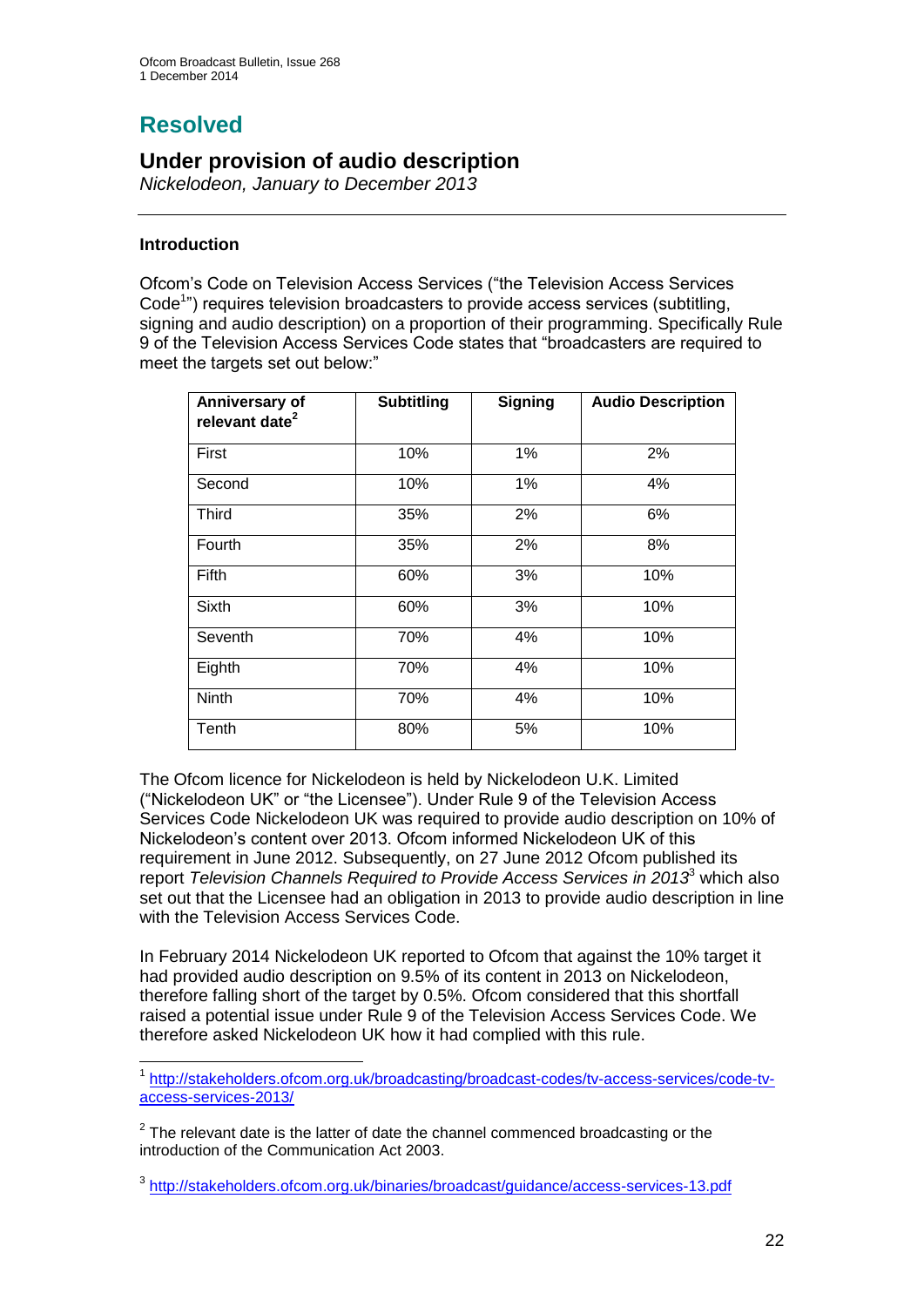# Resolved

## Under provision of audio description

*Nickelodeon, January to December 2013*

---

### Introduction

Ofcom's Code on Television Access Services ("the Television Access Services Code[1]") requires television broadcasters to provide access services (subtitling, signing and audio description) on a proportion of their programming. Specifically Rule 9 of the Television Access Services Code states that "broadcasters are required to meet the targets set out below:"

| Anniversary of relevant date[2] | Subtitling | Signing | Audio Description |
|---|---|---|---|
| First | 10% | 1% | 2% |
| Second | 10% | 1% | 4% |
| Third | 35% | 2% | 6% |
| Fourth | 35% | 2% | 8% |
| Fifth | 60% | 3% | 10% |
| Sixth | 60% | 3% | 10% |
| Seventh | 70% | 4% | 10% |
| Eighth | 70% | 4% | 10% |
| Ninth | 70% | 4% | 10% |
| Tenth | 80% | 5% | 10% |

The Ofcom licence for Nickelodeon is held by Nickelodeon U.K. Limited ("Nickelodeon UK" or "the Licensee"). Under Rule 9 of the Television Access Services Code Nickelodeon UK was required to provide audio description on 10% of Nickelodeon's content over 2013. Ofcom informed Nickelodeon UK of this requirement in June 2012. Subsequently, on 27 June 2012 Ofcom published its report *Television Channels Required to Provide Access Services in 2013*[3] which also set out that the Licensee had an obligation in 2013 to provide audio description in line with the Television Access Services Code.

In February 2014 Nickelodeon UK reported to Ofcom that against the 10% target it had provided audio description on 9.5% of its content in 2013 on Nickelodeon, therefore falling short of the target by 0.5%. Ofcom considered that this shortfall raised a potential issue under Rule 9 of the Television Access Services Code. We therefore asked Nickelodeon UK how it had complied with this rule.

---

[1] http://stakeholders.ofcom.org.uk/broadcasting/broadcast-codes/tv-access-services/code-tv-access-services-2013/

[2] The relevant date is the latter of date the channel commenced broadcasting or the introduction of the Communication Act 2003.

[3] http://stakeholders.ofcom.org.uk/binaries/broadcast/guidance/access-services-13.pdf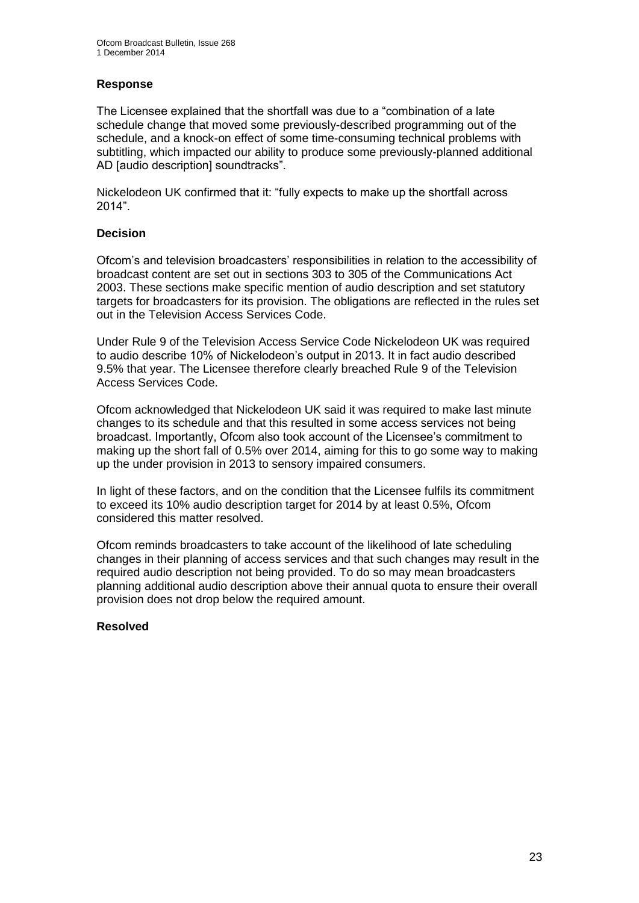### Response

The Licensee explained that the shortfall was due to a "combination of a late schedule change that moved some previously-described programming out of the schedule, and a knock-on effect of some time-consuming technical problems with subtitling, which impacted our ability to produce some previously-planned additional AD [audio description] soundtracks".

Nickelodeon UK confirmed that it: "fully expects to make up the shortfall across 2014".

### Decision

Ofcom's and television broadcasters' responsibilities in relation to the accessibility of broadcast content are set out in sections 303 to 305 of the Communications Act 2003. These sections make specific mention of audio description and set statutory targets for broadcasters for its provision. The obligations are reflected in the rules set out in the Television Access Services Code.

Under Rule 9 of the Television Access Service Code Nickelodeon UK was required to audio describe 10% of Nickelodeon's output in 2013. It in fact audio described 9.5% that year. The Licensee therefore clearly breached Rule 9 of the Television Access Services Code.

Ofcom acknowledged that Nickelodeon UK said it was required to make last minute changes to its schedule and that this resulted in some access services not being broadcast. Importantly, Ofcom also took account of the Licensee's commitment to making up the short fall of 0.5% over 2014, aiming for this to go some way to making up the under provision in 2013 to sensory impaired consumers.

In light of these factors, and on the condition that the Licensee fulfils its commitment to exceed its 10% audio description target for 2014 by at least 0.5%, Ofcom considered this matter resolved.

Ofcom reminds broadcasters to take account of the likelihood of late scheduling changes in their planning of access services and that such changes may result in the required audio description not being provided. To do so may mean broadcasters planning additional audio description above their annual quota to ensure their overall provision does not drop below the required amount.

### Resolved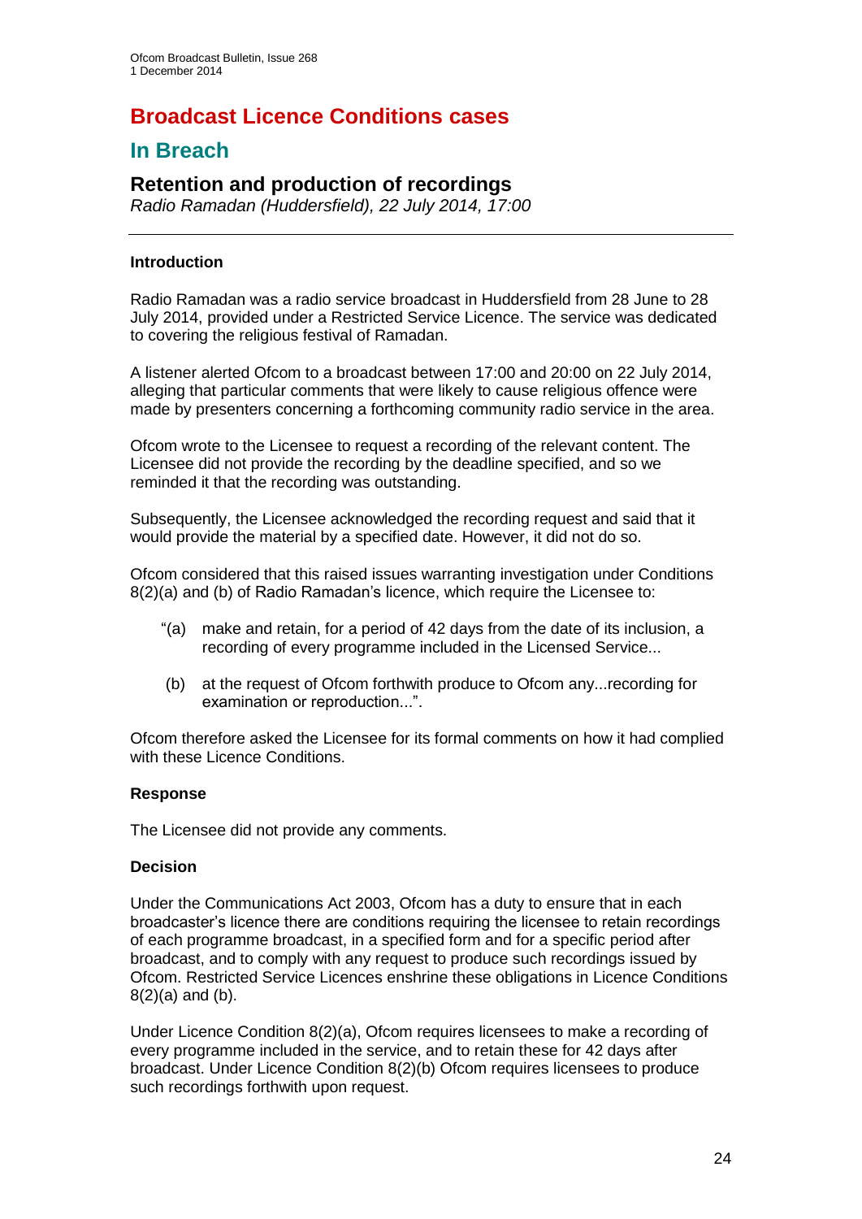# Broadcast Licence Conditions cases

## In Breach

### Retention and production of recordings

*Radio Ramadan (Huddersfield), 22 July 2014, 17:00*

---

#### Introduction

Radio Ramadan was a radio service broadcast in Huddersfield from 28 June to 28 July 2014, provided under a Restricted Service Licence. The service was dedicated to covering the religious festival of Ramadan.

A listener alerted Ofcom to a broadcast between 17:00 and 20:00 on 22 July 2014, alleging that particular comments that were likely to cause religious offence were made by presenters concerning a forthcoming community radio service in the area.

Ofcom wrote to the Licensee to request a recording of the relevant content. The Licensee did not provide the recording by the deadline specified, and so we reminded it that the recording was outstanding.

Subsequently, the Licensee acknowledged the recording request and said that it would provide the material by a specified date. However, it did not do so.

Ofcom considered that this raised issues warranting investigation under Conditions 8(2)(a) and (b) of Radio Ramadan's licence, which require the Licensee to:

> "(a) make and retain, for a period of 42 days from the date of its inclusion, a recording of every programme included in the Licensed Service...
>
> (b) at the request of Ofcom forthwith produce to Ofcom any...recording for examination or reproduction...".

Ofcom therefore asked the Licensee for its formal comments on how it had complied with these Licence Conditions.

#### Response

The Licensee did not provide any comments.

#### Decision

Under the Communications Act 2003, Ofcom has a duty to ensure that in each broadcaster's licence there are conditions requiring the licensee to retain recordings of each programme broadcast, in a specified form and for a specific period after broadcast, and to comply with any request to produce such recordings issued by Ofcom. Restricted Service Licences enshrine these obligations in Licence Conditions 8(2)(a) and (b).

Under Licence Condition 8(2)(a), Ofcom requires licensees to make a recording of every programme included in the service, and to retain these for 42 days after broadcast. Under Licence Condition 8(2)(b) Ofcom requires licensees to produce such recordings forthwith upon request.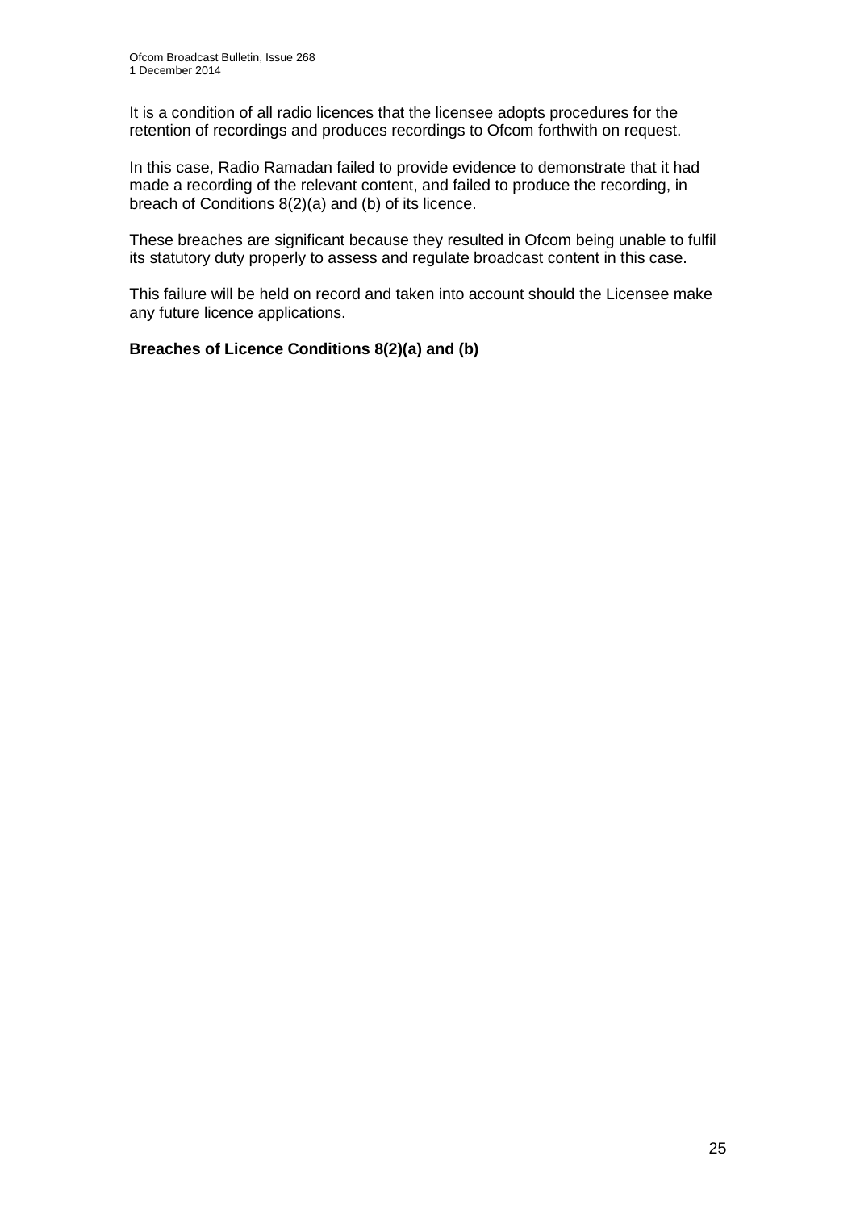It is a condition of all radio licences that the licensee adopts procedures for the retention of recordings and produces recordings to Ofcom forthwith on request.

In this case, Radio Ramadan failed to provide evidence to demonstrate that it had made a recording of the relevant content, and failed to produce the recording, in breach of Conditions 8(2)(a) and (b) of its licence.

These breaches are significant because they resulted in Ofcom being unable to fulfil its statutory duty properly to assess and regulate broadcast content in this case.

This failure will be held on record and taken into account should the Licensee make any future licence applications.

**Breaches of Licence Conditions 8(2)(a) and (b)**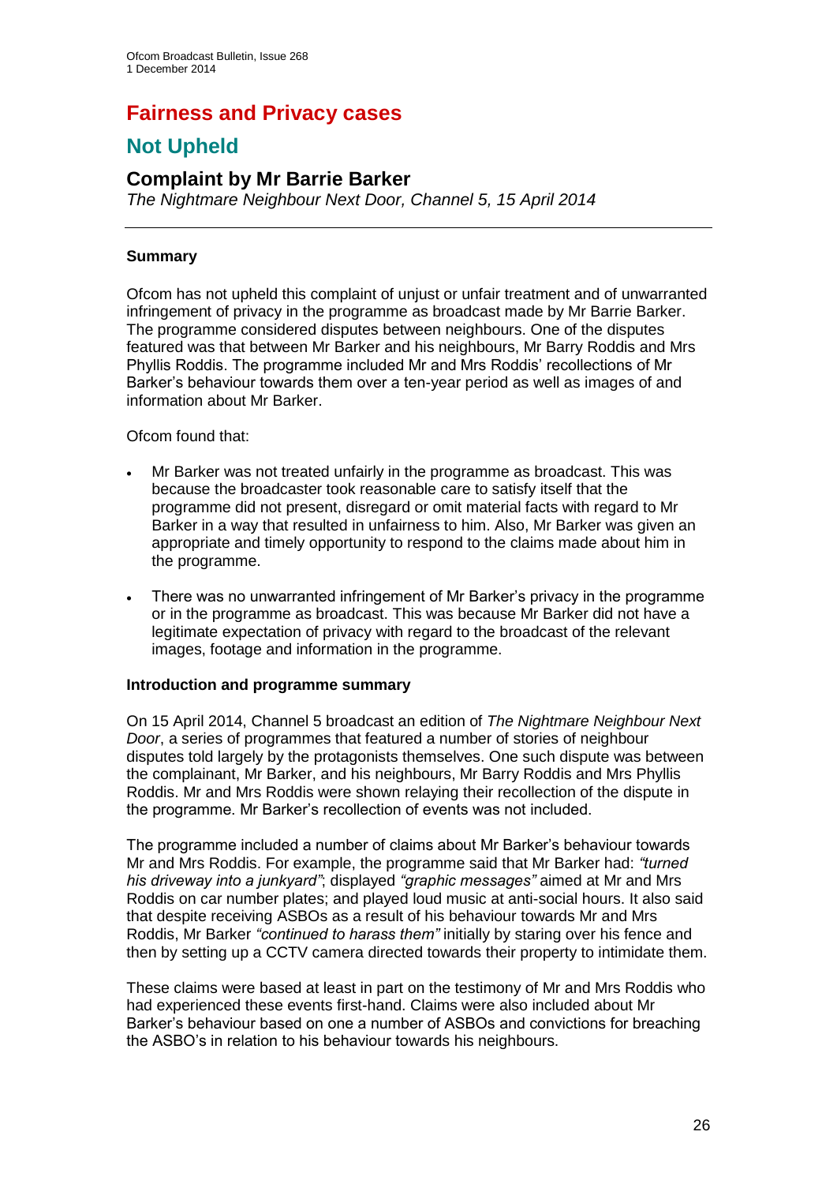# Fairness and Privacy cases

## Not Upheld

### Complaint by Mr Barrie Barker

*The Nightmare Neighbour Next Door, Channel 5, 15 April 2014*

---

**Summary**

Ofcom has not upheld this complaint of unjust or unfair treatment and of unwarranted infringement of privacy in the programme as broadcast made by Mr Barrie Barker. The programme considered disputes between neighbours. One of the disputes featured was that between Mr Barker and his neighbours, Mr Barry Roddis and Mrs Phyllis Roddis. The programme included Mr and Mrs Roddis' recollections of Mr Barker's behaviour towards them over a ten-year period as well as images of and information about Mr Barker.

Ofcom found that:

- Mr Barker was not treated unfairly in the programme as broadcast. This was because the broadcaster took reasonable care to satisfy itself that the programme did not present, disregard or omit material facts with regard to Mr Barker in a way that resulted in unfairness to him. Also, Mr Barker was given an appropriate and timely opportunity to respond to the claims made about him in the programme.
- There was no unwarranted infringement of Mr Barker's privacy in the programme or in the programme as broadcast. This was because Mr Barker did not have a legitimate expectation of privacy with regard to the broadcast of the relevant images, footage and information in the programme.

**Introduction and programme summary**

On 15 April 2014, Channel 5 broadcast an edition of *The Nightmare Neighbour Next Door*, a series of programmes that featured a number of stories of neighbour disputes told largely by the protagonists themselves. One such dispute was between the complainant, Mr Barker, and his neighbours, Mr Barry Roddis and Mrs Phyllis Roddis. Mr and Mrs Roddis were shown relaying their recollection of the dispute in the programme. Mr Barker's recollection of events was not included.

The programme included a number of claims about Mr Barker's behaviour towards Mr and Mrs Roddis. For example, the programme said that Mr Barker had: *"turned his driveway into a junkyard"*; displayed *"graphic messages"* aimed at Mr and Mrs Roddis on car number plates; and played loud music at anti-social hours. It also said that despite receiving ASBOs as a result of his behaviour towards Mr and Mrs Roddis, Mr Barker *"continued to harass them"* initially by staring over his fence and then by setting up a CCTV camera directed towards their property to intimidate them.

These claims were based at least in part on the testimony of Mr and Mrs Roddis who had experienced these events first-hand. Claims were also included about Mr Barker's behaviour based on one a number of ASBOs and convictions for breaching the ASBO's in relation to his behaviour towards his neighbours.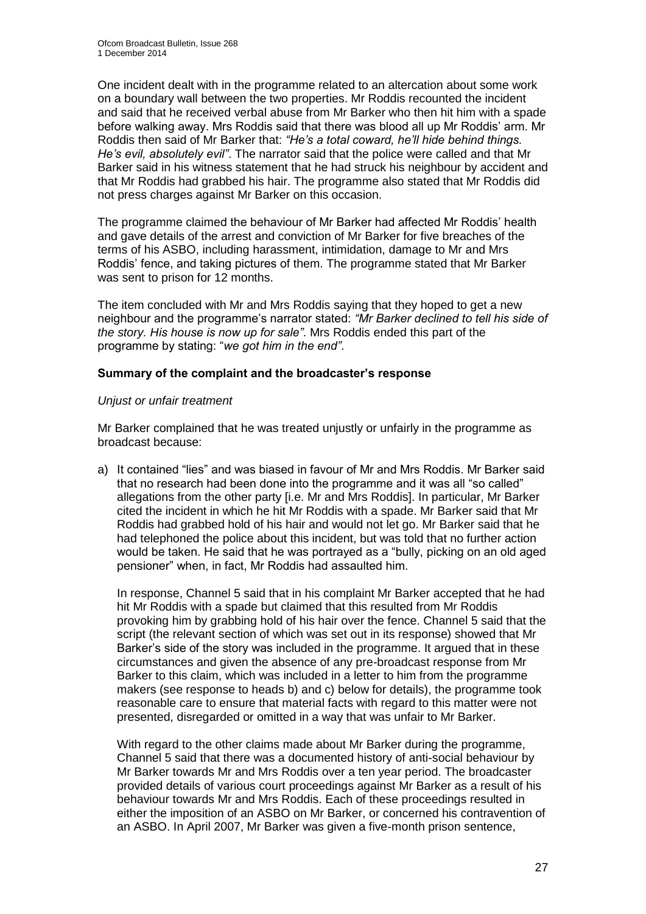One incident dealt with in the programme related to an altercation about some work on a boundary wall between the two properties. Mr Roddis recounted the incident and said that he received verbal abuse from Mr Barker who then hit him with a spade before walking away. Mrs Roddis said that there was blood all up Mr Roddis' arm. Mr Roddis then said of Mr Barker that: *"He's a total coward, he'll hide behind things. He's evil, absolutely evil"*. The narrator said that the police were called and that Mr Barker said in his witness statement that he had struck his neighbour by accident and that Mr Roddis had grabbed his hair. The programme also stated that Mr Roddis did not press charges against Mr Barker on this occasion.

The programme claimed the behaviour of Mr Barker had affected Mr Roddis' health and gave details of the arrest and conviction of Mr Barker for five breaches of the terms of his ASBO, including harassment, intimidation, damage to Mr and Mrs Roddis' fence, and taking pictures of them. The programme stated that Mr Barker was sent to prison for 12 months.

The item concluded with Mr and Mrs Roddis saying that they hoped to get a new neighbour and the programme's narrator stated: *"Mr Barker declined to tell his side of the story. His house is now up for sale"*. Mrs Roddis ended this part of the programme by stating: "*we got him in the end"*.

### Summary of the complaint and the broadcaster's response

*Unjust or unfair treatment*

Mr Barker complained that he was treated unjustly or unfairly in the programme as broadcast because:

a) It contained "lies" and was biased in favour of Mr and Mrs Roddis. Mr Barker said that no research had been done into the programme and it was all "so called" allegations from the other party [i.e. Mr and Mrs Roddis]. In particular, Mr Barker cited the incident in which he hit Mr Roddis with a spade. Mr Barker said that Mr Roddis had grabbed hold of his hair and would not let go. Mr Barker said that he had telephoned the police about this incident, but was told that no further action would be taken. He said that he was portrayed as a "bully, picking on an old aged pensioner" when, in fact, Mr Roddis had assaulted him.

   In response, Channel 5 said that in his complaint Mr Barker accepted that he had hit Mr Roddis with a spade but claimed that this resulted from Mr Roddis provoking him by grabbing hold of his hair over the fence. Channel 5 said that the script (the relevant section of which was set out in its response) showed that Mr Barker's side of the story was included in the programme. It argued that in these circumstances and given the absence of any pre-broadcast response from Mr Barker to this claim, which was included in a letter to him from the programme makers (see response to heads b) and c) below for details), the programme took reasonable care to ensure that material facts with regard to this matter were not presented, disregarded or omitted in a way that was unfair to Mr Barker.

   With regard to the other claims made about Mr Barker during the programme, Channel 5 said that there was a documented history of anti-social behaviour by Mr Barker towards Mr and Mrs Roddis over a ten year period. The broadcaster provided details of various court proceedings against Mr Barker as a result of his behaviour towards Mr and Mrs Roddis. Each of these proceedings resulted in either the imposition of an ASBO on Mr Barker, or concerned his contravention of an ASBO. In April 2007, Mr Barker was given a five-month prison sentence,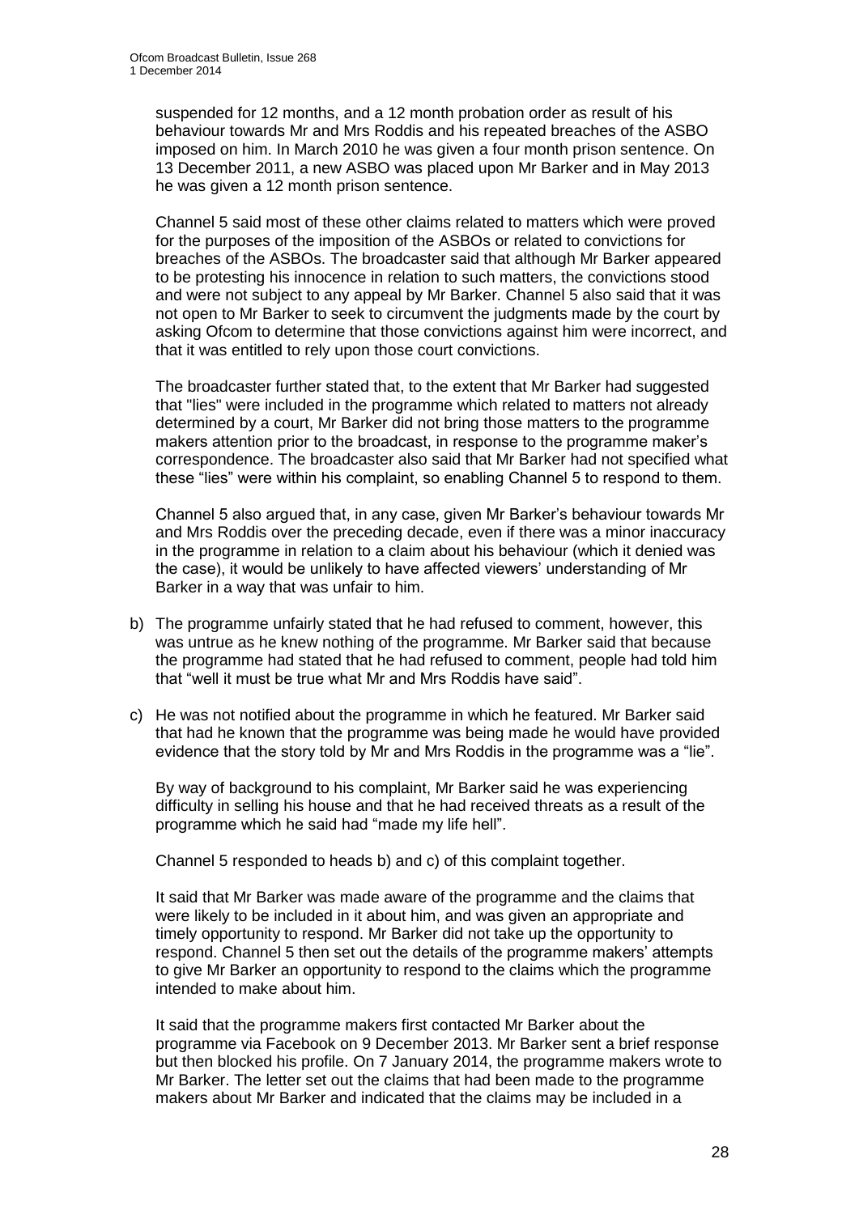suspended for 12 months, and a 12 month probation order as result of his behaviour towards Mr and Mrs Roddis and his repeated breaches of the ASBO imposed on him. In March 2010 he was given a four month prison sentence. On 13 December 2011, a new ASBO was placed upon Mr Barker and in May 2013 he was given a 12 month prison sentence.

Channel 5 said most of these other claims related to matters which were proved for the purposes of the imposition of the ASBOs or related to convictions for breaches of the ASBOs. The broadcaster said that although Mr Barker appeared to be protesting his innocence in relation to such matters, the convictions stood and were not subject to any appeal by Mr Barker. Channel 5 also said that it was not open to Mr Barker to seek to circumvent the judgments made by the court by asking Ofcom to determine that those convictions against him were incorrect, and that it was entitled to rely upon those court convictions.

The broadcaster further stated that, to the extent that Mr Barker had suggested that "lies" were included in the programme which related to matters not already determined by a court, Mr Barker did not bring those matters to the programme makers attention prior to the broadcast, in response to the programme maker's correspondence. The broadcaster also said that Mr Barker had not specified what these "lies" were within his complaint, so enabling Channel 5 to respond to them.

Channel 5 also argued that, in any case, given Mr Barker's behaviour towards Mr and Mrs Roddis over the preceding decade, even if there was a minor inaccuracy in the programme in relation to a claim about his behaviour (which it denied was the case), it would be unlikely to have affected viewers' understanding of Mr Barker in a way that was unfair to him.

b) The programme unfairly stated that he had refused to comment, however, this was untrue as he knew nothing of the programme. Mr Barker said that because the programme had stated that he had refused to comment, people had told him that "well it must be true what Mr and Mrs Roddis have said".

c) He was not notified about the programme in which he featured. Mr Barker said that had he known that the programme was being made he would have provided evidence that the story told by Mr and Mrs Roddis in the programme was a "lie".

By way of background to his complaint, Mr Barker said he was experiencing difficulty in selling his house and that he had received threats as a result of the programme which he said had "made my life hell".

Channel 5 responded to heads b) and c) of this complaint together.

It said that Mr Barker was made aware of the programme and the claims that were likely to be included in it about him, and was given an appropriate and timely opportunity to respond. Mr Barker did not take up the opportunity to respond. Channel 5 then set out the details of the programme makers' attempts to give Mr Barker an opportunity to respond to the claims which the programme intended to make about him.

It said that the programme makers first contacted Mr Barker about the programme via Facebook on 9 December 2013. Mr Barker sent a brief response but then blocked his profile. On 7 January 2014, the programme makers wrote to Mr Barker. The letter set out the claims that had been made to the programme makers about Mr Barker and indicated that the claims may be included in a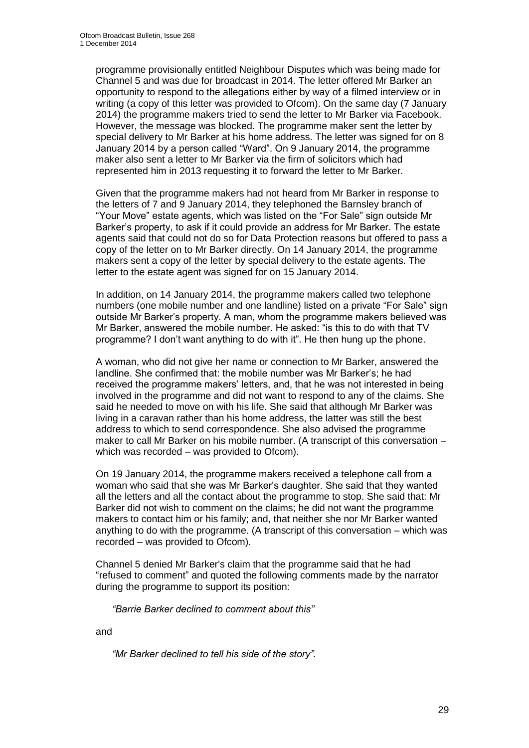programme provisionally entitled Neighbour Disputes which was being made for Channel 5 and was due for broadcast in 2014. The letter offered Mr Barker an opportunity to respond to the allegations either by way of a filmed interview or in writing (a copy of this letter was provided to Ofcom). On the same day (7 January 2014) the programme makers tried to send the letter to Mr Barker via Facebook. However, the message was blocked. The programme maker sent the letter by special delivery to Mr Barker at his home address. The letter was signed for on 8 January 2014 by a person called "Ward". On 9 January 2014, the programme maker also sent a letter to Mr Barker via the firm of solicitors which had represented him in 2013 requesting it to forward the letter to Mr Barker.

Given that the programme makers had not heard from Mr Barker in response to the letters of 7 and 9 January 2014, they telephoned the Barnsley branch of "Your Move" estate agents, which was listed on the "For Sale" sign outside Mr Barker's property, to ask if it could provide an address for Mr Barker. The estate agents said that could not do so for Data Protection reasons but offered to pass a copy of the letter on to Mr Barker directly. On 14 January 2014, the programme makers sent a copy of the letter by special delivery to the estate agents. The letter to the estate agent was signed for on 15 January 2014.

In addition, on 14 January 2014, the programme makers called two telephone numbers (one mobile number and one landline) listed on a private "For Sale" sign outside Mr Barker's property. A man, whom the programme makers believed was Mr Barker, answered the mobile number. He asked: "is this to do with that TV programme? I don't want anything to do with it". He then hung up the phone.

A woman, who did not give her name or connection to Mr Barker, answered the landline. She confirmed that: the mobile number was Mr Barker's; he had received the programme makers' letters, and, that he was not interested in being involved in the programme and did not want to respond to any of the claims. She said he needed to move on with his life. She said that although Mr Barker was living in a caravan rather than his home address, the latter was still the best address to which to send correspondence. She also advised the programme maker to call Mr Barker on his mobile number. (A transcript of this conversation – which was recorded – was provided to Ofcom).

On 19 January 2014, the programme makers received a telephone call from a woman who said that she was Mr Barker's daughter. She said that they wanted all the letters and all the contact about the programme to stop. She said that: Mr Barker did not wish to comment on the claims; he did not want the programme makers to contact him or his family; and, that neither she nor Mr Barker wanted anything to do with the programme. (A transcript of this conversation – which was recorded – was provided to Ofcom).

Channel 5 denied Mr Barker's claim that the programme said that he had "refused to comment" and quoted the following comments made by the narrator during the programme to support its position:

> *"Barrie Barker declined to comment about this"*

and

> *"Mr Barker declined to tell his side of the story".*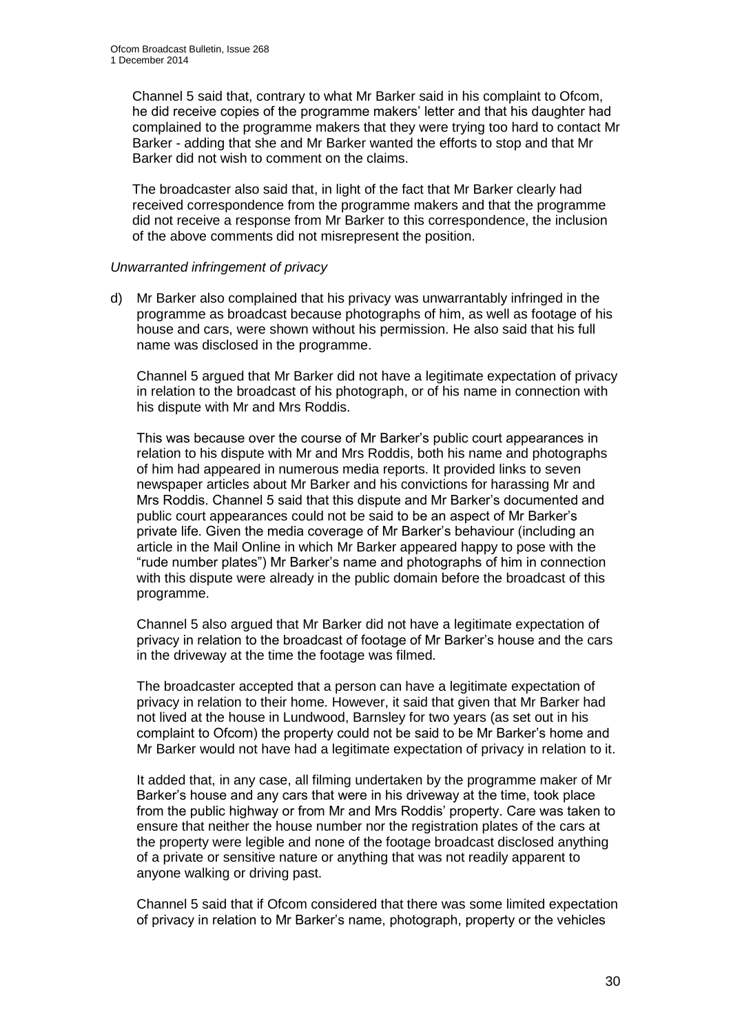Channel 5 said that, contrary to what Mr Barker said in his complaint to Ofcom, he did receive copies of the programme makers' letter and that his daughter had complained to the programme makers that they were trying too hard to contact Mr Barker - adding that she and Mr Barker wanted the efforts to stop and that Mr Barker did not wish to comment on the claims.

The broadcaster also said that, in light of the fact that Mr Barker clearly had received correspondence from the programme makers and that the programme did not receive a response from Mr Barker to this correspondence, the inclusion of the above comments did not misrepresent the position.

*Unwarranted infringement of privacy*

d) Mr Barker also complained that his privacy was unwarrantably infringed in the programme as broadcast because photographs of him, as well as footage of his house and cars, were shown without his permission. He also said that his full name was disclosed in the programme.

Channel 5 argued that Mr Barker did not have a legitimate expectation of privacy in relation to the broadcast of his photograph, or of his name in connection with his dispute with Mr and Mrs Roddis.

This was because over the course of Mr Barker's public court appearances in relation to his dispute with Mr and Mrs Roddis, both his name and photographs of him had appeared in numerous media reports. It provided links to seven newspaper articles about Mr Barker and his convictions for harassing Mr and Mrs Roddis. Channel 5 said that this dispute and Mr Barker's documented and public court appearances could not be said to be an aspect of Mr Barker's private life. Given the media coverage of Mr Barker's behaviour (including an article in the Mail Online in which Mr Barker appeared happy to pose with the "rude number plates") Mr Barker's name and photographs of him in connection with this dispute were already in the public domain before the broadcast of this programme.

Channel 5 also argued that Mr Barker did not have a legitimate expectation of privacy in relation to the broadcast of footage of Mr Barker's house and the cars in the driveway at the time the footage was filmed.

The broadcaster accepted that a person can have a legitimate expectation of privacy in relation to their home. However, it said that given that Mr Barker had not lived at the house in Lundwood, Barnsley for two years (as set out in his complaint to Ofcom) the property could not be said to be Mr Barker's home and Mr Barker would not have had a legitimate expectation of privacy in relation to it.

It added that, in any case, all filming undertaken by the programme maker of Mr Barker's house and any cars that were in his driveway at the time, took place from the public highway or from Mr and Mrs Roddis' property. Care was taken to ensure that neither the house number nor the registration plates of the cars at the property were legible and none of the footage broadcast disclosed anything of a private or sensitive nature or anything that was not readily apparent to anyone walking or driving past.

Channel 5 said that if Ofcom considered that there was some limited expectation of privacy in relation to Mr Barker's name, photograph, property or the vehicles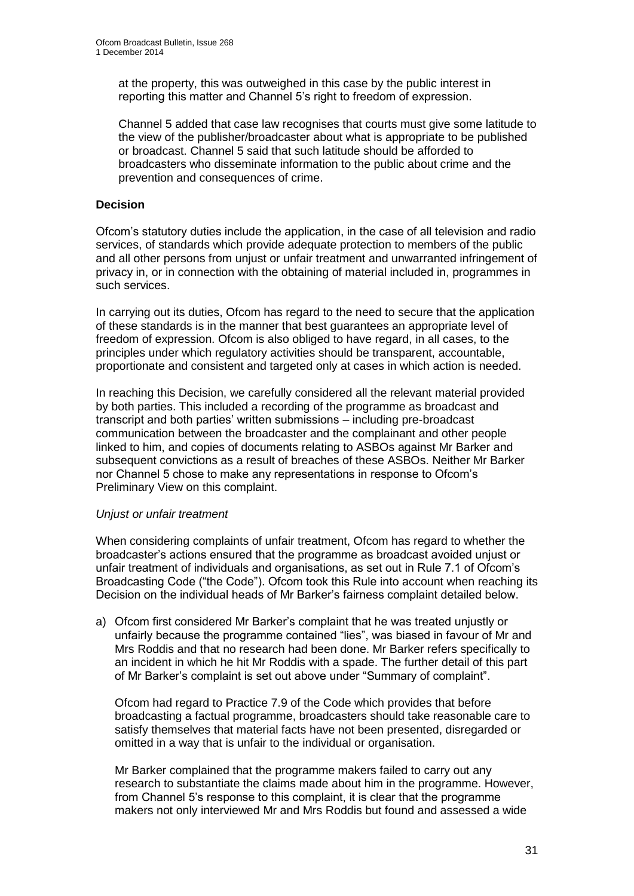at the property, this was outweighed in this case by the public interest in reporting this matter and Channel 5's right to freedom of expression.

Channel 5 added that case law recognises that courts must give some latitude to the view of the publisher/broadcaster about what is appropriate to be published or broadcast. Channel 5 said that such latitude should be afforded to broadcasters who disseminate information to the public about crime and the prevention and consequences of crime.

**Decision**

Ofcom's statutory duties include the application, in the case of all television and radio services, of standards which provide adequate protection to members of the public and all other persons from unjust or unfair treatment and unwarranted infringement of privacy in, or in connection with the obtaining of material included in, programmes in such services.

In carrying out its duties, Ofcom has regard to the need to secure that the application of these standards is in the manner that best guarantees an appropriate level of freedom of expression. Ofcom is also obliged to have regard, in all cases, to the principles under which regulatory activities should be transparent, accountable, proportionate and consistent and targeted only at cases in which action is needed.

In reaching this Decision, we carefully considered all the relevant material provided by both parties. This included a recording of the programme as broadcast and transcript and both parties' written submissions – including pre-broadcast communication between the broadcaster and the complainant and other people linked to him, and copies of documents relating to ASBOs against Mr Barker and subsequent convictions as a result of breaches of these ASBOs. Neither Mr Barker nor Channel 5 chose to make any representations in response to Ofcom's Preliminary View on this complaint.

*Unjust or unfair treatment*

When considering complaints of unfair treatment, Ofcom has regard to whether the broadcaster's actions ensured that the programme as broadcast avoided unjust or unfair treatment of individuals and organisations, as set out in Rule 7.1 of Ofcom's Broadcasting Code ("the Code"). Ofcom took this Rule into account when reaching its Decision on the individual heads of Mr Barker's fairness complaint detailed below.

a) Ofcom first considered Mr Barker's complaint that he was treated unjustly or unfairly because the programme contained "lies", was biased in favour of Mr and Mrs Roddis and that no research had been done. Mr Barker refers specifically to an incident in which he hit Mr Roddis with a spade. The further detail of this part of Mr Barker's complaint is set out above under "Summary of complaint".

   Ofcom had regard to Practice 7.9 of the Code which provides that before broadcasting a factual programme, broadcasters should take reasonable care to satisfy themselves that material facts have not been presented, disregarded or omitted in a way that is unfair to the individual or organisation.

   Mr Barker complained that the programme makers failed to carry out any research to substantiate the claims made about him in the programme. However, from Channel 5's response to this complaint, it is clear that the programme makers not only interviewed Mr and Mrs Roddis but found and assessed a wide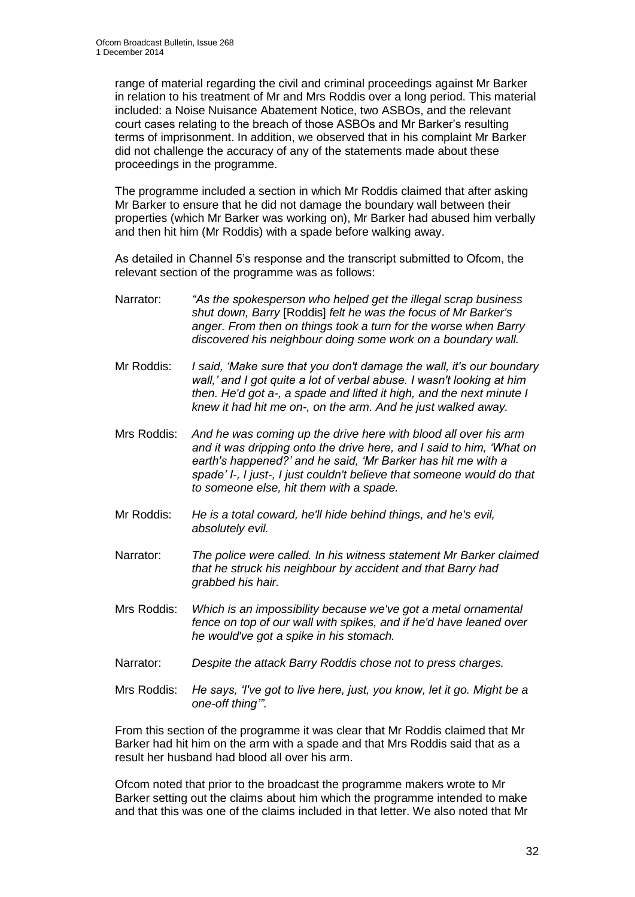range of material regarding the civil and criminal proceedings against Mr Barker in relation to his treatment of Mr and Mrs Roddis over a long period. This material included: a Noise Nuisance Abatement Notice, two ASBOs, and the relevant court cases relating to the breach of those ASBOs and Mr Barker's resulting terms of imprisonment. In addition, we observed that in his complaint Mr Barker did not challenge the accuracy of any of the statements made about these proceedings in the programme.

The programme included a section in which Mr Roddis claimed that after asking Mr Barker to ensure that he did not damage the boundary wall between their properties (which Mr Barker was working on), Mr Barker had abused him verbally and then hit him (Mr Roddis) with a spade before walking away.

As detailed in Channel 5's response and the transcript submitted to Ofcom, the relevant section of the programme was as follows:

Narrator: *"As the spokesperson who helped get the illegal scrap business shut down, Barry* [Roddis] *felt he was the focus of Mr Barker's anger. From then on things took a turn for the worse when Barry discovered his neighbour doing some work on a boundary wall.*

Mr Roddis: *I said, 'Make sure that you don't damage the wall, it's our boundary wall,' and I got quite a lot of verbal abuse. I wasn't looking at him then. He'd got a-, a spade and lifted it high, and the next minute I knew it had hit me on-, on the arm. And he just walked away.*

Mrs Roddis: *And he was coming up the drive here with blood all over his arm and it was dripping onto the drive here, and I said to him, 'What on earth's happened?' and he said, 'Mr Barker has hit me with a spade' I-, I just-, I just couldn't believe that someone would do that to someone else, hit them with a spade.*

Mr Roddis: *He is a total coward, he'll hide behind things, and he's evil, absolutely evil.*

Narrator: *The police were called. In his witness statement Mr Barker claimed that he struck his neighbour by accident and that Barry had grabbed his hair.*

Mrs Roddis: *Which is an impossibility because we've got a metal ornamental fence on top of our wall with spikes, and if he'd have leaned over he would've got a spike in his stomach.*

Narrator: *Despite the attack Barry Roddis chose not to press charges.*

Mrs Roddis: *He says, 'I've got to live here, just, you know, let it go. Might be a one-off thing'".*

From this section of the programme it was clear that Mr Roddis claimed that Mr Barker had hit him on the arm with a spade and that Mrs Roddis said that as a result her husband had blood all over his arm.

Ofcom noted that prior to the broadcast the programme makers wrote to Mr Barker setting out the claims about him which the programme intended to make and that this was one of the claims included in that letter. We also noted that Mr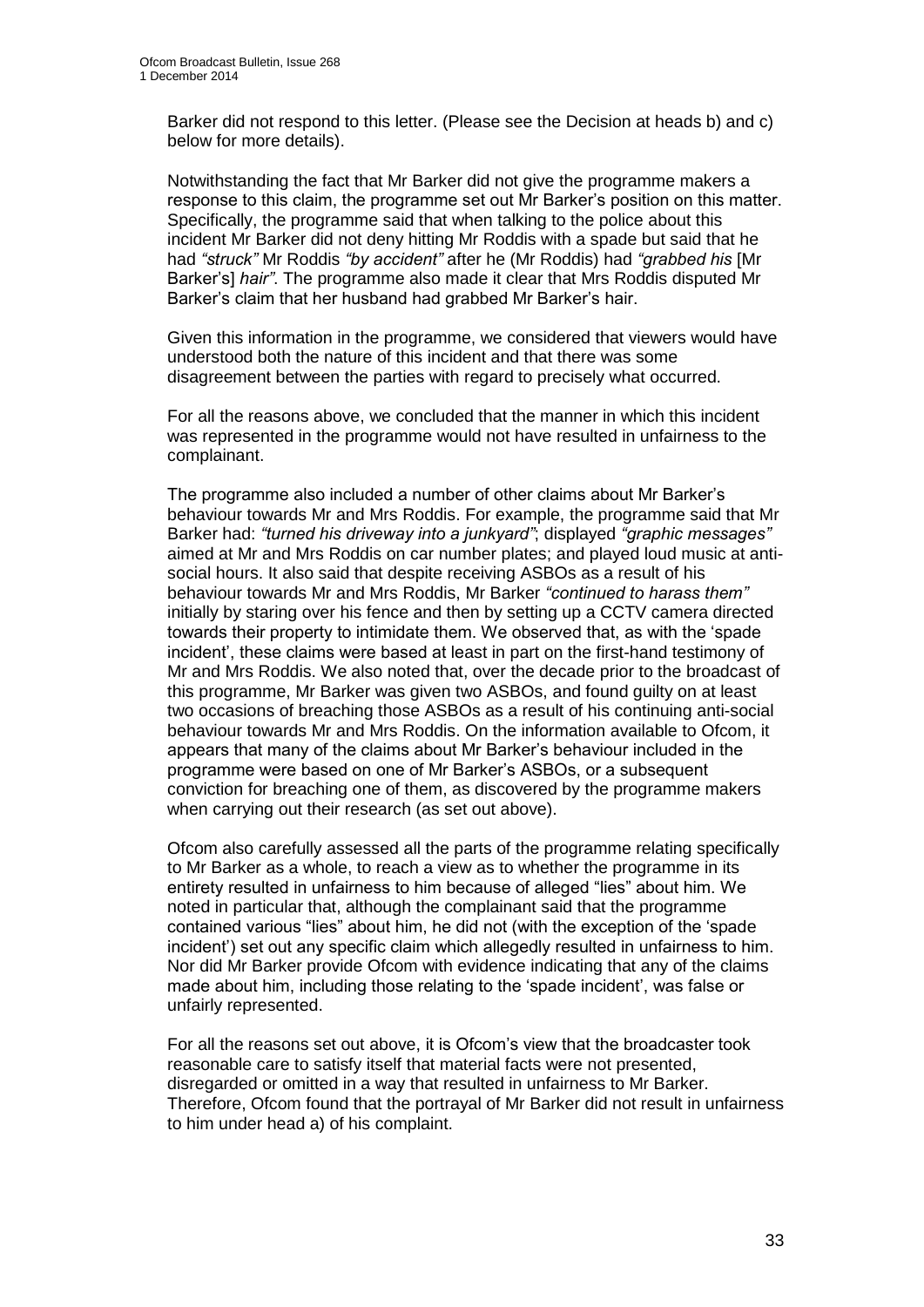Barker did not respond to this letter. (Please see the Decision at heads b) and c) below for more details).

Notwithstanding the fact that Mr Barker did not give the programme makers a response to this claim, the programme set out Mr Barker's position on this matter. Specifically, the programme said that when talking to the police about this incident Mr Barker did not deny hitting Mr Roddis with a spade but said that he had *"struck"* Mr Roddis *"by accident"* after he (Mr Roddis) had *"grabbed his* [Mr Barker's] *hair"*. The programme also made it clear that Mrs Roddis disputed Mr Barker's claim that her husband had grabbed Mr Barker's hair.

Given this information in the programme, we considered that viewers would have understood both the nature of this incident and that there was some disagreement between the parties with regard to precisely what occurred.

For all the reasons above, we concluded that the manner in which this incident was represented in the programme would not have resulted in unfairness to the complainant.

The programme also included a number of other claims about Mr Barker's behaviour towards Mr and Mrs Roddis. For example, the programme said that Mr Barker had: *"turned his driveway into a junkyard"*; displayed *"graphic messages"* aimed at Mr and Mrs Roddis on car number plates; and played loud music at anti-social hours. It also said that despite receiving ASBOs as a result of his behaviour towards Mr and Mrs Roddis, Mr Barker *"continued to harass them"* initially by staring over his fence and then by setting up a CCTV camera directed towards their property to intimidate them. We observed that, as with the 'spade incident', these claims were based at least in part on the first-hand testimony of Mr and Mrs Roddis. We also noted that, over the decade prior to the broadcast of this programme, Mr Barker was given two ASBOs, and found guilty on at least two occasions of breaching those ASBOs as a result of his continuing anti-social behaviour towards Mr and Mrs Roddis. On the information available to Ofcom, it appears that many of the claims about Mr Barker's behaviour included in the programme were based on one of Mr Barker's ASBOs, or a subsequent conviction for breaching one of them, as discovered by the programme makers when carrying out their research (as set out above).

Ofcom also carefully assessed all the parts of the programme relating specifically to Mr Barker as a whole, to reach a view as to whether the programme in its entirety resulted in unfairness to him because of alleged "lies" about him. We noted in particular that, although the complainant said that the programme contained various "lies" about him, he did not (with the exception of the 'spade incident') set out any specific claim which allegedly resulted in unfairness to him. Nor did Mr Barker provide Ofcom with evidence indicating that any of the claims made about him, including those relating to the 'spade incident', was false or unfairly represented.

For all the reasons set out above, it is Ofcom's view that the broadcaster took reasonable care to satisfy itself that material facts were not presented, disregarded or omitted in a way that resulted in unfairness to Mr Barker. Therefore, Ofcom found that the portrayal of Mr Barker did not result in unfairness to him under head a) of his complaint.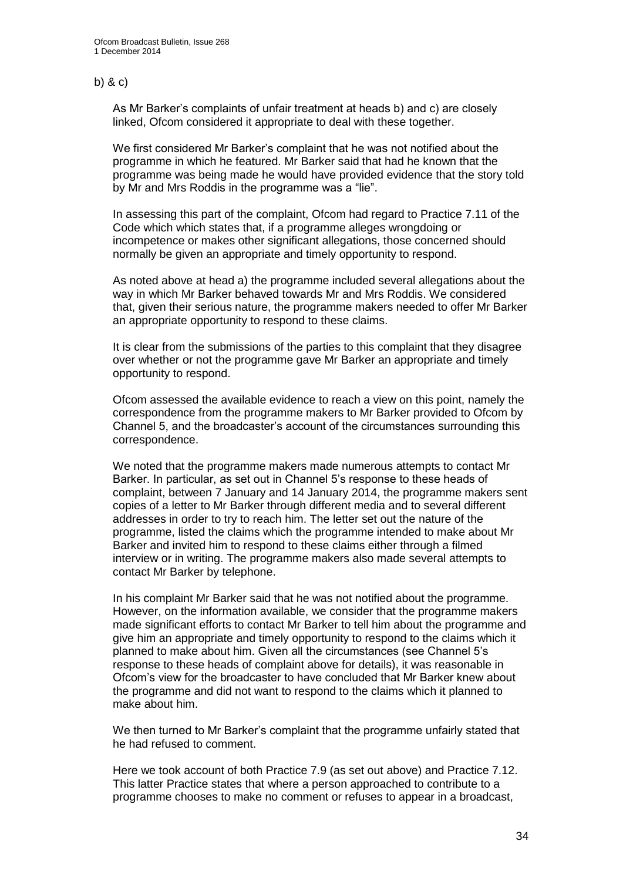b) & c)

As Mr Barker's complaints of unfair treatment at heads b) and c) are closely linked, Ofcom considered it appropriate to deal with these together.

We first considered Mr Barker's complaint that he was not notified about the programme in which he featured. Mr Barker said that had he known that the programme was being made he would have provided evidence that the story told by Mr and Mrs Roddis in the programme was a "lie".

In assessing this part of the complaint, Ofcom had regard to Practice 7.11 of the Code which which states that, if a programme alleges wrongdoing or incompetence or makes other significant allegations, those concerned should normally be given an appropriate and timely opportunity to respond.

As noted above at head a) the programme included several allegations about the way in which Mr Barker behaved towards Mr and Mrs Roddis. We considered that, given their serious nature, the programme makers needed to offer Mr Barker an appropriate opportunity to respond to these claims.

It is clear from the submissions of the parties to this complaint that they disagree over whether or not the programme gave Mr Barker an appropriate and timely opportunity to respond.

Ofcom assessed the available evidence to reach a view on this point, namely the correspondence from the programme makers to Mr Barker provided to Ofcom by Channel 5, and the broadcaster's account of the circumstances surrounding this correspondence.

We noted that the programme makers made numerous attempts to contact Mr Barker. In particular, as set out in Channel 5's response to these heads of complaint, between 7 January and 14 January 2014, the programme makers sent copies of a letter to Mr Barker through different media and to several different addresses in order to try to reach him. The letter set out the nature of the programme, listed the claims which the programme intended to make about Mr Barker and invited him to respond to these claims either through a filmed interview or in writing. The programme makers also made several attempts to contact Mr Barker by telephone.

In his complaint Mr Barker said that he was not notified about the programme. However, on the information available, we consider that the programme makers made significant efforts to contact Mr Barker to tell him about the programme and give him an appropriate and timely opportunity to respond to the claims which it planned to make about him. Given all the circumstances (see Channel 5's response to these heads of complaint above for details), it was reasonable in Ofcom's view for the broadcaster to have concluded that Mr Barker knew about the programme and did not want to respond to the claims which it planned to make about him.

We then turned to Mr Barker's complaint that the programme unfairly stated that he had refused to comment.

Here we took account of both Practice 7.9 (as set out above) and Practice 7.12. This latter Practice states that where a person approached to contribute to a programme chooses to make no comment or refuses to appear in a broadcast,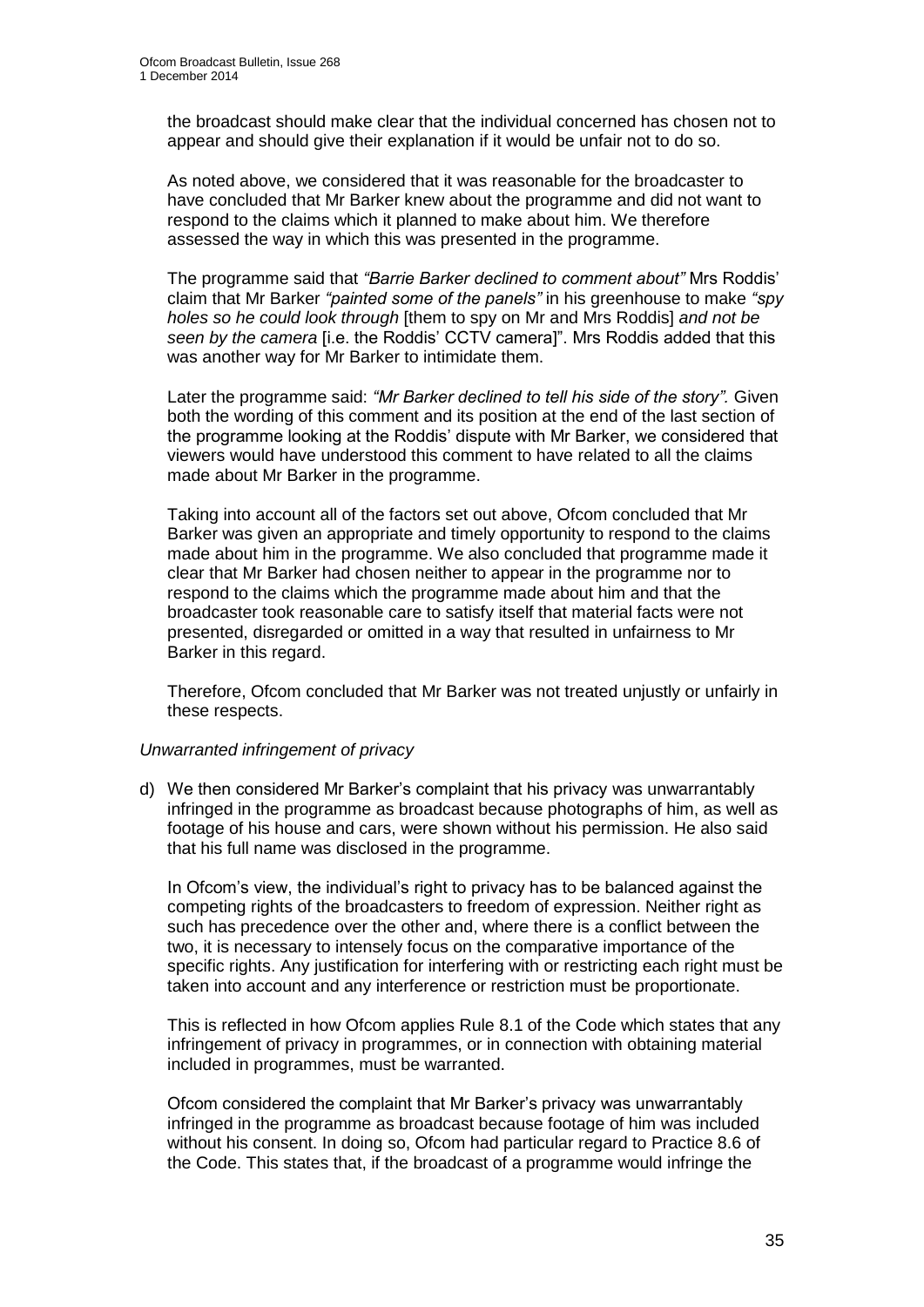the broadcast should make clear that the individual concerned has chosen not to appear and should give their explanation if it would be unfair not to do so.

As noted above, we considered that it was reasonable for the broadcaster to have concluded that Mr Barker knew about the programme and did not want to respond to the claims which it planned to make about him. We therefore assessed the way in which this was presented in the programme.

The programme said that *"Barrie Barker declined to comment about"* Mrs Roddis' claim that Mr Barker *"painted some of the panels"* in his greenhouse to make *"spy holes so he could look through* [them to spy on Mr and Mrs Roddis] *and not be seen by the camera* [i.e. the Roddis' CCTV camera]". Mrs Roddis added that this was another way for Mr Barker to intimidate them.

Later the programme said: *"Mr Barker declined to tell his side of the story"*. Given both the wording of this comment and its position at the end of the last section of the programme looking at the Roddis' dispute with Mr Barker, we considered that viewers would have understood this comment to have related to all the claims made about Mr Barker in the programme.

Taking into account all of the factors set out above, Ofcom concluded that Mr Barker was given an appropriate and timely opportunity to respond to the claims made about him in the programme. We also concluded that programme made it clear that Mr Barker had chosen neither to appear in the programme nor to respond to the claims which the programme made about him and that the broadcaster took reasonable care to satisfy itself that material facts were not presented, disregarded or omitted in a way that resulted in unfairness to Mr Barker in this regard.

Therefore, Ofcom concluded that Mr Barker was not treated unjustly or unfairly in these respects.

*Unwarranted infringement of privacy*

d) We then considered Mr Barker's complaint that his privacy was unwarrantably infringed in the programme as broadcast because photographs of him, as well as footage of his house and cars, were shown without his permission. He also said that his full name was disclosed in the programme.

In Ofcom's view, the individual's right to privacy has to be balanced against the competing rights of the broadcasters to freedom of expression. Neither right as such has precedence over the other and, where there is a conflict between the two, it is necessary to intensely focus on the comparative importance of the specific rights. Any justification for interfering with or restricting each right must be taken into account and any interference or restriction must be proportionate.

This is reflected in how Ofcom applies Rule 8.1 of the Code which states that any infringement of privacy in programmes, or in connection with obtaining material included in programmes, must be warranted.

Ofcom considered the complaint that Mr Barker's privacy was unwarrantably infringed in the programme as broadcast because footage of him was included without his consent. In doing so, Ofcom had particular regard to Practice 8.6 of the Code. This states that, if the broadcast of a programme would infringe the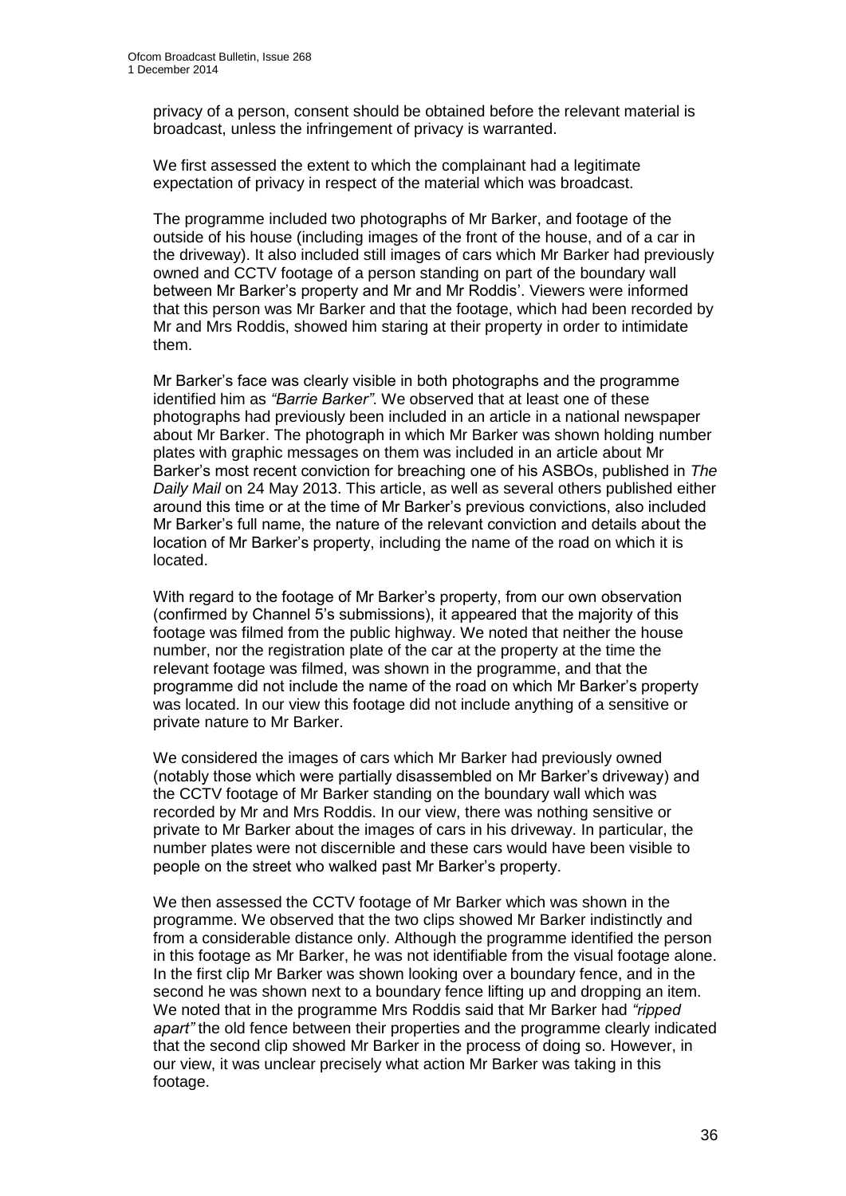privacy of a person, consent should be obtained before the relevant material is broadcast, unless the infringement of privacy is warranted.

We first assessed the extent to which the complainant had a legitimate expectation of privacy in respect of the material which was broadcast.

The programme included two photographs of Mr Barker, and footage of the outside of his house (including images of the front of the house, and of a car in the driveway). It also included still images of cars which Mr Barker had previously owned and CCTV footage of a person standing on part of the boundary wall between Mr Barker's property and Mr and Mr Roddis'. Viewers were informed that this person was Mr Barker and that the footage, which had been recorded by Mr and Mrs Roddis, showed him staring at their property in order to intimidate them.

Mr Barker's face was clearly visible in both photographs and the programme identified him as *"Barrie Barker"*. We observed that at least one of these photographs had previously been included in an article in a national newspaper about Mr Barker. The photograph in which Mr Barker was shown holding number plates with graphic messages on them was included in an article about Mr Barker's most recent conviction for breaching one of his ASBOs, published in *The Daily Mail* on 24 May 2013. This article, as well as several others published either around this time or at the time of Mr Barker's previous convictions, also included Mr Barker's full name, the nature of the relevant conviction and details about the location of Mr Barker's property, including the name of the road on which it is located.

With regard to the footage of Mr Barker's property, from our own observation (confirmed by Channel 5's submissions), it appeared that the majority of this footage was filmed from the public highway. We noted that neither the house number, nor the registration plate of the car at the property at the time the relevant footage was filmed, was shown in the programme, and that the programme did not include the name of the road on which Mr Barker's property was located. In our view this footage did not include anything of a sensitive or private nature to Mr Barker.

We considered the images of cars which Mr Barker had previously owned (notably those which were partially disassembled on Mr Barker's driveway) and the CCTV footage of Mr Barker standing on the boundary wall which was recorded by Mr and Mrs Roddis. In our view, there was nothing sensitive or private to Mr Barker about the images of cars in his driveway. In particular, the number plates were not discernible and these cars would have been visible to people on the street who walked past Mr Barker's property.

We then assessed the CCTV footage of Mr Barker which was shown in the programme. We observed that the two clips showed Mr Barker indistinctly and from a considerable distance only. Although the programme identified the person in this footage as Mr Barker, he was not identifiable from the visual footage alone. In the first clip Mr Barker was shown looking over a boundary fence, and in the second he was shown next to a boundary fence lifting up and dropping an item. We noted that in the programme Mrs Roddis said that Mr Barker had *"ripped apart"* the old fence between their properties and the programme clearly indicated that the second clip showed Mr Barker in the process of doing so. However, in our view, it was unclear precisely what action Mr Barker was taking in this footage.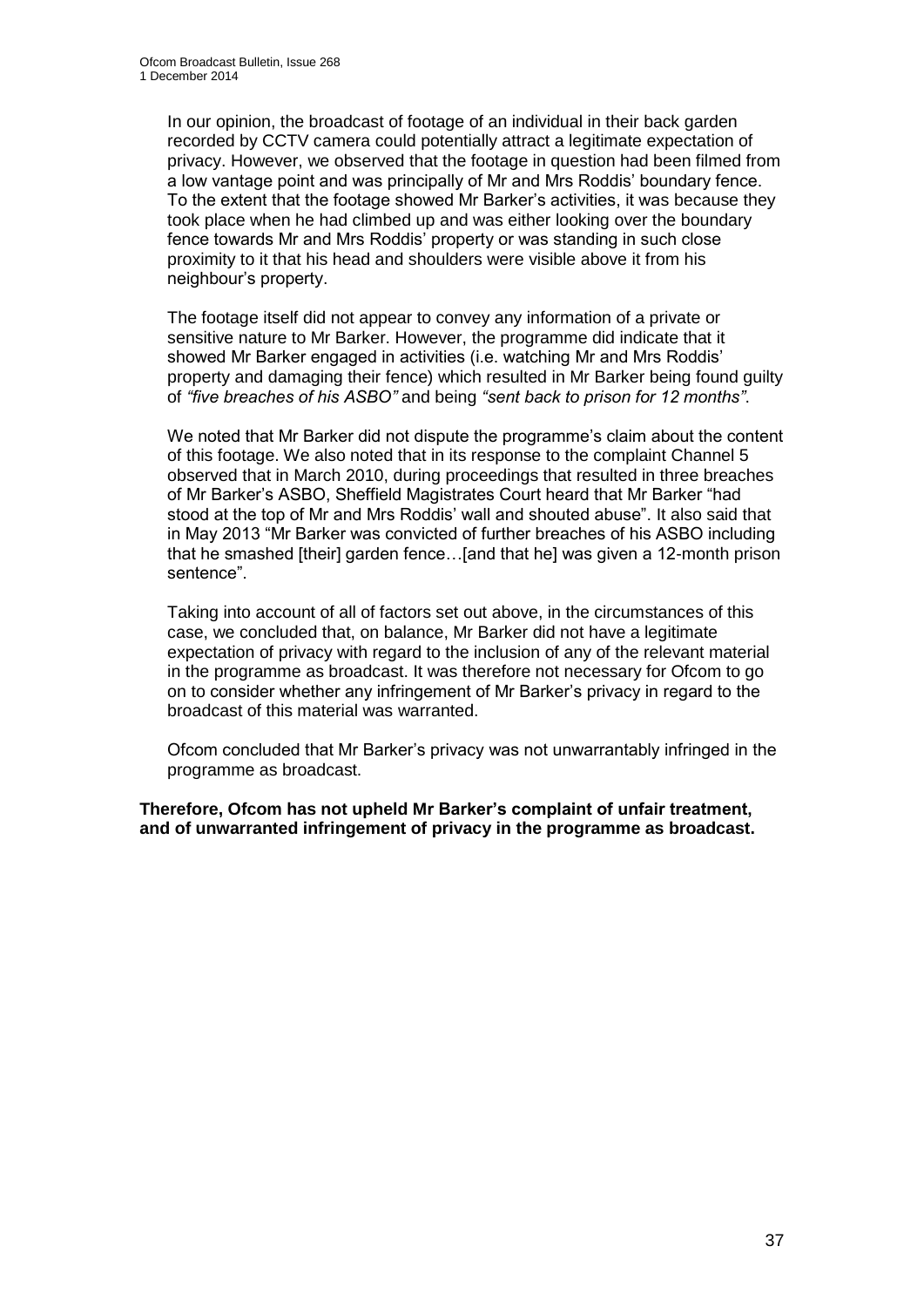In our opinion, the broadcast of footage of an individual in their back garden recorded by CCTV camera could potentially attract a legitimate expectation of privacy. However, we observed that the footage in question had been filmed from a low vantage point and was principally of Mr and Mrs Roddis' boundary fence. To the extent that the footage showed Mr Barker's activities, it was because they took place when he had climbed up and was either looking over the boundary fence towards Mr and Mrs Roddis' property or was standing in such close proximity to it that his head and shoulders were visible above it from his neighbour's property.

The footage itself did not appear to convey any information of a private or sensitive nature to Mr Barker. However, the programme did indicate that it showed Mr Barker engaged in activities (i.e. watching Mr and Mrs Roddis' property and damaging their fence) which resulted in Mr Barker being found guilty of *"five breaches of his ASBO"* and being *"sent back to prison for 12 months"*.

We noted that Mr Barker did not dispute the programme's claim about the content of this footage. We also noted that in its response to the complaint Channel 5 observed that in March 2010, during proceedings that resulted in three breaches of Mr Barker's ASBO, Sheffield Magistrates Court heard that Mr Barker "had stood at the top of Mr and Mrs Roddis' wall and shouted abuse". It also said that in May 2013 "Mr Barker was convicted of further breaches of his ASBO including that he smashed [their] garden fence…[and that he] was given a 12-month prison sentence".

Taking into account of all of factors set out above, in the circumstances of this case, we concluded that, on balance, Mr Barker did not have a legitimate expectation of privacy with regard to the inclusion of any of the relevant material in the programme as broadcast. It was therefore not necessary for Ofcom to go on to consider whether any infringement of Mr Barker's privacy in regard to the broadcast of this material was warranted.

Ofcom concluded that Mr Barker's privacy was not unwarrantably infringed in the programme as broadcast.

**Therefore, Ofcom has not upheld Mr Barker's complaint of unfair treatment, and of unwarranted infringement of privacy in the programme as broadcast.**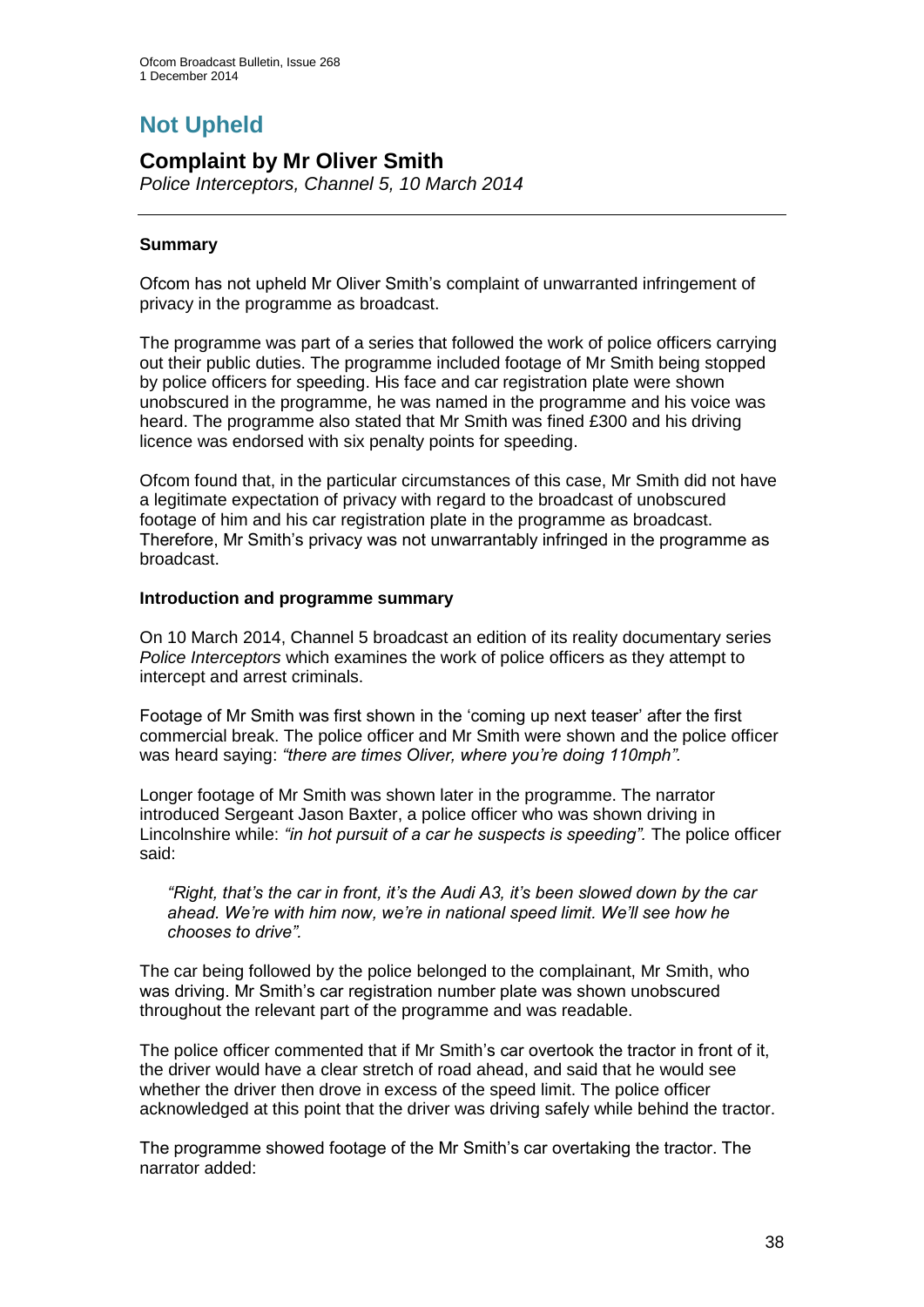# Not Upheld

## Complaint by Mr Oliver Smith

*Police Interceptors, Channel 5, 10 March 2014*

---

### Summary

Ofcom has not upheld Mr Oliver Smith's complaint of unwarranted infringement of privacy in the programme as broadcast.

The programme was part of a series that followed the work of police officers carrying out their public duties. The programme included footage of Mr Smith being stopped by police officers for speeding. His face and car registration plate were shown unobscured in the programme, he was named in the programme and his voice was heard. The programme also stated that Mr Smith was fined £300 and his driving licence was endorsed with six penalty points for speeding.

Ofcom found that, in the particular circumstances of this case, Mr Smith did not have a legitimate expectation of privacy with regard to the broadcast of unobscured footage of him and his car registration plate in the programme as broadcast. Therefore, Mr Smith's privacy was not unwarrantably infringed in the programme as broadcast.

### Introduction and programme summary

On 10 March 2014, Channel 5 broadcast an edition of its reality documentary series *Police Interceptors* which examines the work of police officers as they attempt to intercept and arrest criminals.

Footage of Mr Smith was first shown in the 'coming up next teaser' after the first commercial break. The police officer and Mr Smith were shown and the police officer was heard saying: *"there are times Oliver, where you're doing 110mph".*

Longer footage of Mr Smith was shown later in the programme. The narrator introduced Sergeant Jason Baxter, a police officer who was shown driving in Lincolnshire while: *"in hot pursuit of a car he suspects is speeding".* The police officer said:

> *"Right, that's the car in front, it's the Audi A3, it's been slowed down by the car ahead. We're with him now, we're in national speed limit. We'll see how he chooses to drive".*

The car being followed by the police belonged to the complainant, Mr Smith, who was driving. Mr Smith's car registration number plate was shown unobscured throughout the relevant part of the programme and was readable.

The police officer commented that if Mr Smith's car overtook the tractor in front of it, the driver would have a clear stretch of road ahead, and said that he would see whether the driver then drove in excess of the speed limit. The police officer acknowledged at this point that the driver was driving safely while behind the tractor.

The programme showed footage of the Mr Smith's car overtaking the tractor. The narrator added: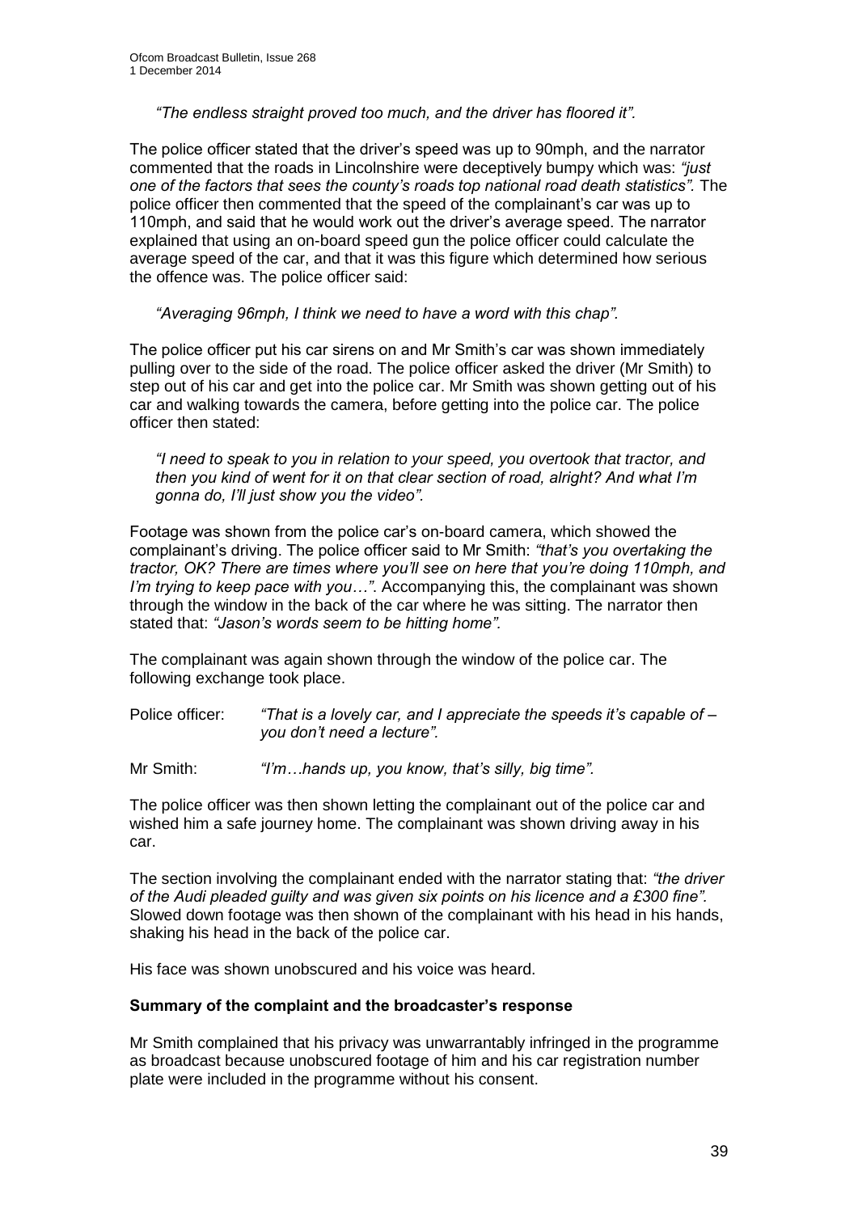*"The endless straight proved too much, and the driver has floored it".*

The police officer stated that the driver's speed was up to 90mph, and the narrator commented that the roads in Lincolnshire were deceptively bumpy which was: *"just one of the factors that sees the county's roads top national road death statistics".* The police officer then commented that the speed of the complainant's car was up to 110mph, and said that he would work out the driver's average speed. The narrator explained that using an on-board speed gun the police officer could calculate the average speed of the car, and that it was this figure which determined how serious the offence was. The police officer said:

*"Averaging 96mph, I think we need to have a word with this chap".*

The police officer put his car sirens on and Mr Smith's car was shown immediately pulling over to the side of the road. The police officer asked the driver (Mr Smith) to step out of his car and get into the police car. Mr Smith was shown getting out of his car and walking towards the camera, before getting into the police car. The police officer then stated:

*"I need to speak to you in relation to your speed, you overtook that tractor, and then you kind of went for it on that clear section of road, alright? And what I'm gonna do, I'll just show you the video".*

Footage was shown from the police car's on-board camera, which showed the complainant's driving. The police officer said to Mr Smith: *"that's you overtaking the tractor, OK? There are times where you'll see on here that you're doing 110mph, and I'm trying to keep pace with you…".* Accompanying this, the complainant was shown through the window in the back of the car where he was sitting. The narrator then stated that: *"Jason's words seem to be hitting home".*

The complainant was again shown through the window of the police car. The following exchange took place.

Police officer: *"That is a lovely car, and I appreciate the speeds it's capable of – you don't need a lecture".*

Mr Smith: *"I'm…hands up, you know, that's silly, big time".*

The police officer was then shown letting the complainant out of the police car and wished him a safe journey home. The complainant was shown driving away in his car.

The section involving the complainant ended with the narrator stating that: *"the driver of the Audi pleaded guilty and was given six points on his licence and a £300 fine".* Slowed down footage was then shown of the complainant with his head in his hands, shaking his head in the back of the police car.

His face was shown unobscured and his voice was heard.

**Summary of the complaint and the broadcaster's response**

Mr Smith complained that his privacy was unwarrantably infringed in the programme as broadcast because unobscured footage of him and his car registration number plate were included in the programme without his consent.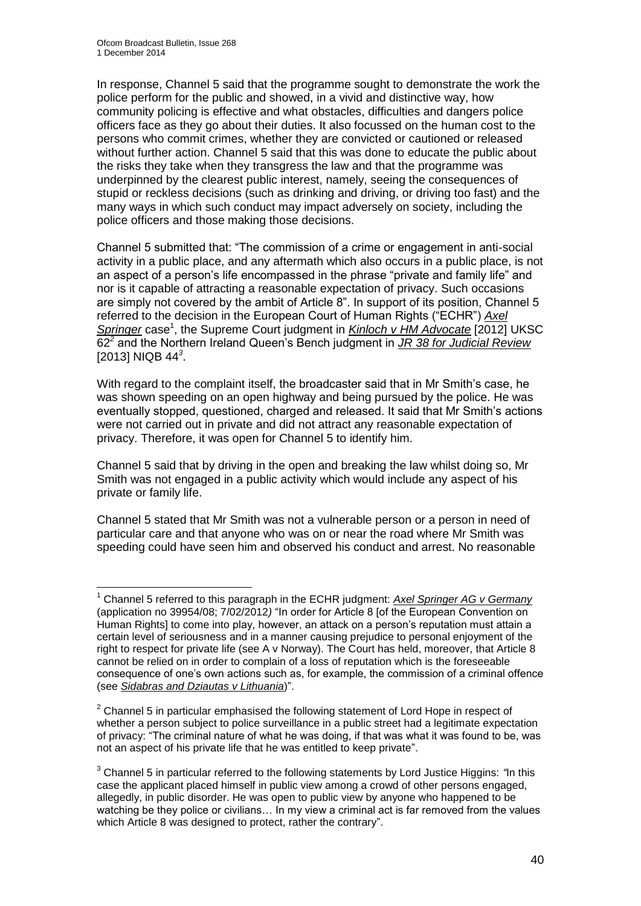In response, Channel 5 said that the programme sought to demonstrate the work the police perform for the public and showed, in a vivid and distinctive way, how community policing is effective and what obstacles, difficulties and dangers police officers face as they go about their duties. It also focussed on the human cost to the persons who commit crimes, whether they are convicted or cautioned or released without further action. Channel 5 said that this was done to educate the public about the risks they take when they transgress the law and that the programme was underpinned by the clearest public interest, namely, seeing the consequences of stupid or reckless decisions (such as drinking and driving, or driving too fast) and the many ways in which such conduct may impact adversely on society, including the police officers and those making those decisions.

Channel 5 submitted that: "The commission of a crime or engagement in anti-social activity in a public place, and any aftermath which also occurs in a public place, is not an aspect of a person's life encompassed in the phrase "private and family life" and nor is it capable of attracting a reasonable expectation of privacy. Such occasions are simply not covered by the ambit of Article 8". In support of its position, Channel 5 referred to the decision in the European Court of Human Rights ("ECHR") *Axel Springer* case[1], the Supreme Court judgment in *Kinloch v HM Advocate* [2012] UKSC 62[2] and the Northern Ireland Queen's Bench judgment in *JR 38 for Judicial Review* [2013] NIQB 44[3].

With regard to the complaint itself, the broadcaster said that in Mr Smith's case, he was shown speeding on an open highway and being pursued by the police. He was eventually stopped, questioned, charged and released. It said that Mr Smith's actions were not carried out in private and did not attract any reasonable expectation of privacy. Therefore, it was open for Channel 5 to identify him.

Channel 5 said that by driving in the open and breaking the law whilst doing so, Mr Smith was not engaged in a public activity which would include any aspect of his private or family life.

Channel 5 stated that Mr Smith was not a vulnerable person or a person in need of particular care and that anyone who was on or near the road where Mr Smith was speeding could have seen him and observed his conduct and arrest. No reasonable

---

[1] Channel 5 referred to this paragraph in the ECHR judgment: *Axel Springer AG v Germany* (application no 39954/08; 7/02/2012) "In order for Article 8 [of the European Convention on Human Rights] to come into play, however, an attack on a person's reputation must attain a certain level of seriousness and in a manner causing prejudice to personal enjoyment of the right to respect for private life (see A v Norway). The Court has held, moreover, that Article 8 cannot be relied on in order to complain of a loss of reputation which is the foreseeable consequence of one's own actions such as, for example, the commission of a criminal offence (see *Sidabras and Dziautas v Lithuania*)".

[2] Channel 5 in particular emphasised the following statement of Lord Hope in respect of whether a person subject to police surveillance in a public street had a legitimate expectation of privacy: "The criminal nature of what he was doing, if that was what it was found to be, was not an aspect of his private life that he was entitled to keep private".

[3] Channel 5 in particular referred to the following statements by Lord Justice Higgins: "In this case the applicant placed himself in public view among a crowd of other persons engaged, allegedly, in public disorder. He was open to public view by anyone who happened to be watching be they police or civilians… In my view a criminal act is far removed from the values which Article 8 was designed to protect, rather the contrary".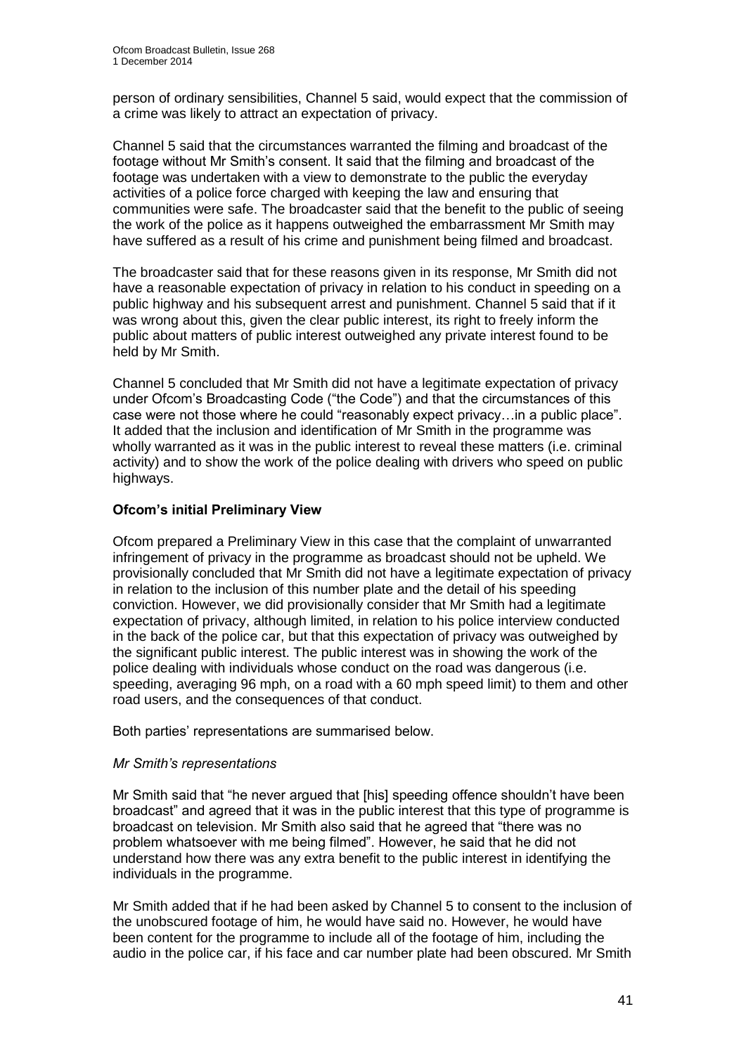person of ordinary sensibilities, Channel 5 said, would expect that the commission of a crime was likely to attract an expectation of privacy.

Channel 5 said that the circumstances warranted the filming and broadcast of the footage without Mr Smith's consent. It said that the filming and broadcast of the footage was undertaken with a view to demonstrate to the public the everyday activities of a police force charged with keeping the law and ensuring that communities were safe. The broadcaster said that the benefit to the public of seeing the work of the police as it happens outweighed the embarrassment Mr Smith may have suffered as a result of his crime and punishment being filmed and broadcast.

The broadcaster said that for these reasons given in its response, Mr Smith did not have a reasonable expectation of privacy in relation to his conduct in speeding on a public highway and his subsequent arrest and punishment. Channel 5 said that if it was wrong about this, given the clear public interest, its right to freely inform the public about matters of public interest outweighed any private interest found to be held by Mr Smith.

Channel 5 concluded that Mr Smith did not have a legitimate expectation of privacy under Ofcom's Broadcasting Code ("the Code") and that the circumstances of this case were not those where he could "reasonably expect privacy…in a public place". It added that the inclusion and identification of Mr Smith in the programme was wholly warranted as it was in the public interest to reveal these matters (i.e. criminal activity) and to show the work of the police dealing with drivers who speed on public highways.

**Ofcom's initial Preliminary View**

Ofcom prepared a Preliminary View in this case that the complaint of unwarranted infringement of privacy in the programme as broadcast should not be upheld. We provisionally concluded that Mr Smith did not have a legitimate expectation of privacy in relation to the inclusion of this number plate and the detail of his speeding conviction. However, we did provisionally consider that Mr Smith had a legitimate expectation of privacy, although limited, in relation to his police interview conducted in the back of the police car, but that this expectation of privacy was outweighed by the significant public interest. The public interest was in showing the work of the police dealing with individuals whose conduct on the road was dangerous (i.e. speeding, averaging 96 mph, on a road with a 60 mph speed limit) to them and other road users, and the consequences of that conduct.

Both parties' representations are summarised below.

*Mr Smith's representations*

Mr Smith said that "he never argued that [his] speeding offence shouldn't have been broadcast" and agreed that it was in the public interest that this type of programme is broadcast on television. Mr Smith also said that he agreed that "there was no problem whatsoever with me being filmed". However, he said that he did not understand how there was any extra benefit to the public interest in identifying the individuals in the programme.

Mr Smith added that if he had been asked by Channel 5 to consent to the inclusion of the unobscured footage of him, he would have said no. However, he would have been content for the programme to include all of the footage of him, including the audio in the police car, if his face and car number plate had been obscured. Mr Smith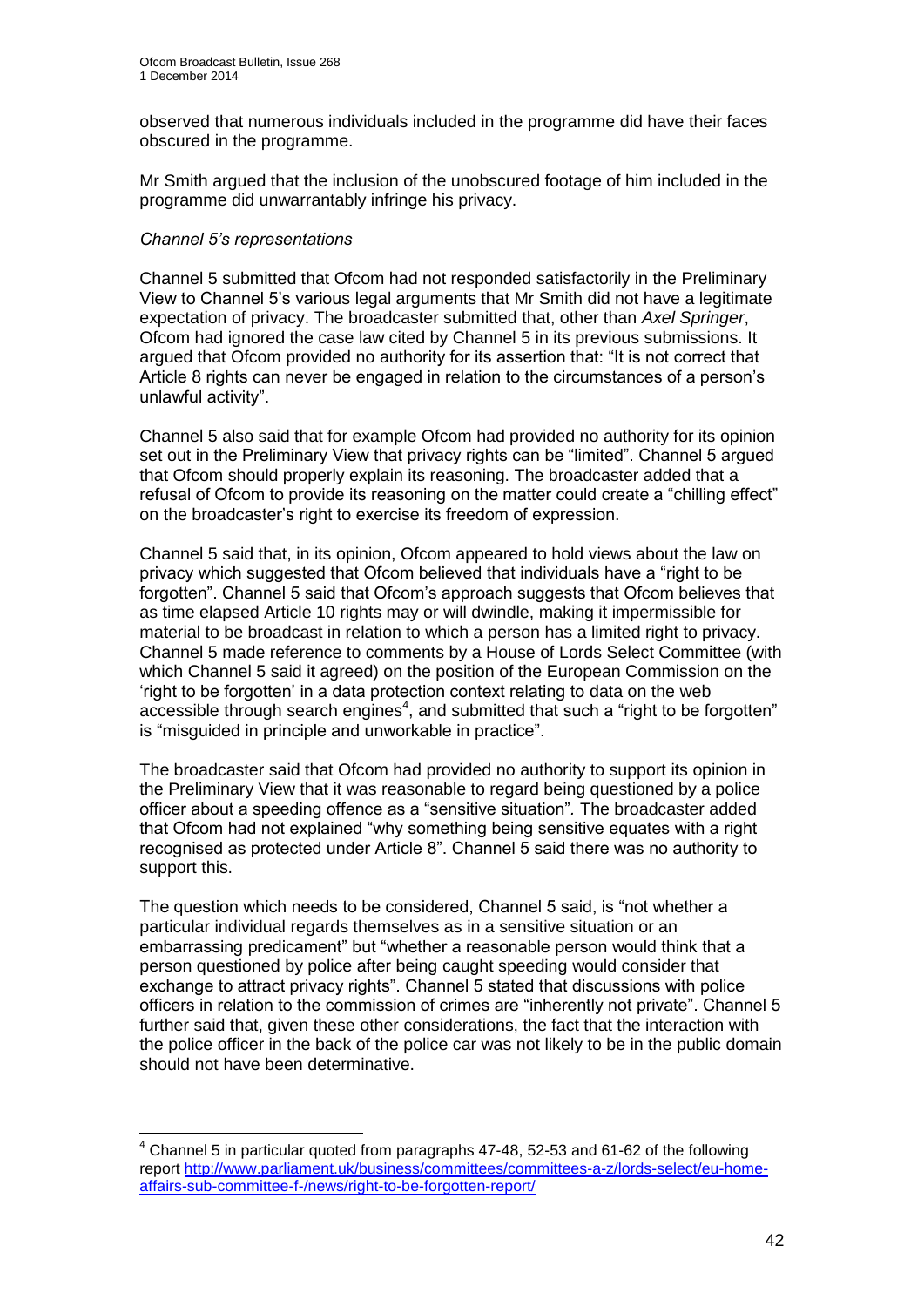observed that numerous individuals included in the programme did have their faces obscured in the programme.

Mr Smith argued that the inclusion of the unobscured footage of him included in the programme did unwarrantably infringe his privacy.

*Channel 5's representations*

Channel 5 submitted that Ofcom had not responded satisfactorily in the Preliminary View to Channel 5's various legal arguments that Mr Smith did not have a legitimate expectation of privacy. The broadcaster submitted that, other than *Axel Springer*, Ofcom had ignored the case law cited by Channel 5 in its previous submissions. It argued that Ofcom provided no authority for its assertion that: "It is not correct that Article 8 rights can never be engaged in relation to the circumstances of a person's unlawful activity".

Channel 5 also said that for example Ofcom had provided no authority for its opinion set out in the Preliminary View that privacy rights can be "limited". Channel 5 argued that Ofcom should properly explain its reasoning. The broadcaster added that a refusal of Ofcom to provide its reasoning on the matter could create a "chilling effect" on the broadcaster's right to exercise its freedom of expression.

Channel 5 said that, in its opinion, Ofcom appeared to hold views about the law on privacy which suggested that Ofcom believed that individuals have a "right to be forgotten". Channel 5 said that Ofcom's approach suggests that Ofcom believes that as time elapsed Article 10 rights may or will dwindle, making it impermissible for material to be broadcast in relation to which a person has a limited right to privacy. Channel 5 made reference to comments by a House of Lords Select Committee (with which Channel 5 said it agreed) on the position of the European Commission on the 'right to be forgotten' in a data protection context relating to data on the web accessible through search engines[4], and submitted that such a "right to be forgotten" is "misguided in principle and unworkable in practice".

The broadcaster said that Ofcom had provided no authority to support its opinion in the Preliminary View that it was reasonable to regard being questioned by a police officer about a speeding offence as a "sensitive situation". The broadcaster added that Ofcom had not explained "why something being sensitive equates with a right recognised as protected under Article 8". Channel 5 said there was no authority to support this.

The question which needs to be considered, Channel 5 said, is "not whether a particular individual regards themselves as in a sensitive situation or an embarrassing predicament" but "whether a reasonable person would think that a person questioned by police after being caught speeding would consider that exchange to attract privacy rights". Channel 5 stated that discussions with police officers in relation to the commission of crimes are "inherently not private". Channel 5 further said that, given these other considerations, the fact that the interaction with the police officer in the back of the police car was not likely to be in the public domain should not have been determinative.

[4] Channel 5 in particular quoted from paragraphs 47-48, 52-53 and 61-62 of the following report http://www.parliament.uk/business/committees/committees-a-z/lords-select/eu-home-affairs-sub-committee-f-/news/right-to-be-forgotten-report/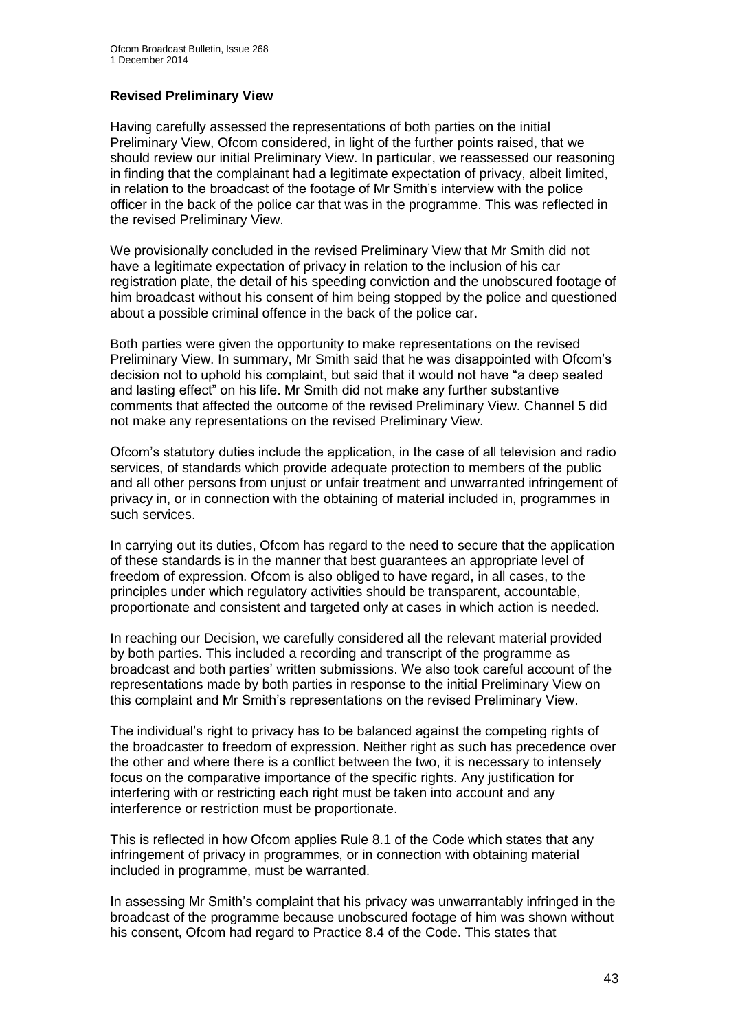**Revised Preliminary View**

Having carefully assessed the representations of both parties on the initial Preliminary View, Ofcom considered, in light of the further points raised, that we should review our initial Preliminary View. In particular, we reassessed our reasoning in finding that the complainant had a legitimate expectation of privacy, albeit limited, in relation to the broadcast of the footage of Mr Smith's interview with the police officer in the back of the police car that was in the programme. This was reflected in the revised Preliminary View.

We provisionally concluded in the revised Preliminary View that Mr Smith did not have a legitimate expectation of privacy in relation to the inclusion of his car registration plate, the detail of his speeding conviction and the unobscured footage of him broadcast without his consent of him being stopped by the police and questioned about a possible criminal offence in the back of the police car.

Both parties were given the opportunity to make representations on the revised Preliminary View. In summary, Mr Smith said that he was disappointed with Ofcom's decision not to uphold his complaint, but said that it would not have "a deep seated and lasting effect" on his life. Mr Smith did not make any further substantive comments that affected the outcome of the revised Preliminary View. Channel 5 did not make any representations on the revised Preliminary View.

Ofcom's statutory duties include the application, in the case of all television and radio services, of standards which provide adequate protection to members of the public and all other persons from unjust or unfair treatment and unwarranted infringement of privacy in, or in connection with the obtaining of material included in, programmes in such services.

In carrying out its duties, Ofcom has regard to the need to secure that the application of these standards is in the manner that best guarantees an appropriate level of freedom of expression. Ofcom is also obliged to have regard, in all cases, to the principles under which regulatory activities should be transparent, accountable, proportionate and consistent and targeted only at cases in which action is needed.

In reaching our Decision, we carefully considered all the relevant material provided by both parties. This included a recording and transcript of the programme as broadcast and both parties' written submissions. We also took careful account of the representations made by both parties in response to the initial Preliminary View on this complaint and Mr Smith's representations on the revised Preliminary View.

The individual's right to privacy has to be balanced against the competing rights of the broadcaster to freedom of expression. Neither right as such has precedence over the other and where there is a conflict between the two, it is necessary to intensely focus on the comparative importance of the specific rights. Any justification for interfering with or restricting each right must be taken into account and any interference or restriction must be proportionate.

This is reflected in how Ofcom applies Rule 8.1 of the Code which states that any infringement of privacy in programmes, or in connection with obtaining material included in programme, must be warranted.

In assessing Mr Smith's complaint that his privacy was unwarrantably infringed in the broadcast of the programme because unobscured footage of him was shown without his consent, Ofcom had regard to Practice 8.4 of the Code. This states that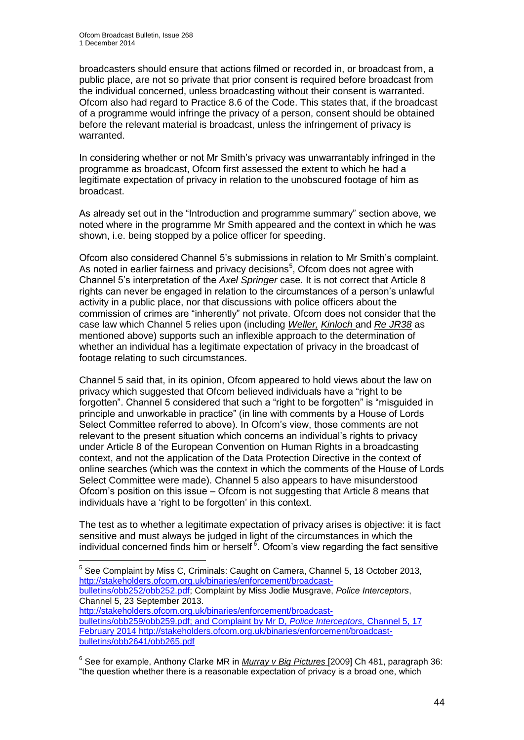broadcasters should ensure that actions filmed or recorded in, or broadcast from, a public place, are not so private that prior consent is required before broadcast from the individual concerned, unless broadcasting without their consent is warranted. Ofcom also had regard to Practice 8.6 of the Code. This states that, if the broadcast of a programme would infringe the privacy of a person, consent should be obtained before the relevant material is broadcast, unless the infringement of privacy is warranted.

In considering whether or not Mr Smith's privacy was unwarrantably infringed in the programme as broadcast, Ofcom first assessed the extent to which he had a legitimate expectation of privacy in relation to the unobscured footage of him as broadcast.

As already set out in the "Introduction and programme summary" section above, we noted where in the programme Mr Smith appeared and the context in which he was shown, i.e. being stopped by a police officer for speeding.

Ofcom also considered Channel 5's submissions in relation to Mr Smith's complaint. As noted in earlier fairness and privacy decisions[5], Ofcom does not agree with Channel 5's interpretation of the *Axel Springer* case. It is not correct that Article 8 rights can never be engaged in relation to the circumstances of a person's unlawful activity in a public place, nor that discussions with police officers about the commission of crimes are "inherently" not private. Ofcom does not consider that the case law which Channel 5 relies upon (including *Weller, Kinloch* and *Re JR38* as mentioned above) supports such an inflexible approach to the determination of whether an individual has a legitimate expectation of privacy in the broadcast of footage relating to such circumstances.

Channel 5 said that, in its opinion, Ofcom appeared to hold views about the law on privacy which suggested that Ofcom believed individuals have a "right to be forgotten". Channel 5 considered that such a "right to be forgotten" is "misguided in principle and unworkable in practice" (in line with comments by a House of Lords Select Committee referred to above). In Ofcom's view, those comments are not relevant to the present situation which concerns an individual's rights to privacy under Article 8 of the European Convention on Human Rights in a broadcasting context, and not the application of the Data Protection Directive in the context of online searches (which was the context in which the comments of the House of Lords Select Committee were made). Channel 5 also appears to have misunderstood Ofcom's position on this issue – Ofcom is not suggesting that Article 8 means that individuals have a 'right to be forgotten' in this context.

The test as to whether a legitimate expectation of privacy arises is objective: it is fact sensitive and must always be judged in light of the circumstances in which the individual concerned finds him or herself[6]. Ofcom's view regarding the fact sensitive

---

[5] See Complaint by Miss C, Criminals: Caught on Camera, Channel 5, 18 October 2013, http://stakeholders.ofcom.org.uk/binaries/enforcement/broadcast-bulletins/obb252/obb252.pdf; Complaint by Miss Jodie Musgrave, *Police Interceptors*, Channel 5, 23 September 2013. http://stakeholders.ofcom.org.uk/binaries/enforcement/broadcast-bulletins/obb259/obb259.pdf; and Complaint by Mr D, *Police Interceptors,* Channel 5, 17 February 2014 http://stakeholders.ofcom.org.uk/binaries/enforcement/broadcast-bulletins/obb2641/obb265.pdf

[6] See for example, Anthony Clarke MR in *Murray v Big Pictures* [2009] Ch 481, paragraph 36: "the question whether there is a reasonable expectation of privacy is a broad one, which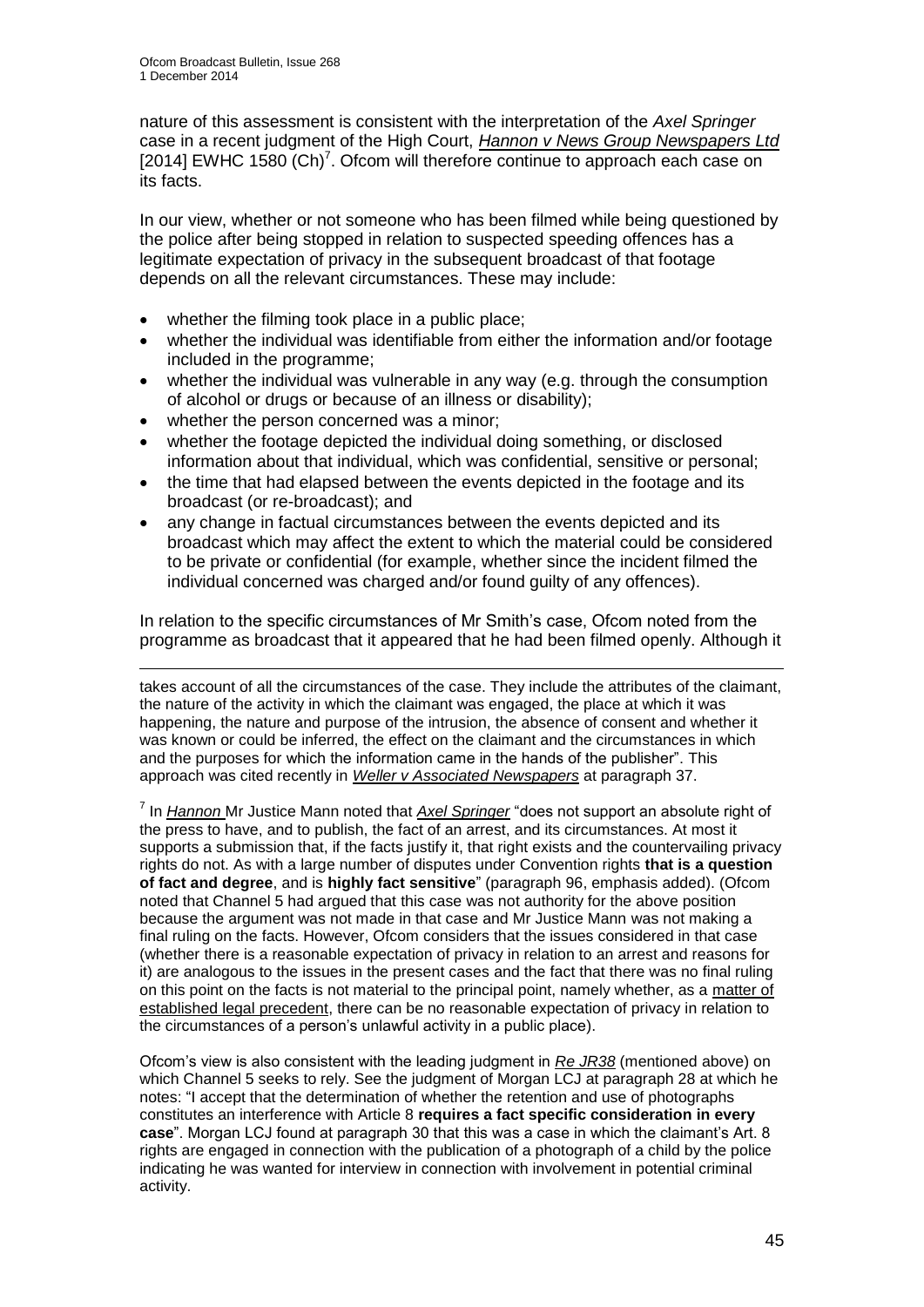nature of this assessment is consistent with the interpretation of the *Axel Springer* case in a recent judgment of the High Court, *Hannon v News Group Newspapers Ltd* [2014] EWHC 1580 (Ch)[7]. Ofcom will therefore continue to approach each case on its facts.

In our view, whether or not someone who has been filmed while being questioned by the police after being stopped in relation to suspected speeding offences has a legitimate expectation of privacy in the subsequent broadcast of that footage depends on all the relevant circumstances. These may include:

- whether the filming took place in a public place;
- whether the individual was identifiable from either the information and/or footage included in the programme;
- whether the individual was vulnerable in any way (e.g. through the consumption of alcohol or drugs or because of an illness or disability);
- whether the person concerned was a minor;
- whether the footage depicted the individual doing something, or disclosed information about that individual, which was confidential, sensitive or personal;
- the time that had elapsed between the events depicted in the footage and its broadcast (or re-broadcast); and
- any change in factual circumstances between the events depicted and its broadcast which may affect the extent to which the material could be considered to be private or confidential (for example, whether since the incident filmed the individual concerned was charged and/or found guilty of any offences).

In relation to the specific circumstances of Mr Smith's case, Ofcom noted from the programme as broadcast that it appeared that he had been filmed openly. Although it

---

takes account of all the circumstances of the case. They include the attributes of the claimant, the nature of the activity in which the claimant was engaged, the place at which it was happening, the nature and purpose of the intrusion, the absence of consent and whether it was known or could be inferred, the effect on the claimant and the circumstances in which and the purposes for which the information came in the hands of the publisher". This approach was cited recently in *Weller v Associated Newspapers* at paragraph 37.

[7] In *Hannon* Mr Justice Mann noted that *Axel Springer* "does not support an absolute right of the press to have, and to publish, the fact of an arrest, and its circumstances. At most it supports a submission that, if the facts justify it, that right exists and the countervailing privacy rights do not. As with a large number of disputes under Convention rights **that is a question of fact and degree**, and is **highly fact sensitive**" (paragraph 96, emphasis added). (Ofcom noted that Channel 5 had argued that this case was not authority for the above position because the argument was not made in that case and Mr Justice Mann was not making a final ruling on the facts. However, Ofcom considers that the issues considered in that case (whether there is a reasonable expectation of privacy in relation to an arrest and reasons for it) are analogous to the issues in the present cases and the fact that there was no final ruling on this point on the facts is not material to the principal point, namely whether, as a matter of established legal precedent, there can be no reasonable expectation of privacy in relation to the circumstances of a person's unlawful activity in a public place).

Ofcom's view is also consistent with the leading judgment in *Re JR38* (mentioned above) on which Channel 5 seeks to rely. See the judgment of Morgan LCJ at paragraph 28 at which he notes: "I accept that the determination of whether the retention and use of photographs constitutes an interference with Article 8 **requires a fact specific consideration in every case**". Morgan LCJ found at paragraph 30 that this was a case in which the claimant's Art. 8 rights are engaged in connection with the publication of a photograph of a child by the police indicating he was wanted for interview in connection with involvement in potential criminal activity.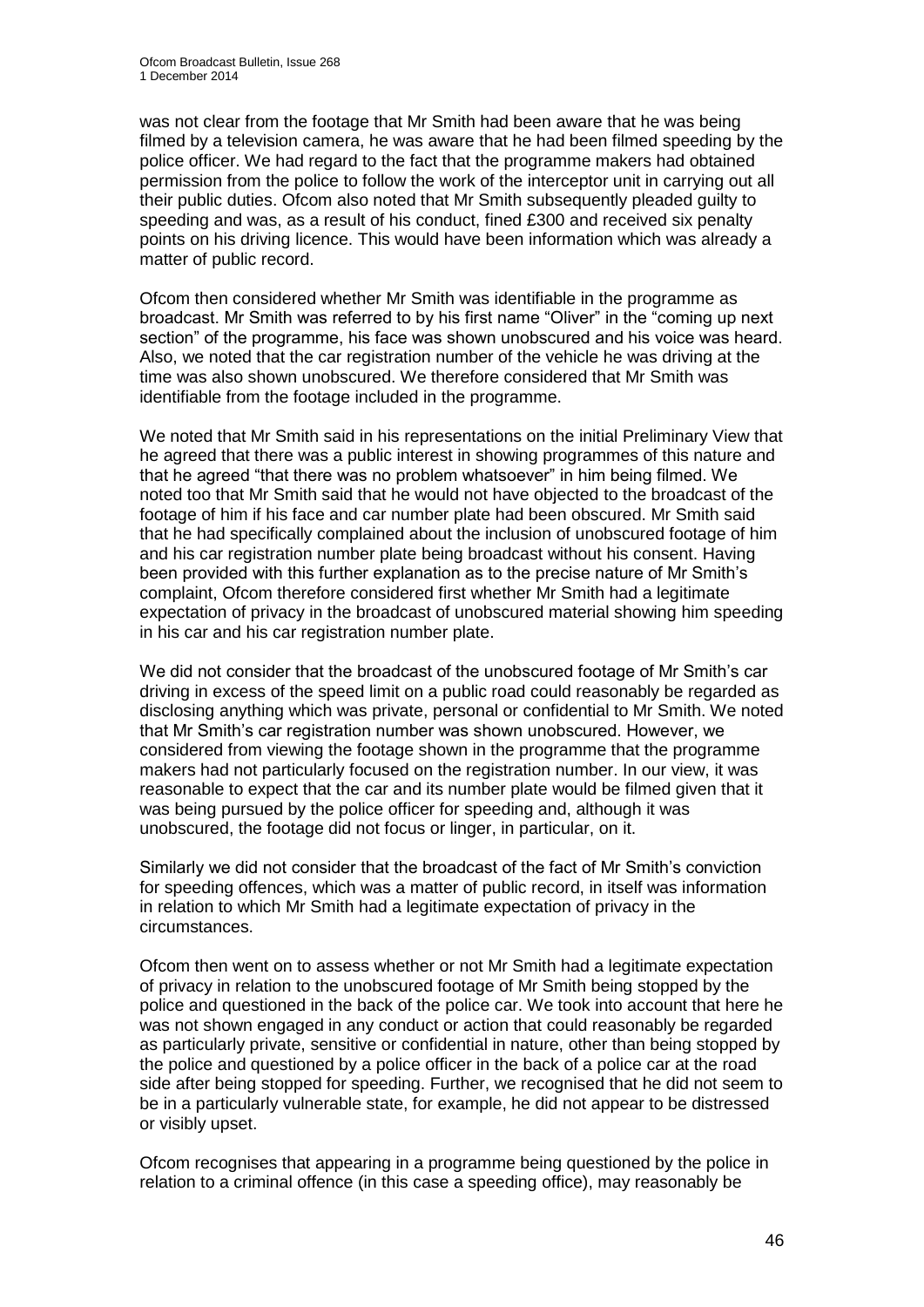was not clear from the footage that Mr Smith had been aware that he was being filmed by a television camera, he was aware that he had been filmed speeding by the police officer. We had regard to the fact that the programme makers had obtained permission from the police to follow the work of the interceptor unit in carrying out all their public duties. Ofcom also noted that Mr Smith subsequently pleaded guilty to speeding and was, as a result of his conduct, fined £300 and received six penalty points on his driving licence. This would have been information which was already a matter of public record.

Ofcom then considered whether Mr Smith was identifiable in the programme as broadcast. Mr Smith was referred to by his first name "Oliver" in the "coming up next section" of the programme, his face was shown unobscured and his voice was heard. Also, we noted that the car registration number of the vehicle he was driving at the time was also shown unobscured. We therefore considered that Mr Smith was identifiable from the footage included in the programme.

We noted that Mr Smith said in his representations on the initial Preliminary View that he agreed that there was a public interest in showing programmes of this nature and that he agreed "that there was no problem whatsoever" in him being filmed. We noted too that Mr Smith said that he would not have objected to the broadcast of the footage of him if his face and car number plate had been obscured. Mr Smith said that he had specifically complained about the inclusion of unobscured footage of him and his car registration number plate being broadcast without his consent. Having been provided with this further explanation as to the precise nature of Mr Smith's complaint, Ofcom therefore considered first whether Mr Smith had a legitimate expectation of privacy in the broadcast of unobscured material showing him speeding in his car and his car registration number plate.

We did not consider that the broadcast of the unobscured footage of Mr Smith's car driving in excess of the speed limit on a public road could reasonably be regarded as disclosing anything which was private, personal or confidential to Mr Smith. We noted that Mr Smith's car registration number was shown unobscured. However, we considered from viewing the footage shown in the programme that the programme makers had not particularly focused on the registration number. In our view, it was reasonable to expect that the car and its number plate would be filmed given that it was being pursued by the police officer for speeding and, although it was unobscured, the footage did not focus or linger, in particular, on it.

Similarly we did not consider that the broadcast of the fact of Mr Smith's conviction for speeding offences, which was a matter of public record, in itself was information in relation to which Mr Smith had a legitimate expectation of privacy in the circumstances.

Ofcom then went on to assess whether or not Mr Smith had a legitimate expectation of privacy in relation to the unobscured footage of Mr Smith being stopped by the police and questioned in the back of the police car. We took into account that here he was not shown engaged in any conduct or action that could reasonably be regarded as particularly private, sensitive or confidential in nature, other than being stopped by the police and questioned by a police officer in the back of a police car at the road side after being stopped for speeding. Further, we recognised that he did not seem to be in a particularly vulnerable state, for example, he did not appear to be distressed or visibly upset.

Ofcom recognises that appearing in a programme being questioned by the police in relation to a criminal offence (in this case a speeding office), may reasonably be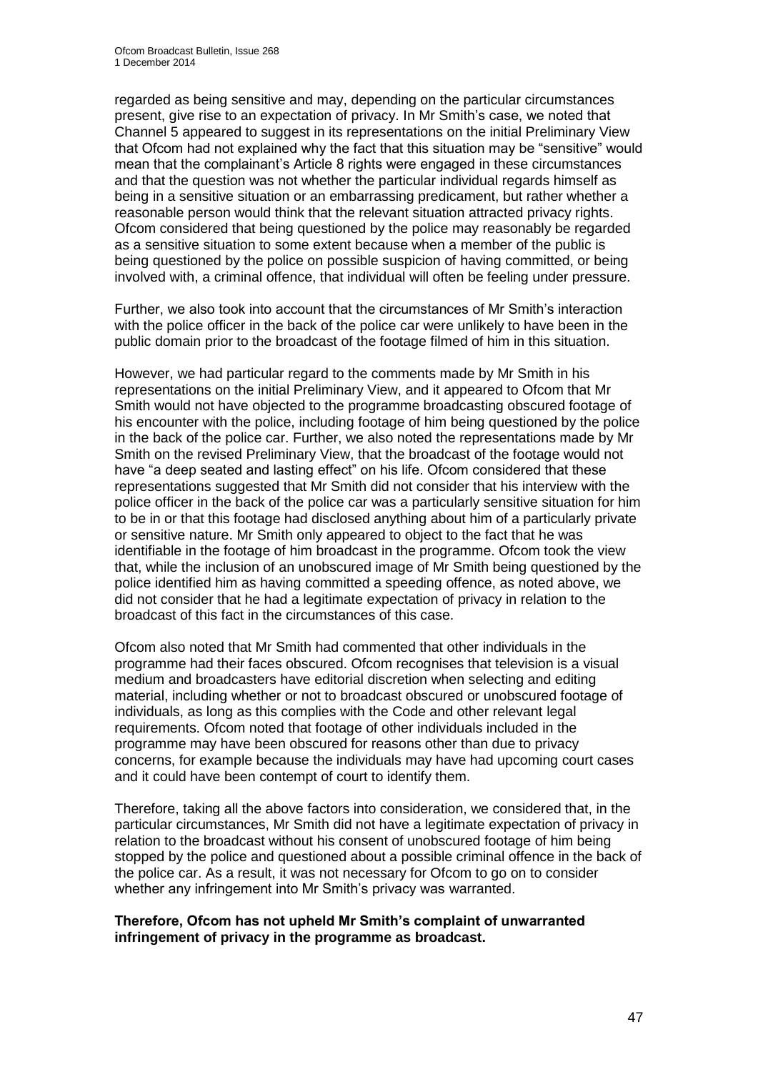regarded as being sensitive and may, depending on the particular circumstances present, give rise to an expectation of privacy. In Mr Smith's case, we noted that Channel 5 appeared to suggest in its representations on the initial Preliminary View that Ofcom had not explained why the fact that this situation may be "sensitive" would mean that the complainant's Article 8 rights were engaged in these circumstances and that the question was not whether the particular individual regards himself as being in a sensitive situation or an embarrassing predicament, but rather whether a reasonable person would think that the relevant situation attracted privacy rights. Ofcom considered that being questioned by the police may reasonably be regarded as a sensitive situation to some extent because when a member of the public is being questioned by the police on possible suspicion of having committed, or being involved with, a criminal offence, that individual will often be feeling under pressure.

Further, we also took into account that the circumstances of Mr Smith's interaction with the police officer in the back of the police car were unlikely to have been in the public domain prior to the broadcast of the footage filmed of him in this situation.

However, we had particular regard to the comments made by Mr Smith in his representations on the initial Preliminary View, and it appeared to Ofcom that Mr Smith would not have objected to the programme broadcasting obscured footage of his encounter with the police, including footage of him being questioned by the police in the back of the police car. Further, we also noted the representations made by Mr Smith on the revised Preliminary View, that the broadcast of the footage would not have "a deep seated and lasting effect" on his life. Ofcom considered that these representations suggested that Mr Smith did not consider that his interview with the police officer in the back of the police car was a particularly sensitive situation for him to be in or that this footage had disclosed anything about him of a particularly private or sensitive nature. Mr Smith only appeared to object to the fact that he was identifiable in the footage of him broadcast in the programme. Ofcom took the view that, while the inclusion of an unobscured image of Mr Smith being questioned by the police identified him as having committed a speeding offence, as noted above, we did not consider that he had a legitimate expectation of privacy in relation to the broadcast of this fact in the circumstances of this case.

Ofcom also noted that Mr Smith had commented that other individuals in the programme had their faces obscured. Ofcom recognises that television is a visual medium and broadcasters have editorial discretion when selecting and editing material, including whether or not to broadcast obscured or unobscured footage of individuals, as long as this complies with the Code and other relevant legal requirements. Ofcom noted that footage of other individuals included in the programme may have been obscured for reasons other than due to privacy concerns, for example because the individuals may have had upcoming court cases and it could have been contempt of court to identify them.

Therefore, taking all the above factors into consideration, we considered that, in the particular circumstances, Mr Smith did not have a legitimate expectation of privacy in relation to the broadcast without his consent of unobscured footage of him being stopped by the police and questioned about a possible criminal offence in the back of the police car. As a result, it was not necessary for Ofcom to go on to consider whether any infringement into Mr Smith's privacy was warranted.

**Therefore, Ofcom has not upheld Mr Smith's complaint of unwarranted infringement of privacy in the programme as broadcast.**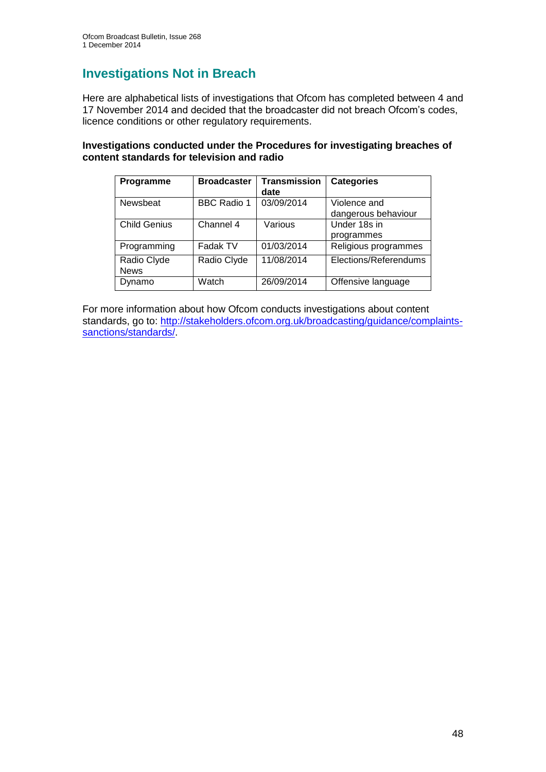# Investigations Not in Breach

Here are alphabetical lists of investigations that Ofcom has completed between 4 and 17 November 2014 and decided that the broadcaster did not breach Ofcom's codes, licence conditions or other regulatory requirements.

**Investigations conducted under the Procedures for investigating breaches of content standards for television and radio**

| Programme | Broadcaster | Transmission date | Categories |
|---|---|---|---|
| Newsbeat | BBC Radio 1 | 03/09/2014 | Violence and dangerous behaviour |
| Child Genius | Channel 4 | Various | Under 18s in programmes |
| Programming | Fadak TV | 01/03/2014 | Religious programmes |
| Radio Clyde News | Radio Clyde | 11/08/2014 | Elections/Referendums |
| Dynamo | Watch | 26/09/2014 | Offensive language |

For more information about how Ofcom conducts investigations about content standards, go to: [http://stakeholders.ofcom.org.uk/broadcasting/guidance/complaints-sanctions/standards/](http://stakeholders.ofcom.org.uk/broadcasting/guidance/complaints-sanctions/standards/).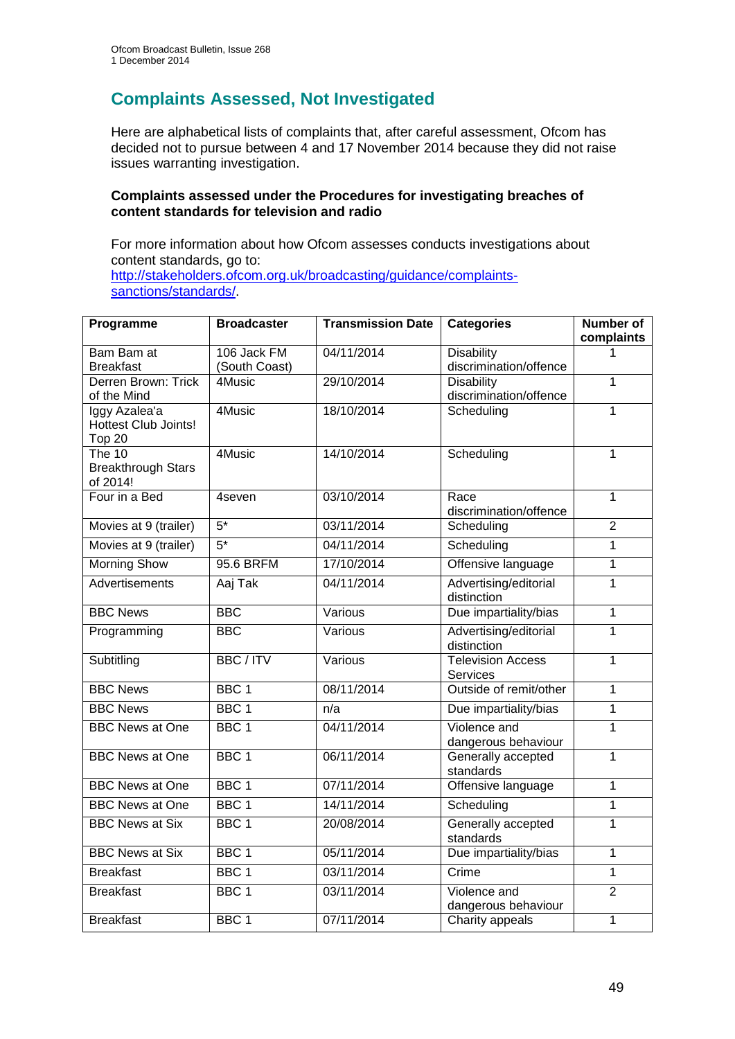## Complaints Assessed, Not Investigated

Here are alphabetical lists of complaints that, after careful assessment, Ofcom has decided not to pursue between 4 and 17 November 2014 because they did not raise issues warranting investigation.

**Complaints assessed under the Procedures for investigating breaches of content standards for television and radio**

For more information about how Ofcom assesses conducts investigations about content standards, go to: http://stakeholders.ofcom.org.uk/broadcasting/guidance/complaints-sanctions/standards/.

| Programme | Broadcaster | Transmission Date | Categories | Number of complaints |
|---|---|---|---|---|
| Bam Bam at Breakfast | 106 Jack FM (South Coast) | 04/11/2014 | Disability discrimination/offence | 1 |
| Derren Brown: Trick of the Mind | 4Music | 29/10/2014 | Disability discrimination/offence | 1 |
| Iggy Azalea'a Hottest Club Joints! Top 20 | 4Music | 18/10/2014 | Scheduling | 1 |
| The 10 Breakthrough Stars of 2014! | 4Music | 14/10/2014 | Scheduling | 1 |
| Four in a Bed | 4seven | 03/10/2014 | Race discrimination/offence | 1 |
| Movies at 9 (trailer) | 5* | 03/11/2014 | Scheduling | 2 |
| Movies at 9 (trailer) | 5* | 04/11/2014 | Scheduling | 1 |
| Morning Show | 95.6 BRFM | 17/10/2014 | Offensive language | 1 |
| Advertisements | Aaj Tak | 04/11/2014 | Advertising/editorial distinction | 1 |
| BBC News | BBC | Various | Due impartiality/bias | 1 |
| Programming | BBC | Various | Advertising/editorial distinction | 1 |
| Subtitling | BBC / ITV | Various | Television Access Services | 1 |
| BBC News | BBC 1 | 08/11/2014 | Outside of remit/other | 1 |
| BBC News | BBC 1 | n/a | Due impartiality/bias | 1 |
| BBC News at One | BBC 1 | 04/11/2014 | Violence and dangerous behaviour | 1 |
| BBC News at One | BBC 1 | 06/11/2014 | Generally accepted standards | 1 |
| BBC News at One | BBC 1 | 07/11/2014 | Offensive language | 1 |
| BBC News at One | BBC 1 | 14/11/2014 | Scheduling | 1 |
| BBC News at Six | BBC 1 | 20/08/2014 | Generally accepted standards | 1 |
| BBC News at Six | BBC 1 | 05/11/2014 | Due impartiality/bias | 1 |
| Breakfast | BBC 1 | 03/11/2014 | Crime | 1 |
| Breakfast | BBC 1 | 03/11/2014 | Violence and dangerous behaviour | 2 |
| Breakfast | BBC 1 | 07/11/2014 | Charity appeals | 1 |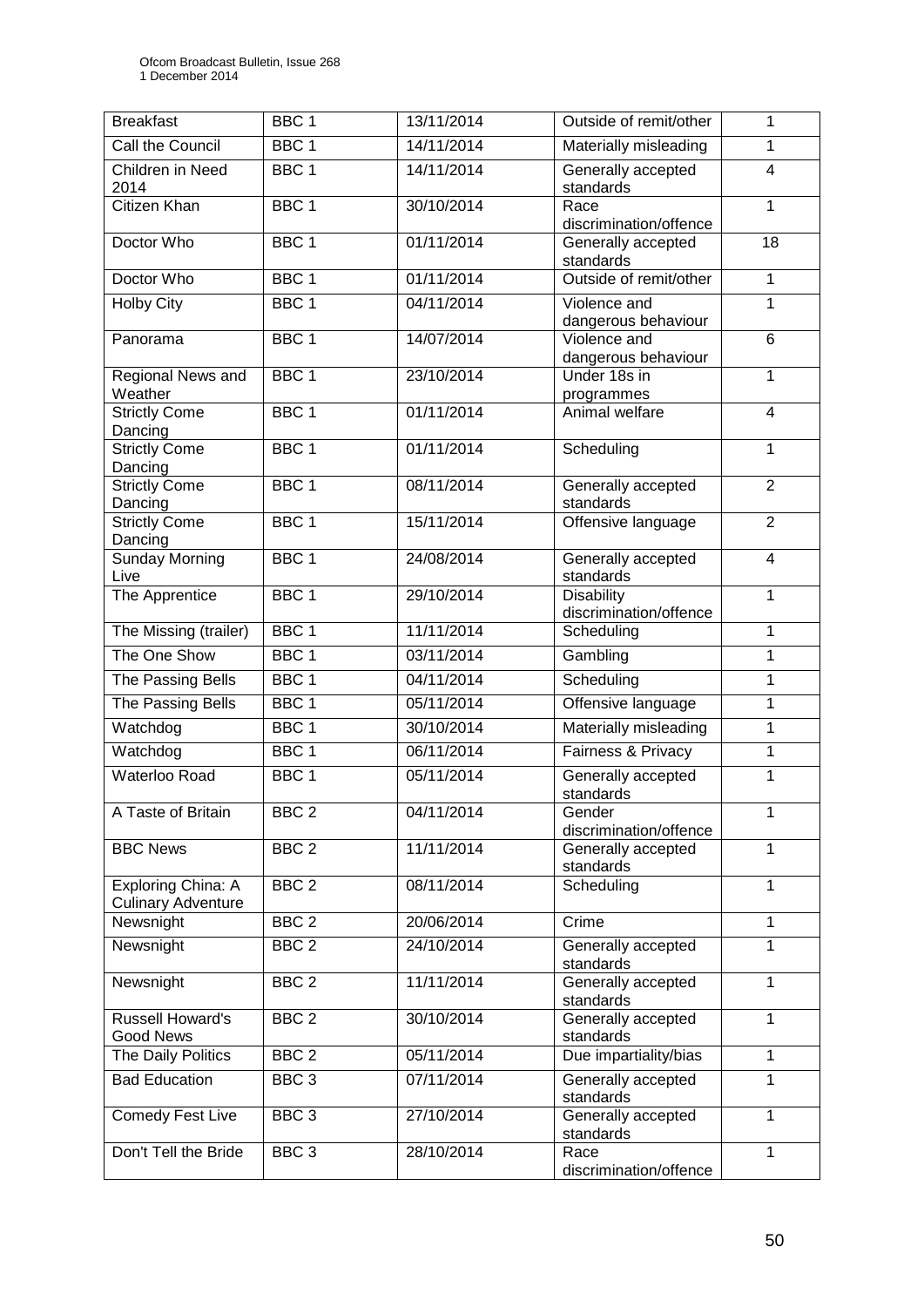| Breakfast | BBC 1 | 13/11/2014 | Outside of remit/other | 1 |
|---|---|---|---|---|
| Call the Council | BBC 1 | 14/11/2014 | Materially misleading | 1 |
| Children in Need 2014 | BBC 1 | 14/11/2014 | Generally accepted standards | 4 |
| Citizen Khan | BBC 1 | 30/10/2014 | Race discrimination/offence | 1 |
| Doctor Who | BBC 1 | 01/11/2014 | Generally accepted standards | 18 |
| Doctor Who | BBC 1 | 01/11/2014 | Outside of remit/other | 1 |
| Holby City | BBC 1 | 04/11/2014 | Violence and dangerous behaviour | 1 |
| Panorama | BBC 1 | 14/07/2014 | Violence and dangerous behaviour | 6 |
| Regional News and Weather | BBC 1 | 23/10/2014 | Under 18s in programmes | 1 |
| Strictly Come Dancing | BBC 1 | 01/11/2014 | Animal welfare | 4 |
| Strictly Come Dancing | BBC 1 | 01/11/2014 | Scheduling | 1 |
| Strictly Come Dancing | BBC 1 | 08/11/2014 | Generally accepted standards | 2 |
| Strictly Come Dancing | BBC 1 | 15/11/2014 | Offensive language | 2 |
| Sunday Morning Live | BBC 1 | 24/08/2014 | Generally accepted standards | 4 |
| The Apprentice | BBC 1 | 29/10/2014 | Disability discrimination/offence | 1 |
| The Missing (trailer) | BBC 1 | 11/11/2014 | Scheduling | 1 |
| The One Show | BBC 1 | 03/11/2014 | Gambling | 1 |
| The Passing Bells | BBC 1 | 04/11/2014 | Scheduling | 1 |
| The Passing Bells | BBC 1 | 05/11/2014 | Offensive language | 1 |
| Watchdog | BBC 1 | 30/10/2014 | Materially misleading | 1 |
| Watchdog | BBC 1 | 06/11/2014 | Fairness & Privacy | 1 |
| Waterloo Road | BBC 1 | 05/11/2014 | Generally accepted standards | 1 |
| A Taste of Britain | BBC 2 | 04/11/2014 | Gender discrimination/offence | 1 |
| BBC News | BBC 2 | 11/11/2014 | Generally accepted standards | 1 |
| Exploring China: A Culinary Adventure | BBC 2 | 08/11/2014 | Scheduling | 1 |
| Newsnight | BBC 2 | 20/06/2014 | Crime | 1 |
| Newsnight | BBC 2 | 24/10/2014 | Generally accepted standards | 1 |
| Newsnight | BBC 2 | 11/11/2014 | Generally accepted standards | 1 |
| Russell Howard's Good News | BBC 2 | 30/10/2014 | Generally accepted standards | 1 |
| The Daily Politics | BBC 2 | 05/11/2014 | Due impartiality/bias | 1 |
| Bad Education | BBC 3 | 07/11/2014 | Generally accepted standards | 1 |
| Comedy Fest Live | BBC 3 | 27/10/2014 | Generally accepted standards | 1 |
| Don't Tell the Bride | BBC 3 | 28/10/2014 | Race discrimination/offence | 1 |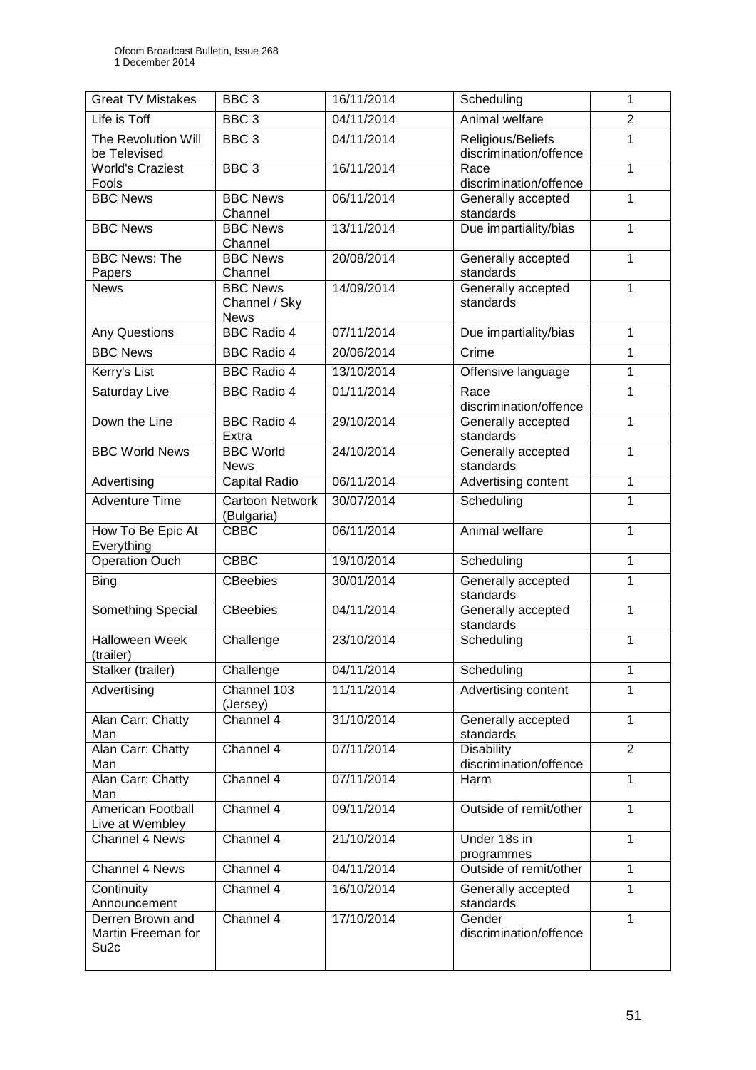| Great TV Mistakes | BBC 3 | 16/11/2014 | Scheduling | 1 |
|---|---|---|---|---|
| Life is Toff | BBC 3 | 04/11/2014 | Animal welfare | 2 |
| The Revolution Will be Televised | BBC 3 | 04/11/2014 | Religious/Beliefs discrimination/offence | 1 |
| World's Craziest Fools | BBC 3 | 16/11/2014 | Race discrimination/offence | 1 |
| BBC News | BBC News Channel | 06/11/2014 | Generally accepted standards | 1 |
| BBC News | BBC News Channel | 13/11/2014 | Due impartiality/bias | 1 |
| BBC News: The Papers | BBC News Channel | 20/08/2014 | Generally accepted standards | 1 |
| News | BBC News Channel / Sky News | 14/09/2014 | Generally accepted standards | 1 |
| Any Questions | BBC Radio 4 | 07/11/2014 | Due impartiality/bias | 1 |
| BBC News | BBC Radio 4 | 20/06/2014 | Crime | 1 |
| Kerry's List | BBC Radio 4 | 13/10/2014 | Offensive language | 1 |
| Saturday Live | BBC Radio 4 | 01/11/2014 | Race discrimination/offence | 1 |
| Down the Line | BBC Radio 4 Extra | 29/10/2014 | Generally accepted standards | 1 |
| BBC World News | BBC World News | 24/10/2014 | Generally accepted standards | 1 |
| Advertising | Capital Radio | 06/11/2014 | Advertising content | 1 |
| Adventure Time | Cartoon Network (Bulgaria) | 30/07/2014 | Scheduling | 1 |
| How To Be Epic At Everything | CBBC | 06/11/2014 | Animal welfare | 1 |
| Operation Ouch | CBBC | 19/10/2014 | Scheduling | 1 |
| Bing | CBeebies | 30/01/2014 | Generally accepted standards | 1 |
| Something Special | CBeebies | 04/11/2014 | Generally accepted standards | 1 |
| Halloween Week (trailer) | Challenge | 23/10/2014 | Scheduling | 1 |
| Stalker (trailer) | Challenge | 04/11/2014 | Scheduling | 1 |
| Advertising | Channel 103 (Jersey) | 11/11/2014 | Advertising content | 1 |
| Alan Carr: Chatty Man | Channel 4 | 31/10/2014 | Generally accepted standards | 1 |
| Alan Carr: Chatty Man | Channel 4 | 07/11/2014 | Disability discrimination/offence | 2 |
| Alan Carr: Chatty Man | Channel 4 | 07/11/2014 | Harm | 1 |
| American Football Live at Wembley | Channel 4 | 09/11/2014 | Outside of remit/other | 1 |
| Channel 4 News | Channel 4 | 21/10/2014 | Under 18s in programmes | 1 |
| Channel 4 News | Channel 4 | 04/11/2014 | Outside of remit/other | 1 |
| Continuity Announcement | Channel 4 | 16/10/2014 | Generally accepted standards | 1 |
| Derren Brown and Martin Freeman for Su2c | Channel 4 | 17/10/2014 | Gender discrimination/offence | 1 |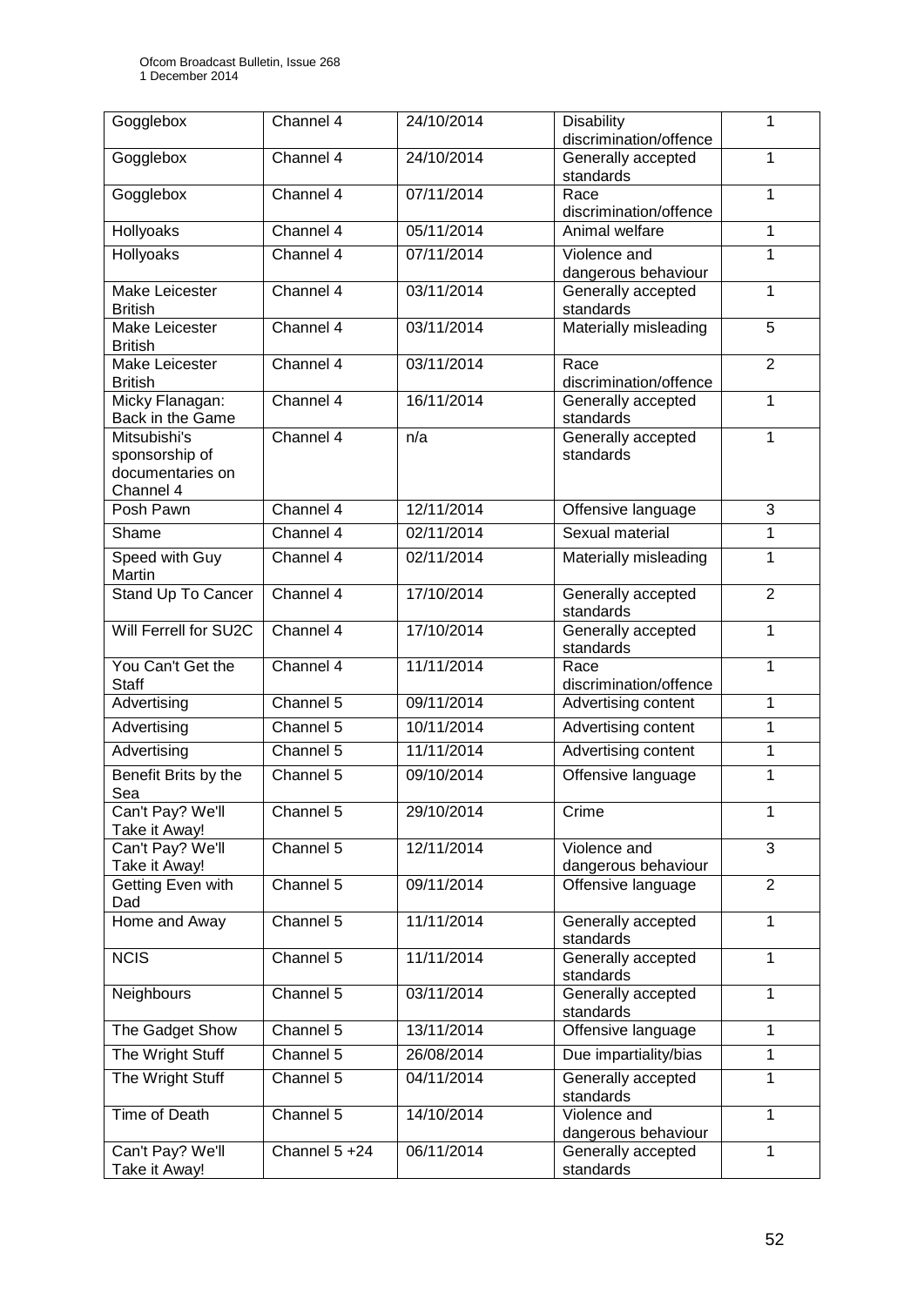| Gogglebox | Channel 4 | 24/10/2014 | Disability discrimination/offence | 1 |
|---|---|---|---|---|
| Gogglebox | Channel 4 | 24/10/2014 | Generally accepted standards | 1 |
| Gogglebox | Channel 4 | 07/11/2014 | Race discrimination/offence | 1 |
| Hollyoaks | Channel 4 | 05/11/2014 | Animal welfare | 1 |
| Hollyoaks | Channel 4 | 07/11/2014 | Violence and dangerous behaviour | 1 |
| Make Leicester British | Channel 4 | 03/11/2014 | Generally accepted standards | 1 |
| Make Leicester British | Channel 4 | 03/11/2014 | Materially misleading | 5 |
| Make Leicester British | Channel 4 | 03/11/2014 | Race discrimination/offence | 2 |
| Micky Flanagan: Back in the Game | Channel 4 | 16/11/2014 | Generally accepted standards | 1 |
| Mitsubishi's sponsorship of documentaries on Channel 4 | Channel 4 | n/a | Generally accepted standards | 1 |
| Posh Pawn | Channel 4 | 12/11/2014 | Offensive language | 3 |
| Shame | Channel 4 | 02/11/2014 | Sexual material | 1 |
| Speed with Guy Martin | Channel 4 | 02/11/2014 | Materially misleading | 1 |
| Stand Up To Cancer | Channel 4 | 17/10/2014 | Generally accepted standards | 2 |
| Will Ferrell for SU2C | Channel 4 | 17/10/2014 | Generally accepted standards | 1 |
| You Can't Get the Staff | Channel 4 | 11/11/2014 | Race discrimination/offence | 1 |
| Advertising | Channel 5 | 09/11/2014 | Advertising content | 1 |
| Advertising | Channel 5 | 10/11/2014 | Advertising content | 1 |
| Advertising | Channel 5 | 11/11/2014 | Advertising content | 1 |
| Benefit Brits by the Sea | Channel 5 | 09/10/2014 | Offensive language | 1 |
| Can't Pay? We'll Take it Away! | Channel 5 | 29/10/2014 | Crime | 1 |
| Can't Pay? We'll Take it Away! | Channel 5 | 12/11/2014 | Violence and dangerous behaviour | 3 |
| Getting Even with Dad | Channel 5 | 09/11/2014 | Offensive language | 2 |
| Home and Away | Channel 5 | 11/11/2014 | Generally accepted standards | 1 |
| NCIS | Channel 5 | 11/11/2014 | Generally accepted standards | 1 |
| Neighbours | Channel 5 | 03/11/2014 | Generally accepted standards | 1 |
| The Gadget Show | Channel 5 | 13/11/2014 | Offensive language | 1 |
| The Wright Stuff | Channel 5 | 26/08/2014 | Due impartiality/bias | 1 |
| The Wright Stuff | Channel 5 | 04/11/2014 | Generally accepted standards | 1 |
| Time of Death | Channel 5 | 14/10/2014 | Violence and dangerous behaviour | 1 |
| Can't Pay? We'll Take it Away! | Channel 5 +24 | 06/11/2014 | Generally accepted standards | 1 |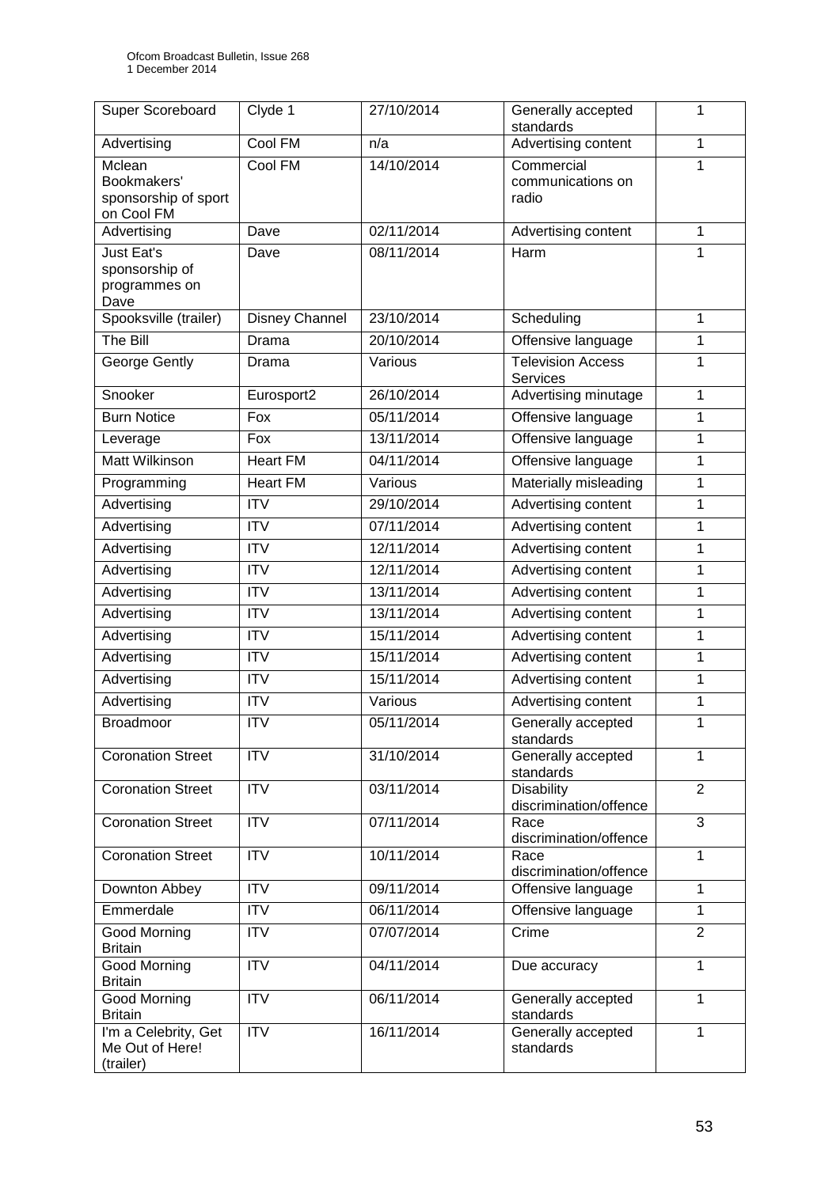| Super Scoreboard | Clyde 1 | 27/10/2014 | Generally accepted standards | 1 |
|---|---|---|---|---|
| Advertising | Cool FM | n/a | Advertising content | 1 |
| Mclean Bookmakers' sponsorship of sport on Cool FM | Cool FM | 14/10/2014 | Commercial communications on radio | 1 |
| Advertising | Dave | 02/11/2014 | Advertising content | 1 |
| Just Eat's sponsorship of programmes on Dave | Dave | 08/11/2014 | Harm | 1 |
| Spooksville (trailer) | Disney Channel | 23/10/2014 | Scheduling | 1 |
| The Bill | Drama | 20/10/2014 | Offensive language | 1 |
| George Gently | Drama | Various | Television Access Services | 1 |
| Snooker | Eurosport2 | 26/10/2014 | Advertising minutage | 1 |
| Burn Notice | Fox | 05/11/2014 | Offensive language | 1 |
| Leverage | Fox | 13/11/2014 | Offensive language | 1 |
| Matt Wilkinson | Heart FM | 04/11/2014 | Offensive language | 1 |
| Programming | Heart FM | Various | Materially misleading | 1 |
| Advertising | ITV | 29/10/2014 | Advertising content | 1 |
| Advertising | ITV | 07/11/2014 | Advertising content | 1 |
| Advertising | ITV | 12/11/2014 | Advertising content | 1 |
| Advertising | ITV | 12/11/2014 | Advertising content | 1 |
| Advertising | ITV | 13/11/2014 | Advertising content | 1 |
| Advertising | ITV | 13/11/2014 | Advertising content | 1 |
| Advertising | ITV | 15/11/2014 | Advertising content | 1 |
| Advertising | ITV | 15/11/2014 | Advertising content | 1 |
| Advertising | ITV | 15/11/2014 | Advertising content | 1 |
| Advertising | ITV | Various | Advertising content | 1 |
| Broadmoor | ITV | 05/11/2014 | Generally accepted standards | 1 |
| Coronation Street | ITV | 31/10/2014 | Generally accepted standards | 1 |
| Coronation Street | ITV | 03/11/2014 | Disability discrimination/offence | 2 |
| Coronation Street | ITV | 07/11/2014 | Race discrimination/offence | 3 |
| Coronation Street | ITV | 10/11/2014 | Race discrimination/offence | 1 |
| Downton Abbey | ITV | 09/11/2014 | Offensive language | 1 |
| Emmerdale | ITV | 06/11/2014 | Offensive language | 1 |
| Good Morning Britain | ITV | 07/07/2014 | Crime | 2 |
| Good Morning Britain | ITV | 04/11/2014 | Due accuracy | 1 |
| Good Morning Britain | ITV | 06/11/2014 | Generally accepted standards | 1 |
| I'm a Celebrity, Get Me Out of Here! (trailer) | ITV | 16/11/2014 | Generally accepted standards | 1 |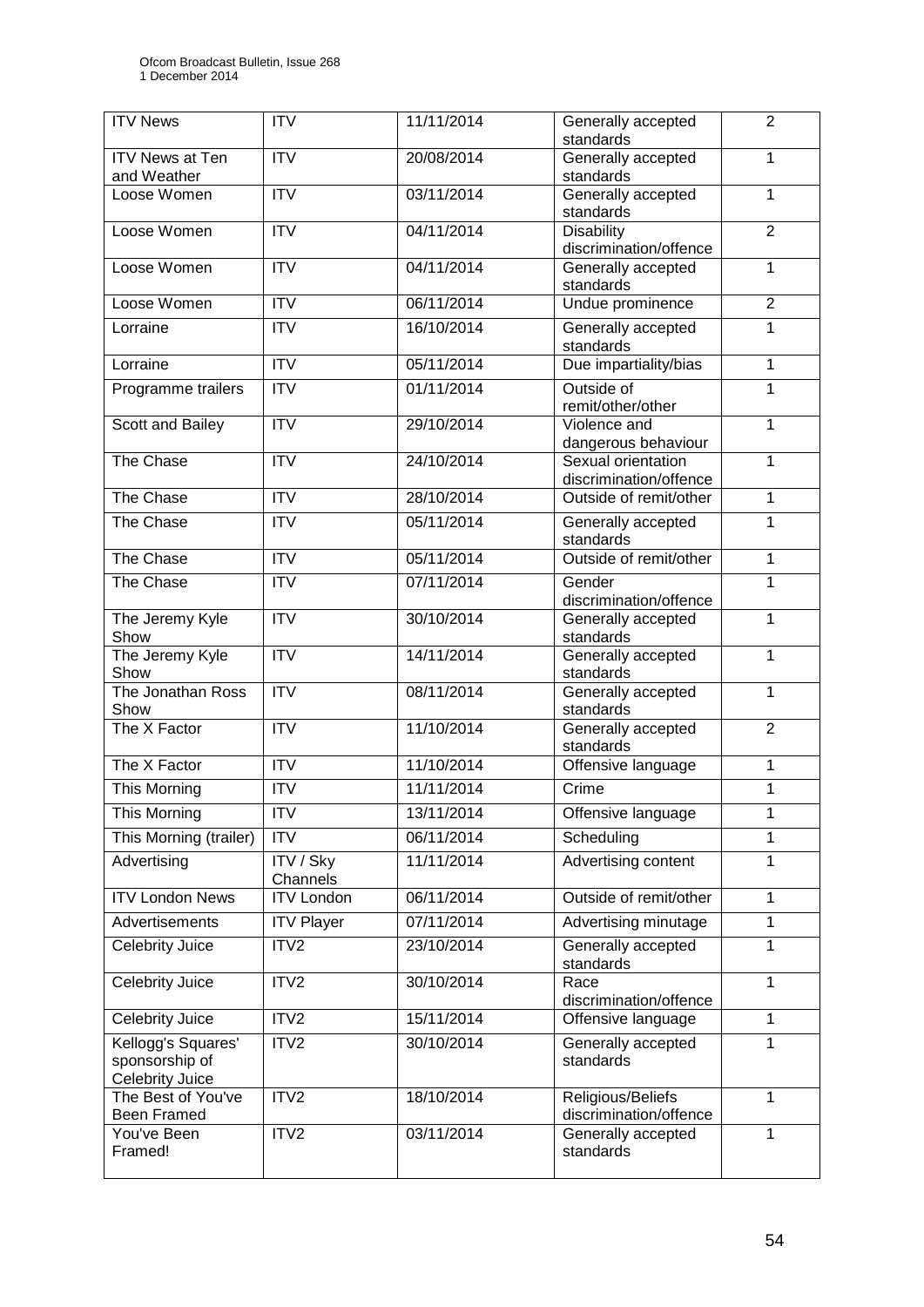| ITV News | ITV | 11/11/2014 | Generally accepted standards | 2 |
|---|---|---|---|---|
| ITV News at Ten and Weather | ITV | 20/08/2014 | Generally accepted standards | 1 |
| Loose Women | ITV | 03/11/2014 | Generally accepted standards | 1 |
| Loose Women | ITV | 04/11/2014 | Disability discrimination/offence | 2 |
| Loose Women | ITV | 04/11/2014 | Generally accepted standards | 1 |
| Loose Women | ITV | 06/11/2014 | Undue prominence | 2 |
| Lorraine | ITV | 16/10/2014 | Generally accepted standards | 1 |
| Lorraine | ITV | 05/11/2014 | Due impartiality/bias | 1 |
| Programme trailers | ITV | 01/11/2014 | Outside of remit/other/other | 1 |
| Scott and Bailey | ITV | 29/10/2014 | Violence and dangerous behaviour | 1 |
| The Chase | ITV | 24/10/2014 | Sexual orientation discrimination/offence | 1 |
| The Chase | ITV | 28/10/2014 | Outside of remit/other | 1 |
| The Chase | ITV | 05/11/2014 | Generally accepted standards | 1 |
| The Chase | ITV | 05/11/2014 | Outside of remit/other | 1 |
| The Chase | ITV | 07/11/2014 | Gender discrimination/offence | 1 |
| The Jeremy Kyle Show | ITV | 30/10/2014 | Generally accepted standards | 1 |
| The Jeremy Kyle Show | ITV | 14/11/2014 | Generally accepted standards | 1 |
| The Jonathan Ross Show | ITV | 08/11/2014 | Generally accepted standards | 1 |
| The X Factor | ITV | 11/10/2014 | Generally accepted standards | 2 |
| The X Factor | ITV | 11/10/2014 | Offensive language | 1 |
| This Morning | ITV | 11/11/2014 | Crime | 1 |
| This Morning | ITV | 13/11/2014 | Offensive language | 1 |
| This Morning (trailer) | ITV | 06/11/2014 | Scheduling | 1 |
| Advertising | ITV / Sky Channels | 11/11/2014 | Advertising content | 1 |
| ITV London News | ITV London | 06/11/2014 | Outside of remit/other | 1 |
| Advertisements | ITV Player | 07/11/2014 | Advertising minutage | 1 |
| Celebrity Juice | ITV2 | 23/10/2014 | Generally accepted standards | 1 |
| Celebrity Juice | ITV2 | 30/10/2014 | Race discrimination/offence | 1 |
| Celebrity Juice | ITV2 | 15/11/2014 | Offensive language | 1 |
| Kellogg's Squares' sponsorship of Celebrity Juice | ITV2 | 30/10/2014 | Generally accepted standards | 1 |
| The Best of You've Been Framed | ITV2 | 18/10/2014 | Religious/Beliefs discrimination/offence | 1 |
| You've Been Framed! | ITV2 | 03/11/2014 | Generally accepted standards | 1 |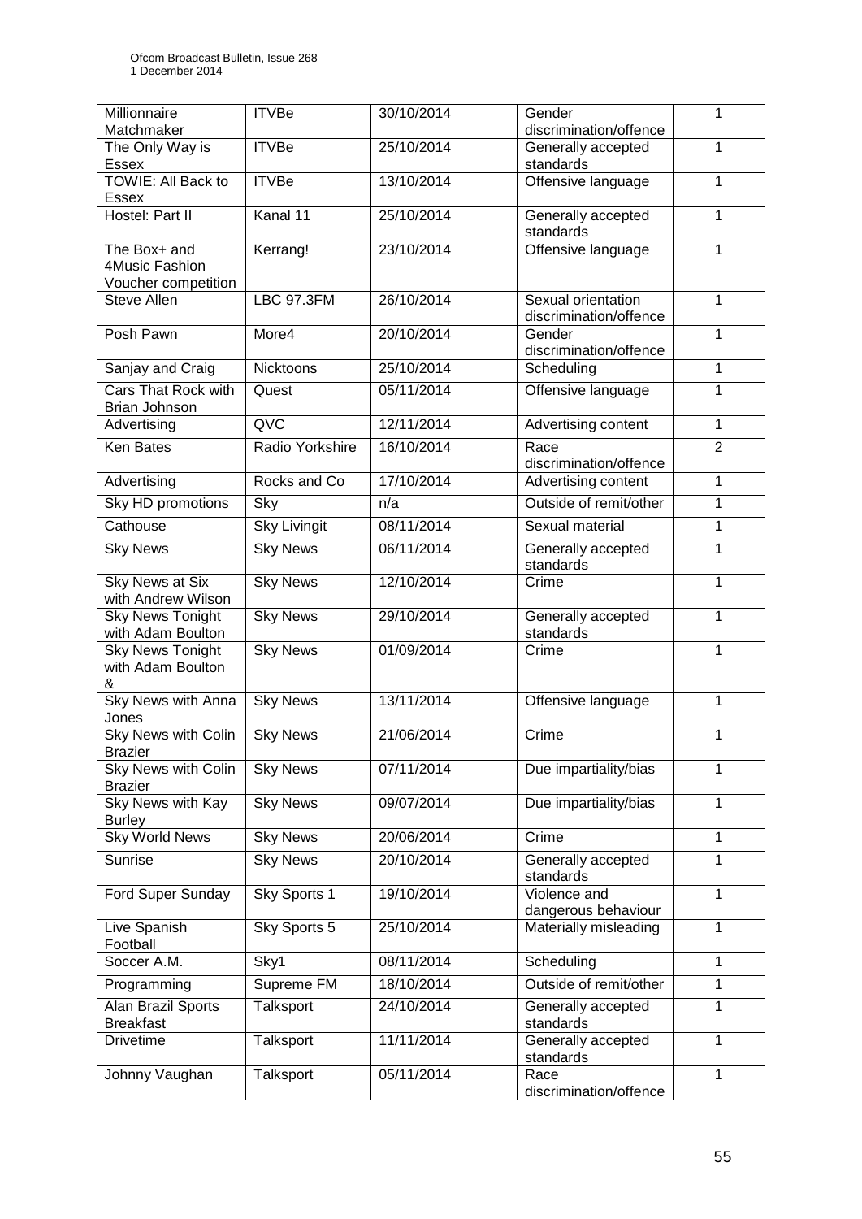| Millionnaire Matchmaker | ITVBe | 30/10/2014 | Gender discrimination/offence | 1 |
|---|---|---|---|---|
| The Only Way is Essex | ITVBe | 25/10/2014 | Generally accepted standards | 1 |
| TOWIE: All Back to Essex | ITVBe | 13/10/2014 | Offensive language | 1 |
| Hostel: Part II | Kanal 11 | 25/10/2014 | Generally accepted standards | 1 |
| The Box+ and 4Music Fashion Voucher competition | Kerrang! | 23/10/2014 | Offensive language | 1 |
| Steve Allen | LBC 97.3FM | 26/10/2014 | Sexual orientation discrimination/offence | 1 |
| Posh Pawn | More4 | 20/10/2014 | Gender discrimination/offence | 1 |
| Sanjay and Craig | Nicktoons | 25/10/2014 | Scheduling | 1 |
| Cars That Rock with Brian Johnson | Quest | 05/11/2014 | Offensive language | 1 |
| Advertising | QVC | 12/11/2014 | Advertising content | 1 |
| Ken Bates | Radio Yorkshire | 16/10/2014 | Race discrimination/offence | 2 |
| Advertising | Rocks and Co | 17/10/2014 | Advertising content | 1 |
| Sky HD promotions | Sky | n/a | Outside of remit/other | 1 |
| Cathouse | Sky Livingit | 08/11/2014 | Sexual material | 1 |
| Sky News | Sky News | 06/11/2014 | Generally accepted standards | 1 |
| Sky News at Six with Andrew Wilson | Sky News | 12/10/2014 | Crime | 1 |
| Sky News Tonight with Adam Boulton | Sky News | 29/10/2014 | Generally accepted standards | 1 |
| Sky News Tonight with Adam Boulton & | Sky News | 01/09/2014 | Crime | 1 |
| Sky News with Anna Jones | Sky News | 13/11/2014 | Offensive language | 1 |
| Sky News with Colin Brazier | Sky News | 21/06/2014 | Crime | 1 |
| Sky News with Colin Brazier | Sky News | 07/11/2014 | Due impartiality/bias | 1 |
| Sky News with Kay Burley | Sky News | 09/07/2014 | Due impartiality/bias | 1 |
| Sky World News | Sky News | 20/06/2014 | Crime | 1 |
| Sunrise | Sky News | 20/10/2014 | Generally accepted standards | 1 |
| Ford Super Sunday | Sky Sports 1 | 19/10/2014 | Violence and dangerous behaviour | 1 |
| Live Spanish Football | Sky Sports 5 | 25/10/2014 | Materially misleading | 1 |
| Soccer A.M. | Sky1 | 08/11/2014 | Scheduling | 1 |
| Programming | Supreme FM | 18/10/2014 | Outside of remit/other | 1 |
| Alan Brazil Sports Breakfast | Talksport | 24/10/2014 | Generally accepted standards | 1 |
| Drivetime | Talksport | 11/11/2014 | Generally accepted standards | 1 |
| Johnny Vaughan | Talksport | 05/11/2014 | Race discrimination/offence | 1 |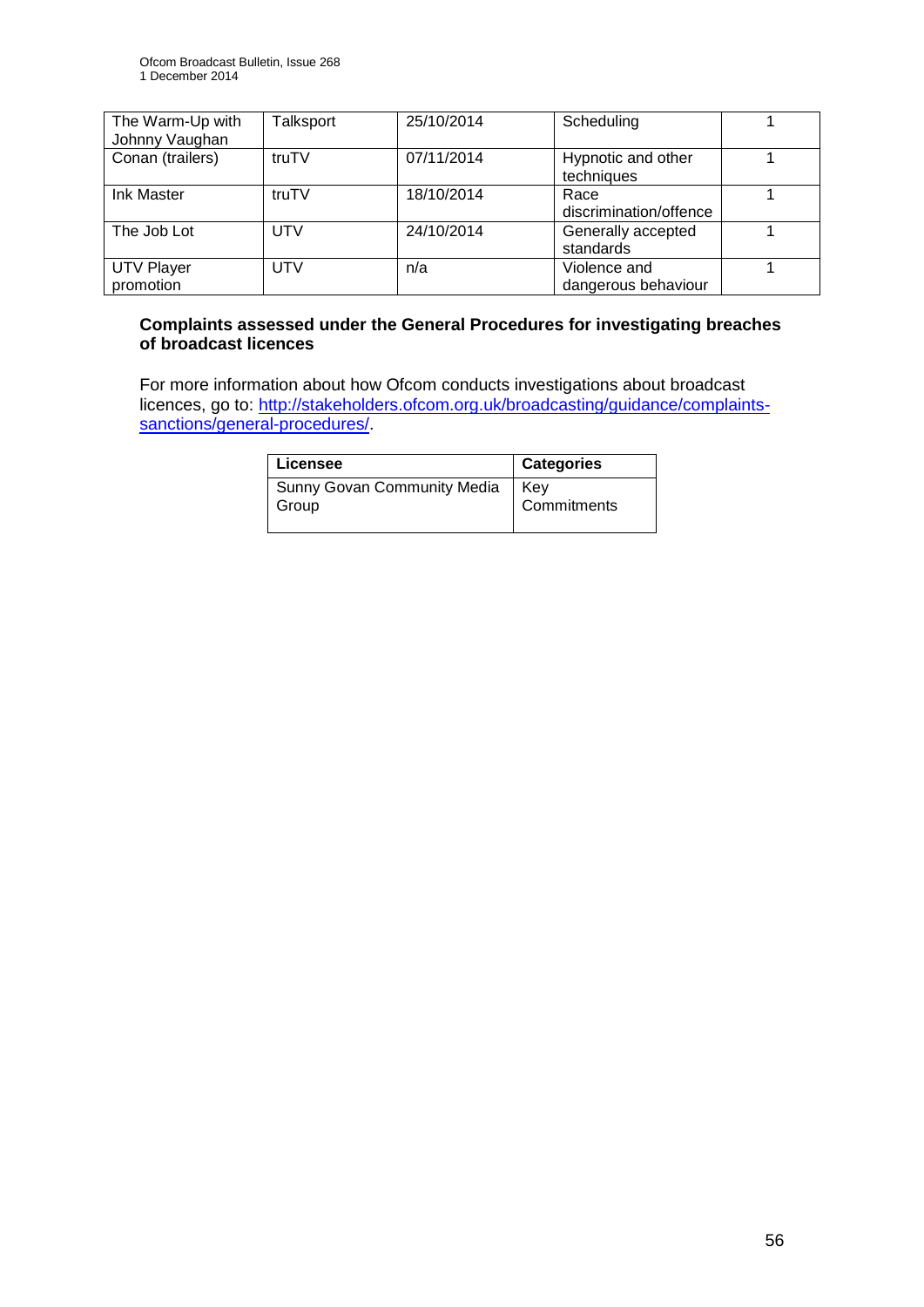| The Warm-Up with Johnny Vaughan | Talksport | 25/10/2014 | Scheduling | 1 |
|---|---|---|---|---|
| Conan (trailers) | truTV | 07/11/2014 | Hypnotic and other techniques | 1 |
| Ink Master | truTV | 18/10/2014 | Race discrimination/offence | 1 |
| The Job Lot | UTV | 24/10/2014 | Generally accepted standards | 1 |
| UTV Player promotion | UTV | n/a | Violence and dangerous behaviour | 1 |

**Complaints assessed under the General Procedures for investigating breaches of broadcast licences**

For more information about how Ofcom conducts investigations about broadcast licences, go to: http://stakeholders.ofcom.org.uk/broadcasting/guidance/complaints-sanctions/general-procedures/.

| Licensee | Categories |
|---|---|
| Sunny Govan Community Media Group | Key Commitments |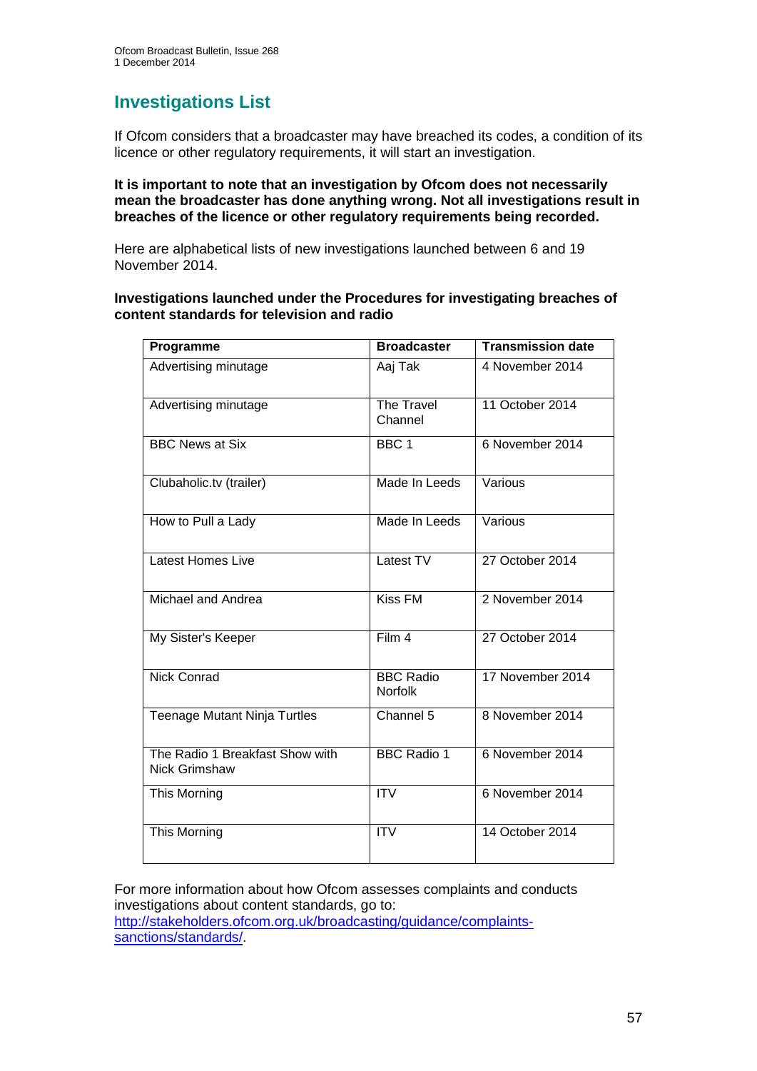## Investigations List

If Ofcom considers that a broadcaster may have breached its codes, a condition of its licence or other regulatory requirements, it will start an investigation.

**It is important to note that an investigation by Ofcom does not necessarily mean the broadcaster has done anything wrong. Not all investigations result in breaches of the licence or other regulatory requirements being recorded.**

Here are alphabetical lists of new investigations launched between 6 and 19 November 2014.

**Investigations launched under the Procedures for investigating breaches of content standards for television and radio**

| Programme | Broadcaster | Transmission date |
| --- | --- | --- |
| Advertising minutage | Aaj Tak | 4 November 2014 |
| Advertising minutage | The Travel Channel | 11 October 2014 |
| BBC News at Six | BBC 1 | 6 November 2014 |
| Clubaholic.tv (trailer) | Made In Leeds | Various |
| How to Pull a Lady | Made In Leeds | Various |
| Latest Homes Live | Latest TV | 27 October 2014 |
| Michael and Andrea | Kiss FM | 2 November 2014 |
| My Sister's Keeper | Film 4 | 27 October 2014 |
| Nick Conrad | BBC Radio Norfolk | 17 November 2014 |
| Teenage Mutant Ninja Turtles | Channel 5 | 8 November 2014 |
| The Radio 1 Breakfast Show with Nick Grimshaw | BBC Radio 1 | 6 November 2014 |
| This Morning | ITV | 6 November 2014 |
| This Morning | ITV | 14 October 2014 |

For more information about how Ofcom assesses complaints and conducts investigations about content standards, go to: [http://stakeholders.ofcom.org.uk/broadcasting/guidance/complaints-sanctions/standards/](http://stakeholders.ofcom.org.uk/broadcasting/guidance/complaints-sanctions/standards/).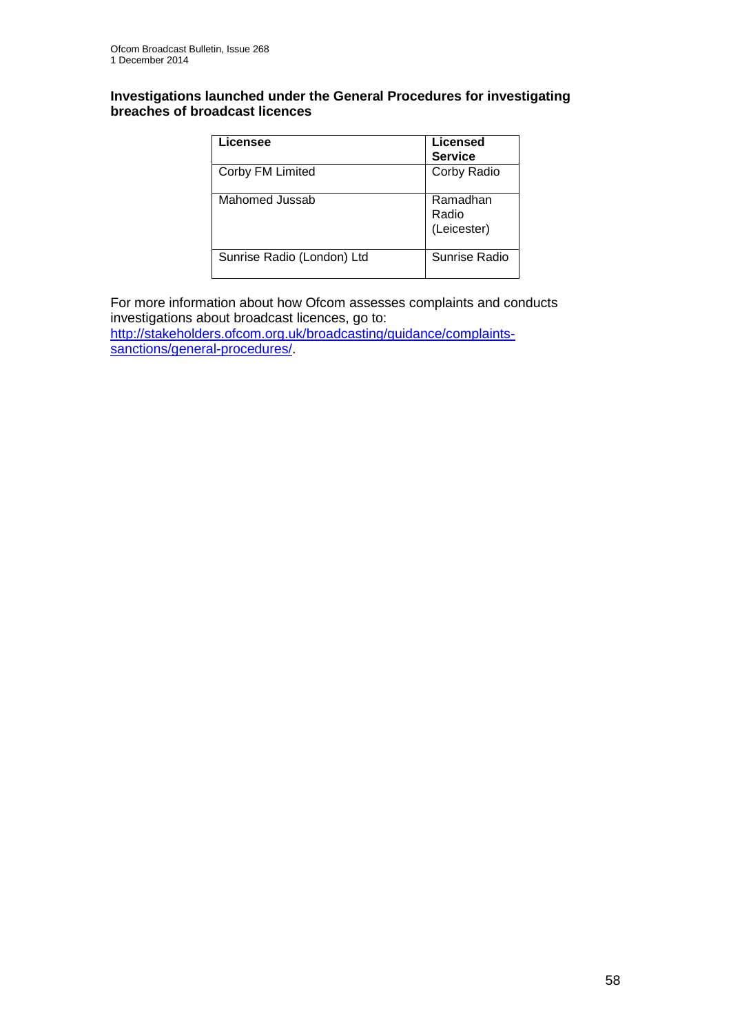**Investigations launched under the General Procedures for investigating breaches of broadcast licences**

| Licensee | Licensed Service |
|---|---|
| Corby FM Limited | Corby Radio |
| Mahomed Jussab | Ramadhan Radio (Leicester) |
| Sunrise Radio (London) Ltd | Sunrise Radio |

For more information about how Ofcom assesses complaints and conducts investigations about broadcast licences, go to: [http://stakeholders.ofcom.org.uk/broadcasting/guidance/complaints-sanctions/general-procedures/](http://stakeholders.ofcom.org.uk/broadcasting/guidance/complaints-sanctions/general-procedures/).